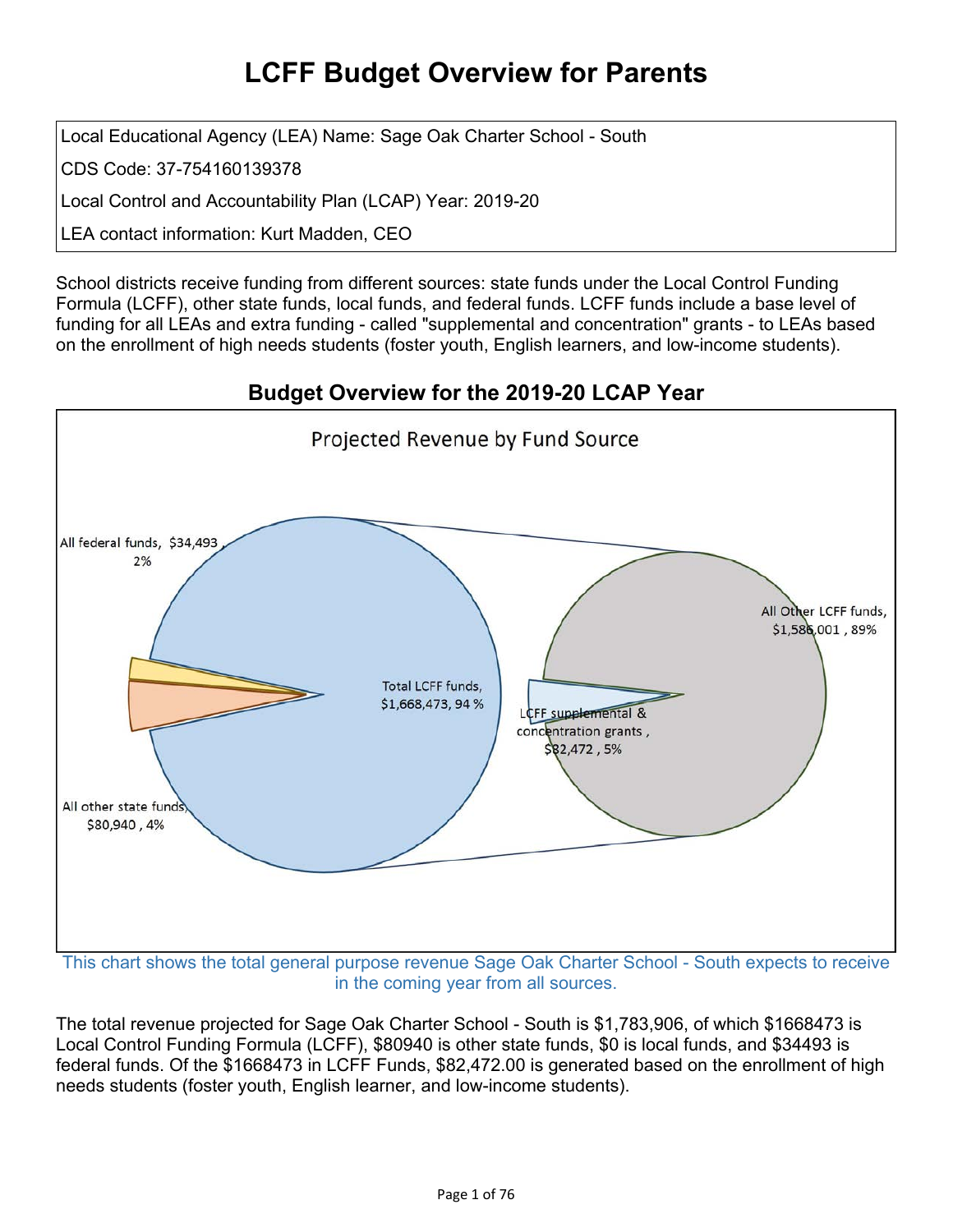# LCFF Budget Overview for Parents

Local Educational Agency (LEA) Name: Sage Oak Charter School - South

CDS Code: 37-754160139378

Local Control and Accountability Plan (LCAP) Year: 2019-20

LEA contact information: Kurt Madden, CEO

School districts receive funding from different sources: state funds under the Local Control Funding Formula (LCFF), other state funds, local funds, and federal funds. LCFF funds include a base level of funding for all LEAs and extra funding - called "supplemental and concentration" grants - to LEAs based on the enrollment of high needs students (foster youth, English learners, and low-income students).

## Budget Overview for the 2019-20 LCAP Year

Projected Revenue by Fund Source

All federal funds, $34,493, 2%

All other state funds, $80,940, 4%

Total LCFF funds, $1,668,473, 94 %

All Other LCFF funds, $1,586,001, 89%

LCFF supplemental & concentration grants, $82,472, 5%

This chart shows the total general purpose revenue Sage Oak Charter School - South expects to receive in the coming year from all sources.

The total revenue projected for Sage Oak Charter School - South is $1,783,906, of which $1668473 is Local Control Funding Formula (LCFF), $80940 is other state funds, $0 is local funds, and $34493 is federal funds. Of the $1668473 in LCFF Funds, $82,472.00 is generated based on the enrollment of high needs students (foster youth, English learner, and low-income students).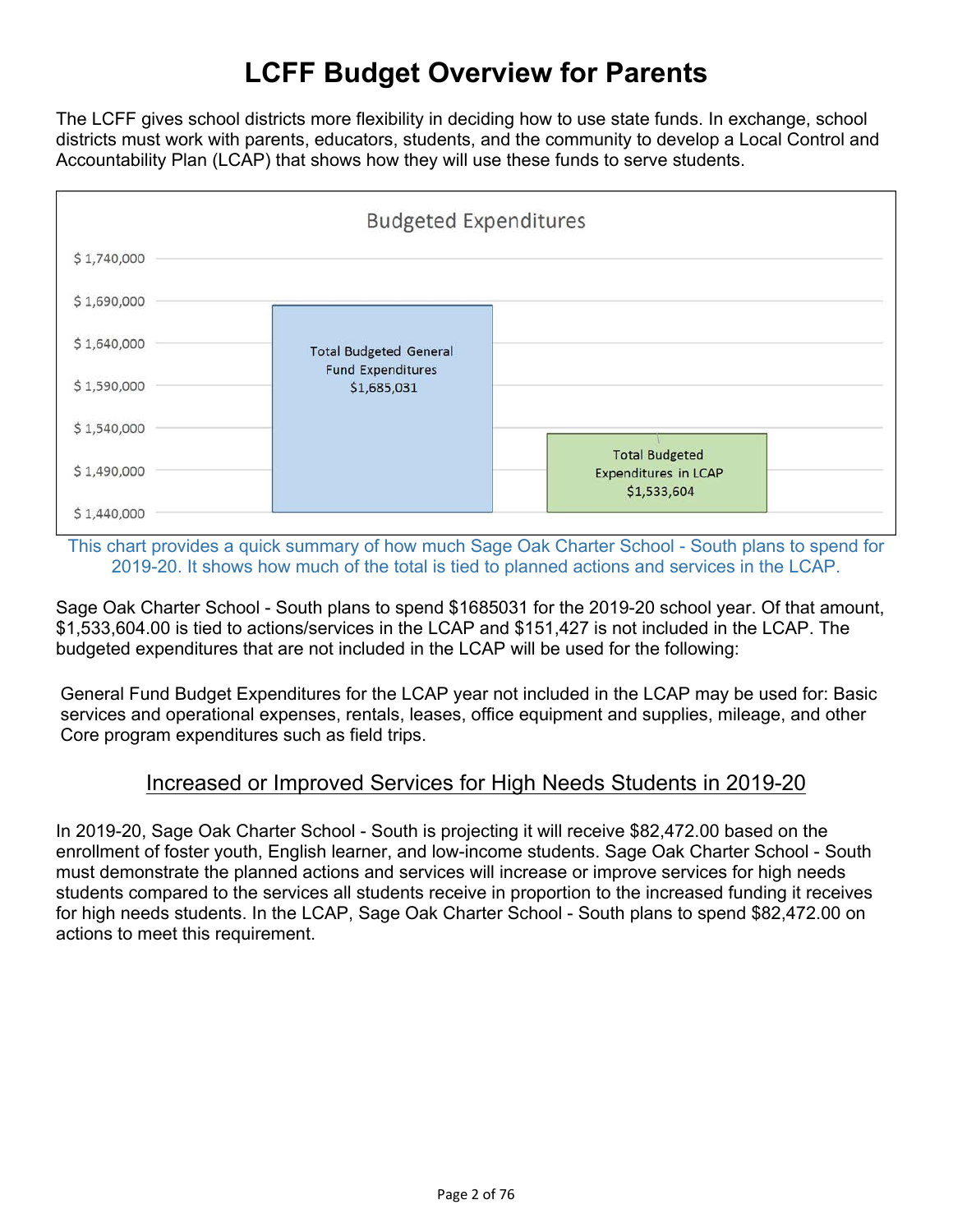# LCFF Budget Overview for Parents

The LCFF gives school districts more flexibility in deciding how to use state funds. In exchange, school districts must work with parents, educators, students, and the community to develop a Local Control and Accountability Plan (LCAP) that shows how they will use these funds to serve students.

**Budgeted Expenditures**

| | Amount |
|---|---|
| Total Budgeted General Fund Expenditures | $1,685,031 |
| Total Budgeted Expenditures in LCAP | $1,533,604 |

This chart provides a quick summary of how much Sage Oak Charter School - South plans to spend for 2019-20. It shows how much of the total is tied to planned actions and services in the LCAP.

Sage Oak Charter School - South plans to spend $1685031 for the 2019-20 school year. Of that amount, $1,533,604.00 is tied to actions/services in the LCAP and $151,427 is not included in the LCAP. The budgeted expenditures that are not included in the LCAP will be used for the following:

General Fund Budget Expenditures for the LCAP year not included in the LCAP may be used for: Basic services and operational expenses, rentals, leases, office equipment and supplies, mileage, and other Core program expenditures such as field trips.

## Increased or Improved Services for High Needs Students in 2019-20

In 2019-20, Sage Oak Charter School - South is projecting it will receive $82,472.00 based on the enrollment of foster youth, English learner, and low-income students. Sage Oak Charter School - South must demonstrate the planned actions and services will increase or improve services for high needs students compared to the services all students receive in proportion to the increased funding it receives for high needs students. In the LCAP, Sage Oak Charter School - South plans to spend $82,472.00 on actions to meet this requirement.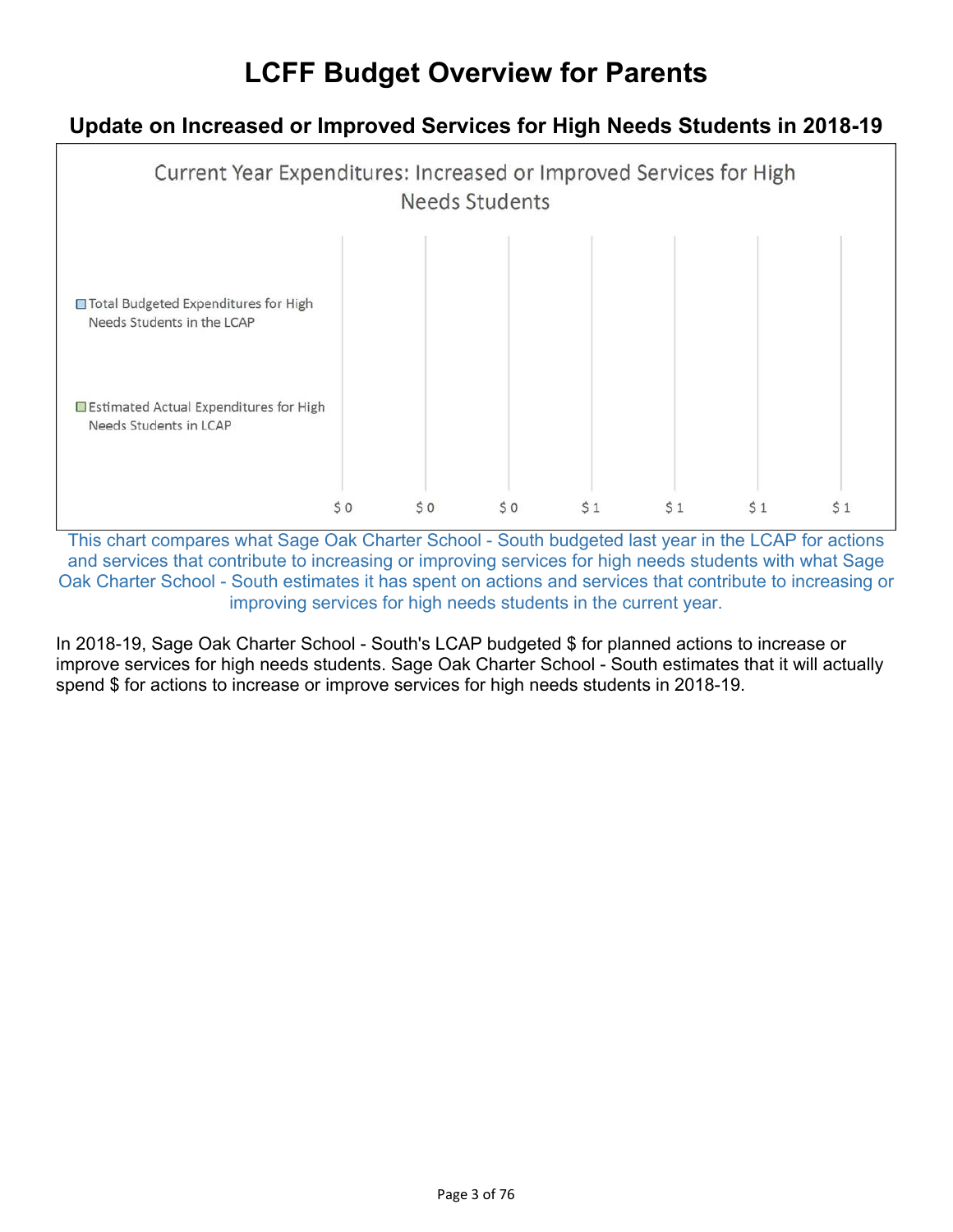# LCFF Budget Overview for Parents

## Update on Increased or Improved Services for High Needs Students in 2018-19

Current Year Expenditures: Increased or Improved Services for High Needs Students

- Total Budgeted Expenditures for High Needs Students in the LCAP
- Estimated Actual Expenditures for High Needs Students in LCAP

$0 $0 $0 $1 $1 $1 $1

This chart compares what Sage Oak Charter School - South budgeted last year in the LCAP for actions and services that contribute to increasing or improving services for high needs students with what Sage Oak Charter School - South estimates it has spent on actions and services that contribute to increasing or improving services for high needs students in the current year.

In 2018-19, Sage Oak Charter School - South's LCAP budgeted $ for planned actions to increase or improve services for high needs students. Sage Oak Charter School - South estimates that it will actually spend $ for actions to increase or improve services for high needs students in 2018-19.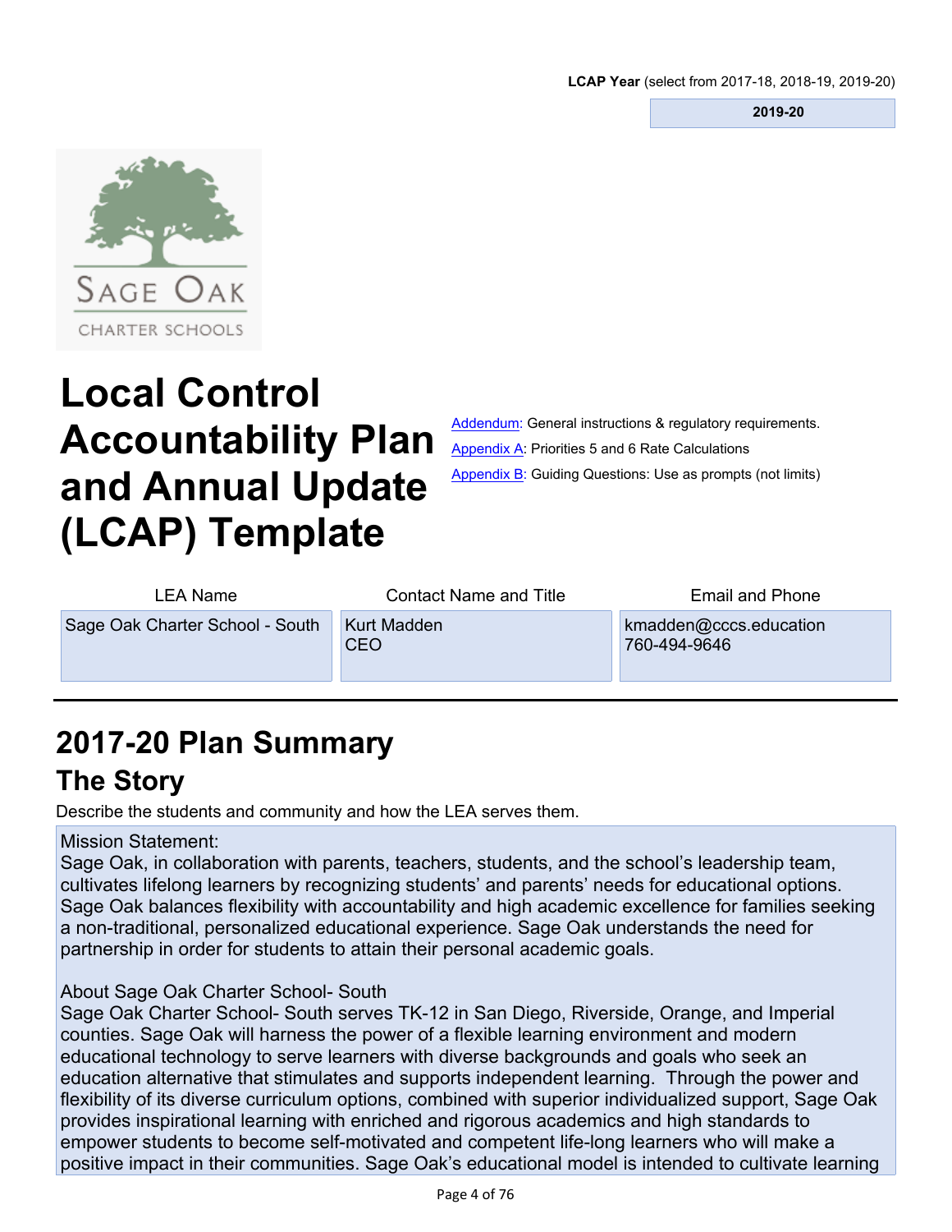**LCAP Year** (select from 2017-18, 2018-19, 2019-20)

| 2019-20 |
|---|

# Local Control Accountability Plan and Annual Update (LCAP) Template

Addendum: General instructions & regulatory requirements.

Appendix A: Priorities 5 and 6 Rate Calculations

Appendix B: Guiding Questions: Use as prompts (not limits)

| LEA Name | Contact Name and Title | Email and Phone |
|---|---|---|
| Sage Oak Charter School - South | Kurt Madden<br>CEO | kmadden@cccs.education<br>760-494-9646 |

# 2017-20 Plan Summary

## The Story

Describe the students and community and how the LEA serves them.

Mission Statement:
Sage Oak, in collaboration with parents, teachers, students, and the school's leadership team, cultivates lifelong learners by recognizing students' and parents' needs for educational options. Sage Oak balances flexibility with accountability and high academic excellence for families seeking a non-traditional, personalized educational experience. Sage Oak understands the need for partnership in order for students to attain their personal academic goals.

About Sage Oak Charter School- South
Sage Oak Charter School- South serves TK-12 in San Diego, Riverside, Orange, and Imperial counties. Sage Oak will harness the power of a flexible learning environment and modern educational technology to serve learners with diverse backgrounds and goals who seek an education alternative that stimulates and supports independent learning. Through the power and flexibility of its diverse curriculum options, combined with superior individualized support, Sage Oak provides inspirational learning with enriched and rigorous academics and high standards to empower students to become self-motivated and competent life-long learners who will make a positive impact in their communities. Sage Oak's educational model is intended to cultivate learning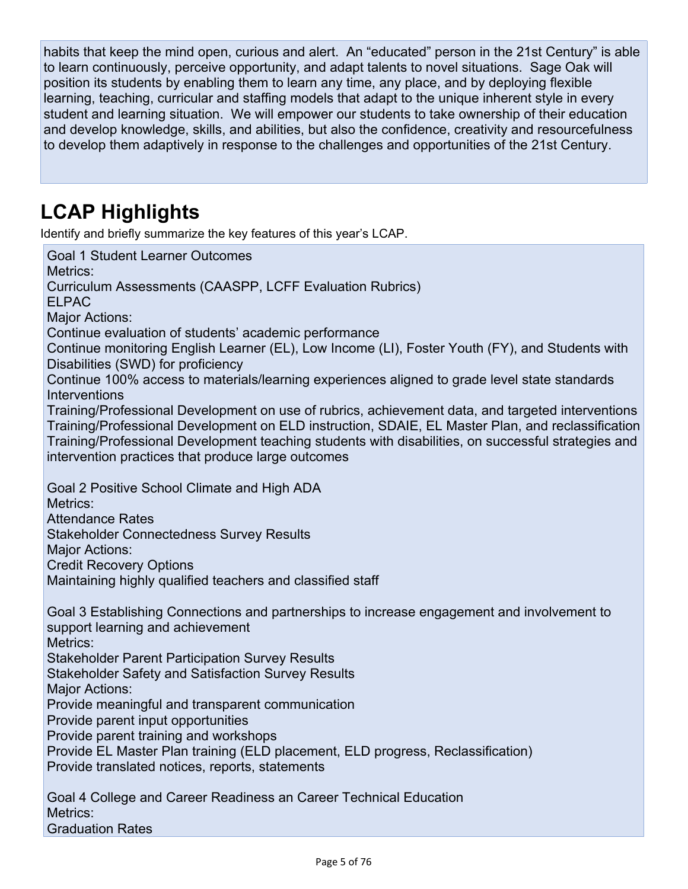habits that keep the mind open, curious and alert. An "educated" person in the 21st Century" is able to learn continuously, perceive opportunity, and adapt talents to novel situations. Sage Oak will position its students by enabling them to learn any time, any place, and by deploying flexible learning, teaching, curricular and staffing models that adapt to the unique inherent style in every student and learning situation. We will empower our students to take ownership of their education and develop knowledge, skills, and abilities, but also the confidence, creativity and resourcefulness to develop them adaptively in response to the challenges and opportunities of the 21st Century.

# LCAP Highlights

Identify and briefly summarize the key features of this year's LCAP.

Goal 1 Student Learner Outcomes
Metrics:
Curriculum Assessments (CAASPP, LCFF Evaluation Rubrics)
ELPAC
Major Actions:
Continue evaluation of students' academic performance
Continue monitoring English Learner (EL), Low Income (LI), Foster Youth (FY), and Students with Disabilities (SWD) for proficiency
Continue 100% access to materials/learning experiences aligned to grade level state standards
Interventions
Training/Professional Development on use of rubrics, achievement data, and targeted interventions
Training/Professional Development on ELD instruction, SDAIE, EL Master Plan, and reclassification
Training/Professional Development teaching students with disabilities, on successful strategies and intervention practices that produce large outcomes

Goal 2 Positive School Climate and High ADA
Metrics:
Attendance Rates
Stakeholder Connectedness Survey Results
Major Actions:
Credit Recovery Options
Maintaining highly qualified teachers and classified staff

Goal 3 Establishing Connections and partnerships to increase engagement and involvement to support learning and achievement
Metrics:
Stakeholder Parent Participation Survey Results
Stakeholder Safety and Satisfaction Survey Results
Major Actions:
Provide meaningful and transparent communication
Provide parent input opportunities
Provide parent training and workshops
Provide EL Master Plan training (ELD placement, ELD progress, Reclassification)
Provide translated notices, reports, statements

Goal 4 College and Career Readiness an Career Technical Education
Metrics:
Graduation Rates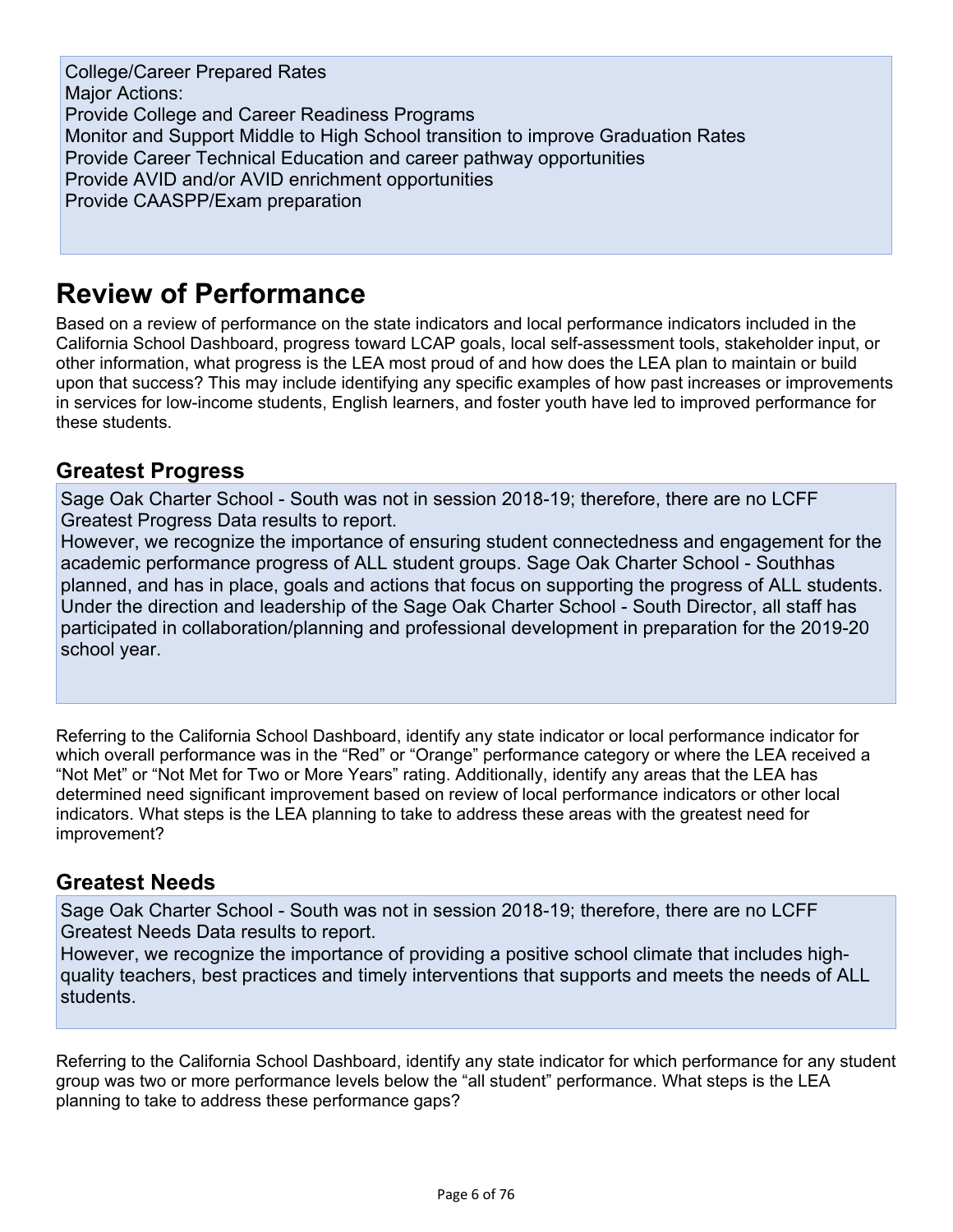College/Career Prepared Rates
Major Actions:
Provide College and Career Readiness Programs
Monitor and Support Middle to High School transition to improve Graduation Rates
Provide Career Technical Education and career pathway opportunities
Provide AVID and/or AVID enrichment opportunities
Provide CAASPP/Exam preparation

# Review of Performance

Based on a review of performance on the state indicators and local performance indicators included in the California School Dashboard, progress toward LCAP goals, local self-assessment tools, stakeholder input, or other information, what progress is the LEA most proud of and how does the LEA plan to maintain or build upon that success? This may include identifying any specific examples of how past increases or improvements in services for low-income students, English learners, and foster youth have led to improved performance for these students.

## Greatest Progress

Sage Oak Charter School - South was not in session 2018-19; therefore, there are no LCFF Greatest Progress Data results to report.
However, we recognize the importance of ensuring student connectedness and engagement for the academic performance progress of ALL student groups. Sage Oak Charter School - Southhas planned, and has in place, goals and actions that focus on supporting the progress of ALL students. Under the direction and leadership of the Sage Oak Charter School - South Director, all staff has participated in collaboration/planning and professional development in preparation for the 2019-20 school year.

Referring to the California School Dashboard, identify any state indicator or local performance indicator for which overall performance was in the "Red" or "Orange" performance category or where the LEA received a "Not Met" or "Not Met for Two or More Years" rating. Additionally, identify any areas that the LEA has determined need significant improvement based on review of local performance indicators or other local indicators. What steps is the LEA planning to take to address these areas with the greatest need for improvement?

## Greatest Needs

Sage Oak Charter School - South was not in session 2018-19; therefore, there are no LCFF Greatest Needs Data results to report.
However, we recognize the importance of providing a positive school climate that includes high-quality teachers, best practices and timely interventions that supports and meets the needs of ALL students.

Referring to the California School Dashboard, identify any state indicator for which performance for any student group was two or more performance levels below the "all student" performance. What steps is the LEA planning to take to address these performance gaps?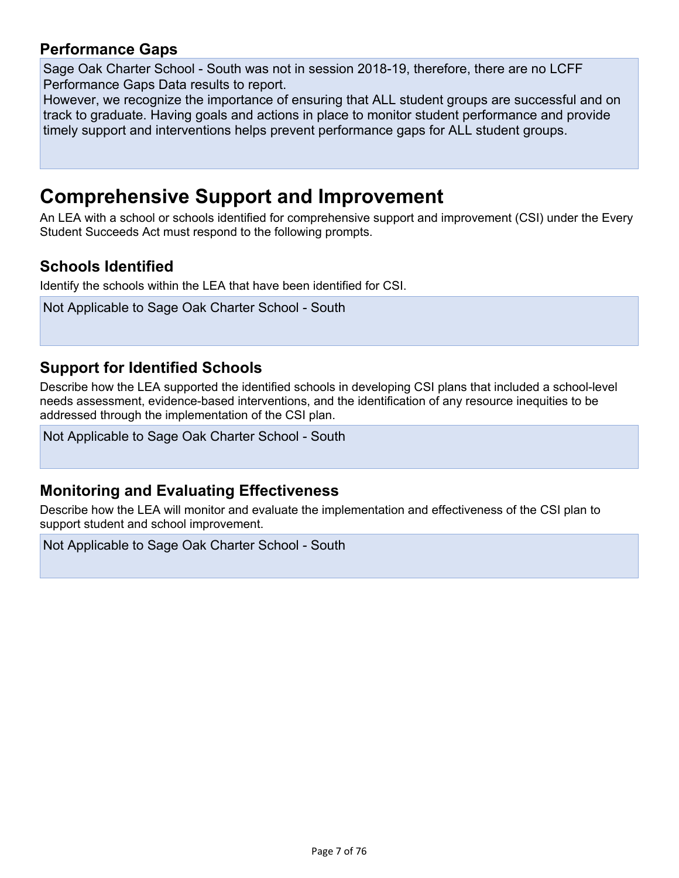### Performance Gaps

Sage Oak Charter School - South was not in session 2018-19, therefore, there are no LCFF Performance Gaps Data results to report.
However, we recognize the importance of ensuring that ALL student groups are successful and on track to graduate. Having goals and actions in place to monitor student performance and provide timely support and interventions helps prevent performance gaps for ALL student groups.

# Comprehensive Support and Improvement

An LEA with a school or schools identified for comprehensive support and improvement (CSI) under the Every Student Succeeds Act must respond to the following prompts.

### Schools Identified

Identify the schools within the LEA that have been identified for CSI.

Not Applicable to Sage Oak Charter School - South

### Support for Identified Schools

Describe how the LEA supported the identified schools in developing CSI plans that included a school-level needs assessment, evidence-based interventions, and the identification of any resource inequities to be addressed through the implementation of the CSI plan.

Not Applicable to Sage Oak Charter School - South

### Monitoring and Evaluating Effectiveness

Describe how the LEA will monitor and evaluate the implementation and effectiveness of the CSI plan to support student and school improvement.

Not Applicable to Sage Oak Charter School - South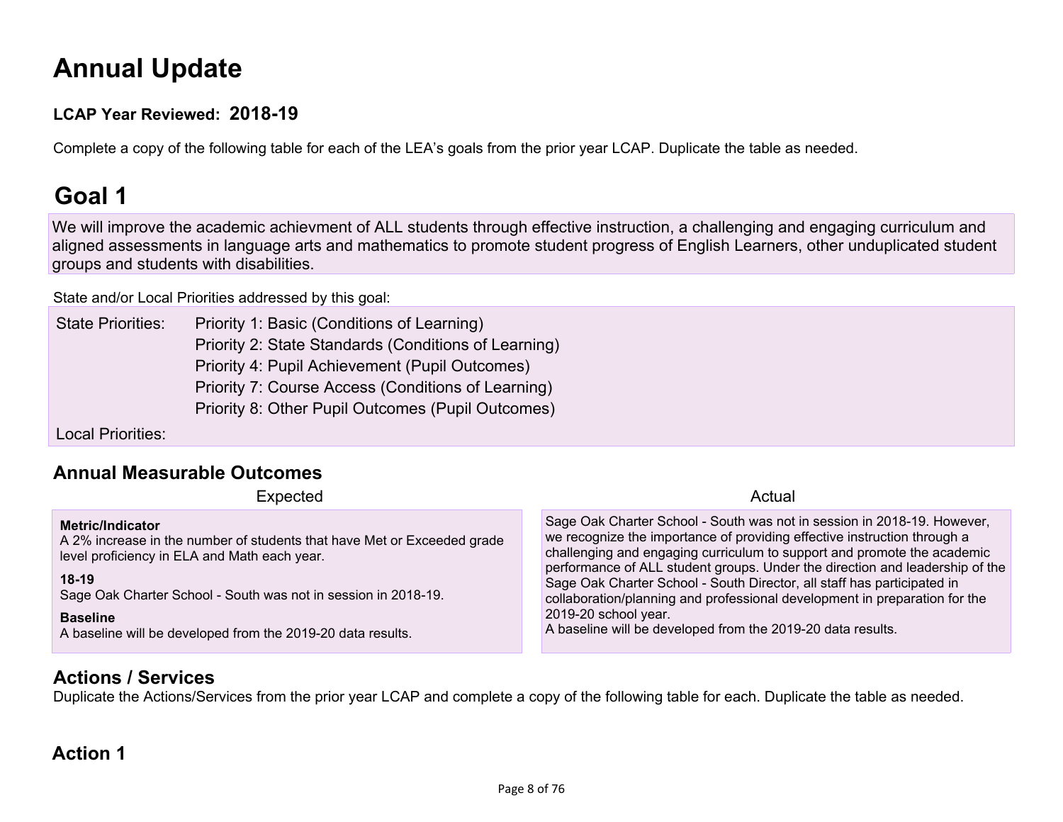# Annual Update

**LCAP Year Reviewed: 2018-19**

Complete a copy of the following table for each of the LEA's goals from the prior year LCAP. Duplicate the table as needed.

# Goal 1

We will improve the academic achievment of ALL students through effective instruction, a challenging and engaging curriculum and aligned assessments in language arts and mathematics to promote student progress of English Learners, other unduplicated student groups and students with disabilities.

State and/or Local Priorities addressed by this goal:

State Priorities: Priority 1: Basic (Conditions of Learning)
Priority 2: State Standards (Conditions of Learning)
Priority 4: Pupil Achievement (Pupil Outcomes)
Priority 7: Course Access (Conditions of Learning)
Priority 8: Other Pupil Outcomes (Pupil Outcomes)

Local Priorities:

## Annual Measurable Outcomes

| Expected | Actual |
|---|---|
| **Metric/Indicator**<br>A 2% increase in the number of students that have Met or Exceeded grade level proficiency in ELA and Math each year.<br><br>**18-19**<br>Sage Oak Charter School - South was not in session in 2018-19.<br><br>**Baseline**<br>A baseline will be developed from the 2019-20 data results. | Sage Oak Charter School - South was not in session in 2018-19. However, we recognize the importance of providing effective instruction through a challenging and engaging curriculum to support and promote the academic performance of ALL student groups. Under the direction and leadership of the Sage Oak Charter School - South Director, all staff has participated in collaboration/planning and professional development in preparation for the 2019-20 school year.<br>A baseline will be developed from the 2019-20 data results. |

## Actions / Services

Duplicate the Actions/Services from the prior year LCAP and complete a copy of the following table for each. Duplicate the table as needed.

## Action 1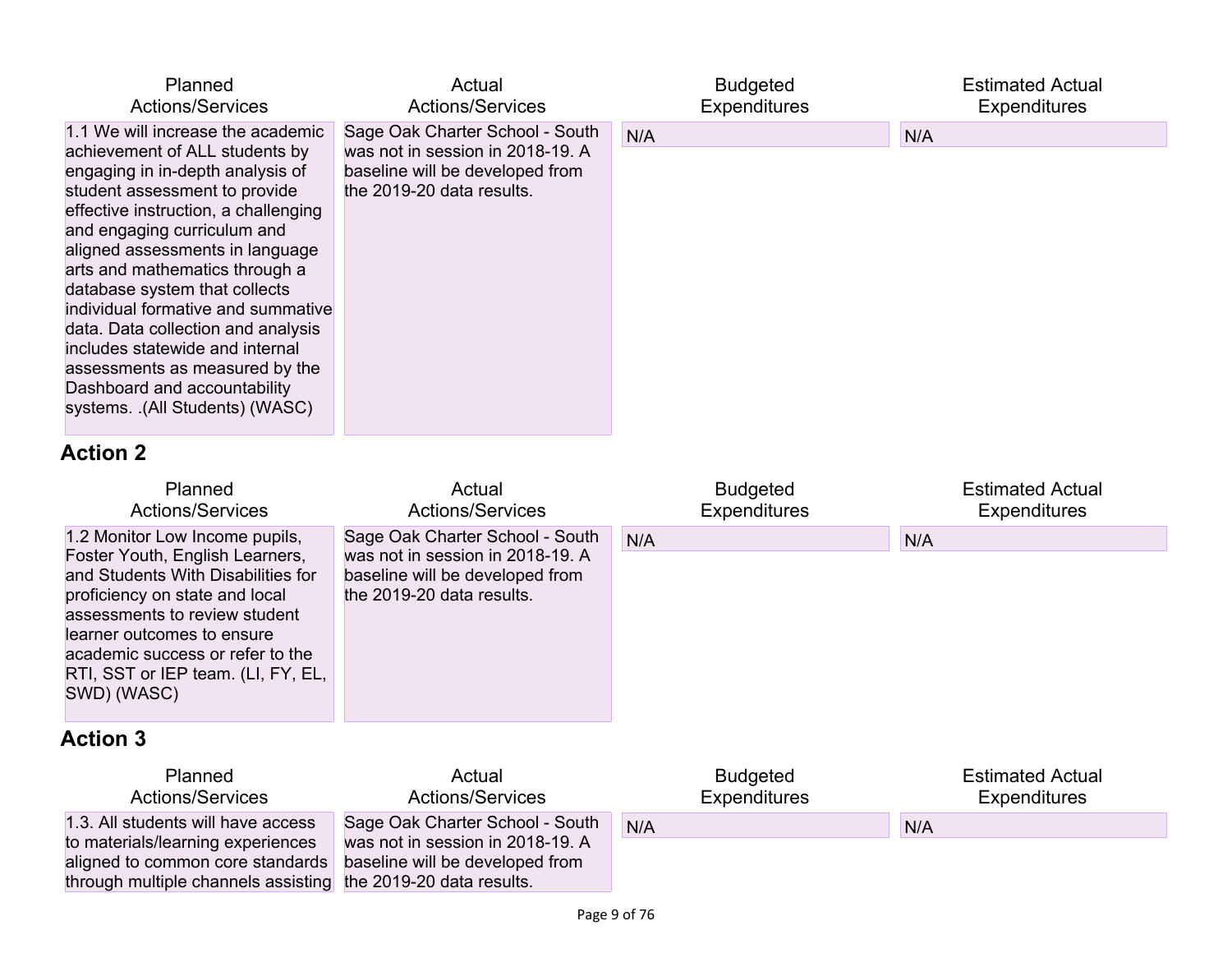| Planned Actions/Services | Actual Actions/Services | Budgeted Expenditures | Estimated Actual Expenditures |
| --- | --- | --- | --- |
| 1.1 We will increase the academic achievement of ALL students by engaging in in-depth analysis of student assessment to provide effective instruction, a challenging and engaging curriculum and aligned assessments in language arts and mathematics through a database system that collects individual formative and summative data. Data collection and analysis includes statewide and internal assessments as measured by the Dashboard and accountability systems. .(All Students) (WASC) | Sage Oak Charter School - South was not in session in 2018-19. A baseline will be developed from the 2019-20 data results. | N/A | N/A |

## Action 2

| Planned Actions/Services | Actual Actions/Services | Budgeted Expenditures | Estimated Actual Expenditures |
| --- | --- | --- | --- |
| 1.2 Monitor Low Income pupils, Foster Youth, English Learners, and Students With Disabilities for proficiency on state and local assessments to review student learner outcomes to ensure academic success or refer to the RTI, SST or IEP team. (LI, FY, EL, SWD) (WASC) | Sage Oak Charter School - South was not in session in 2018-19. A baseline will be developed from the 2019-20 data results. | N/A | N/A |

## Action 3

| Planned Actions/Services | Actual Actions/Services | Budgeted Expenditures | Estimated Actual Expenditures |
| --- | --- | --- | --- |
| 1.3. All students will have access to materials/learning experiences aligned to common core standards through multiple channels assisting | Sage Oak Charter School - South was not in session in 2018-19. A baseline will be developed from the 2019-20 data results. | N/A | N/A |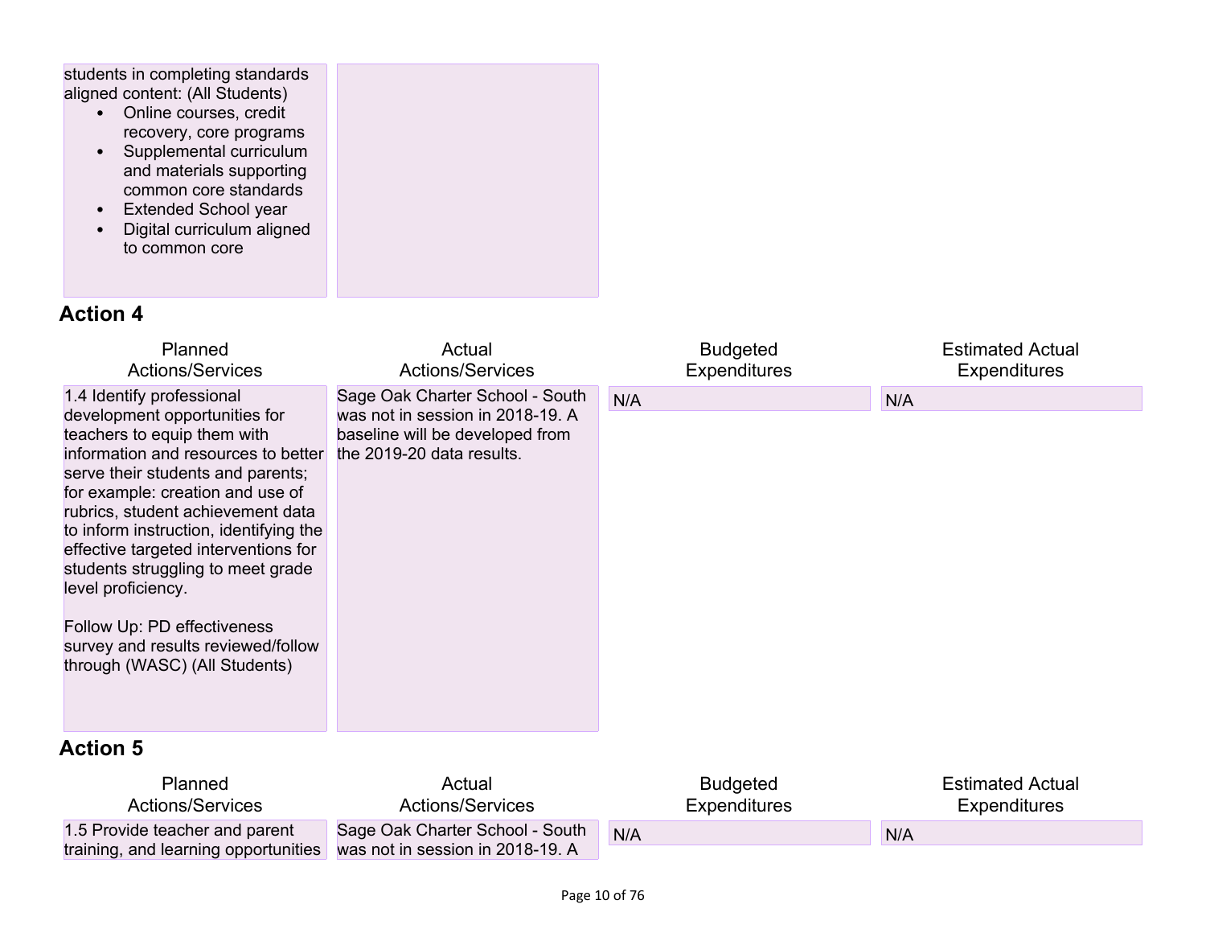| Planned Actions/Services | Actual Actions/Services |
|---|---|
| students in completing standards aligned content: (All Students)<br>• Online courses, credit recovery, core programs<br>• Supplemental curriculum and materials supporting common core standards<br>• Extended School year<br>• Digital curriculum aligned to common core | |

## Action 4

| Planned Actions/Services | Actual Actions/Services | Budgeted Expenditures | Estimated Actual Expenditures |
|---|---|---|---|
| 1.4 Identify professional development opportunities for teachers to equip them with information and resources to better serve their students and parents; for example: creation and use of rubrics, student achievement data to inform instruction, identifying the effective targeted interventions for students struggling to meet grade level proficiency.<br><br>Follow Up: PD effectiveness survey and results reviewed/follow through (WASC) (All Students) | Sage Oak Charter School - South was not in session in 2018-19. A baseline will be developed from the 2019-20 data results. | N/A | N/A |

## Action 5

| Planned Actions/Services | Actual Actions/Services | Budgeted Expenditures | Estimated Actual Expenditures |
|---|---|---|---|
| 1.5 Provide teacher and parent training, and learning opportunities | Sage Oak Charter School - South was not in session in 2018-19. A | N/A | N/A |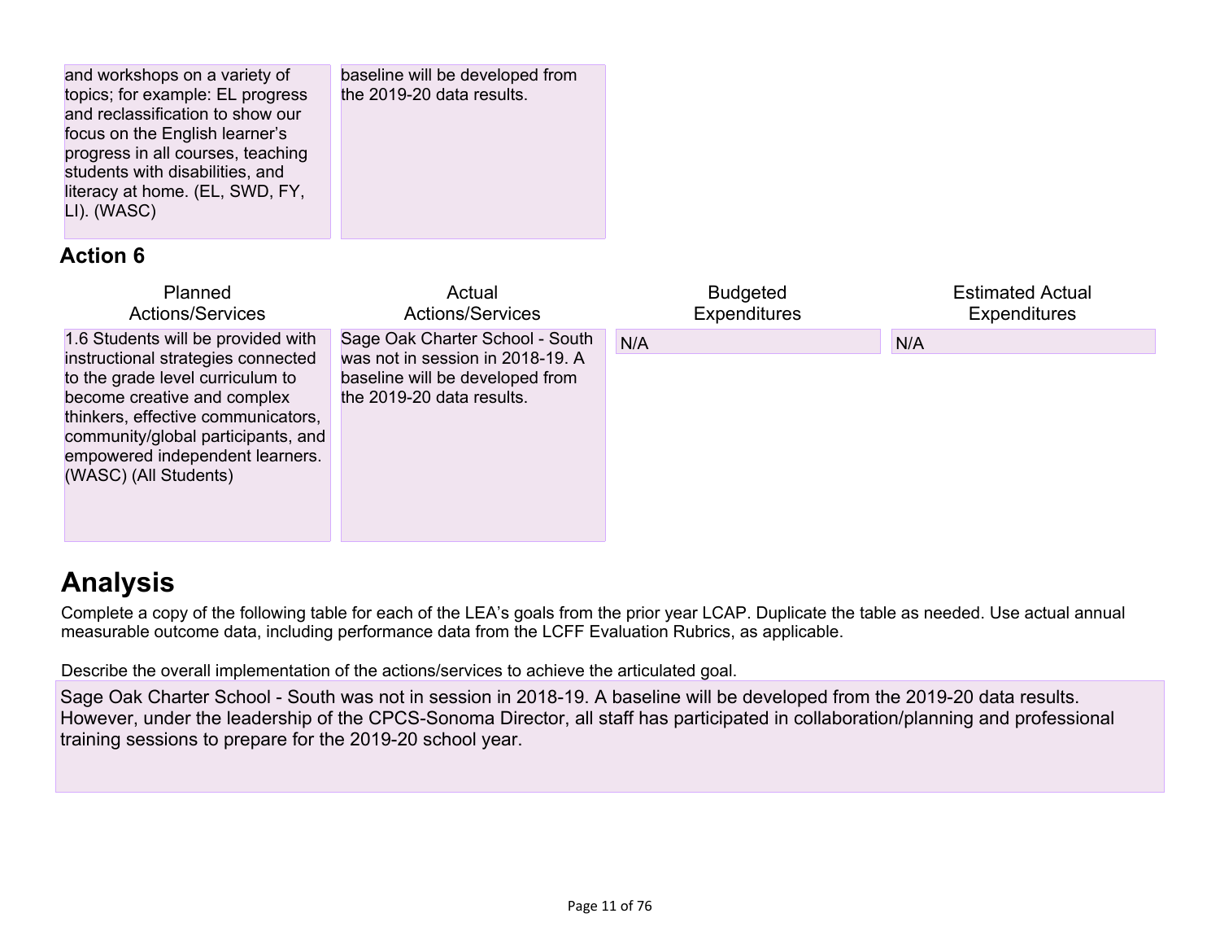| | |
|---|---|
| and workshops on a variety of topics; for example: EL progress and reclassification to show our focus on the English learner's progress in all courses, teaching students with disabilities, and literacy at home. (EL, SWD, FY, LI). (WASC) | baseline will be developed from the 2019-20 data results. |

### Action 6

| Planned Actions/Services | Actual Actions/Services | Budgeted Expenditures | Estimated Actual Expenditures |
|---|---|---|---|
| 1.6 Students will be provided with instructional strategies connected to the grade level curriculum to become creative and complex thinkers, effective communicators, community/global participants, and empowered independent learners. (WASC) (All Students) | Sage Oak Charter School - South was not in session in 2018-19. A baseline will be developed from the 2019-20 data results. | N/A | N/A |

# Analysis

Complete a copy of the following table for each of the LEA's goals from the prior year LCAP. Duplicate the table as needed. Use actual annual measurable outcome data, including performance data from the LCFF Evaluation Rubrics, as applicable.

Describe the overall implementation of the actions/services to achieve the articulated goal.

Sage Oak Charter School - South was not in session in 2018-19. A baseline will be developed from the 2019-20 data results. However, under the leadership of the CPCS-Sonoma Director, all staff has participated in collaboration/planning and professional training sessions to prepare for the 2019-20 school year.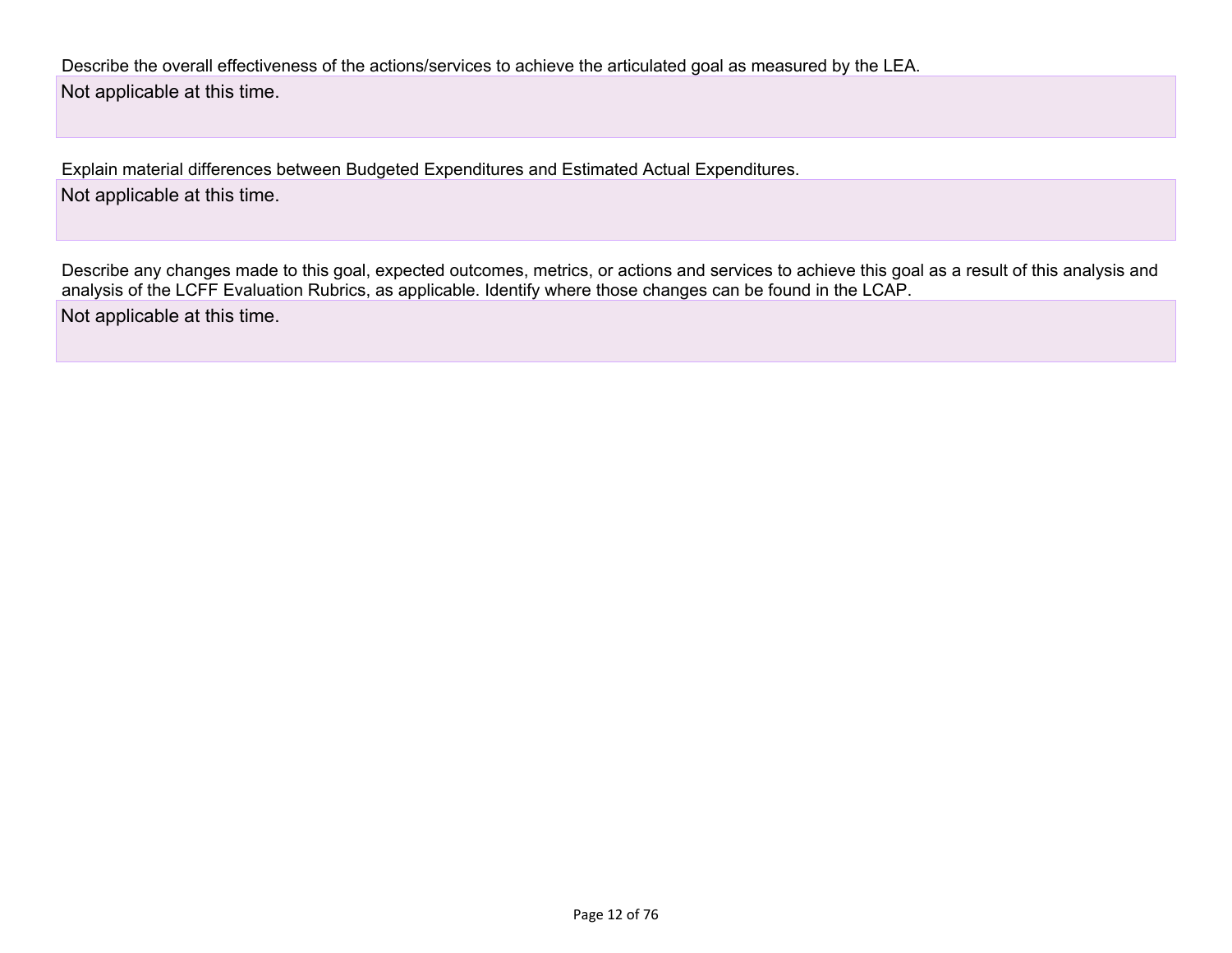Describe the overall effectiveness of the actions/services to achieve the articulated goal as measured by the LEA.

Not applicable at this time.

Explain material differences between Budgeted Expenditures and Estimated Actual Expenditures.

Not applicable at this time.

Describe any changes made to this goal, expected outcomes, metrics, or actions and services to achieve this goal as a result of this analysis and analysis of the LCFF Evaluation Rubrics, as applicable. Identify where those changes can be found in the LCAP.

Not applicable at this time.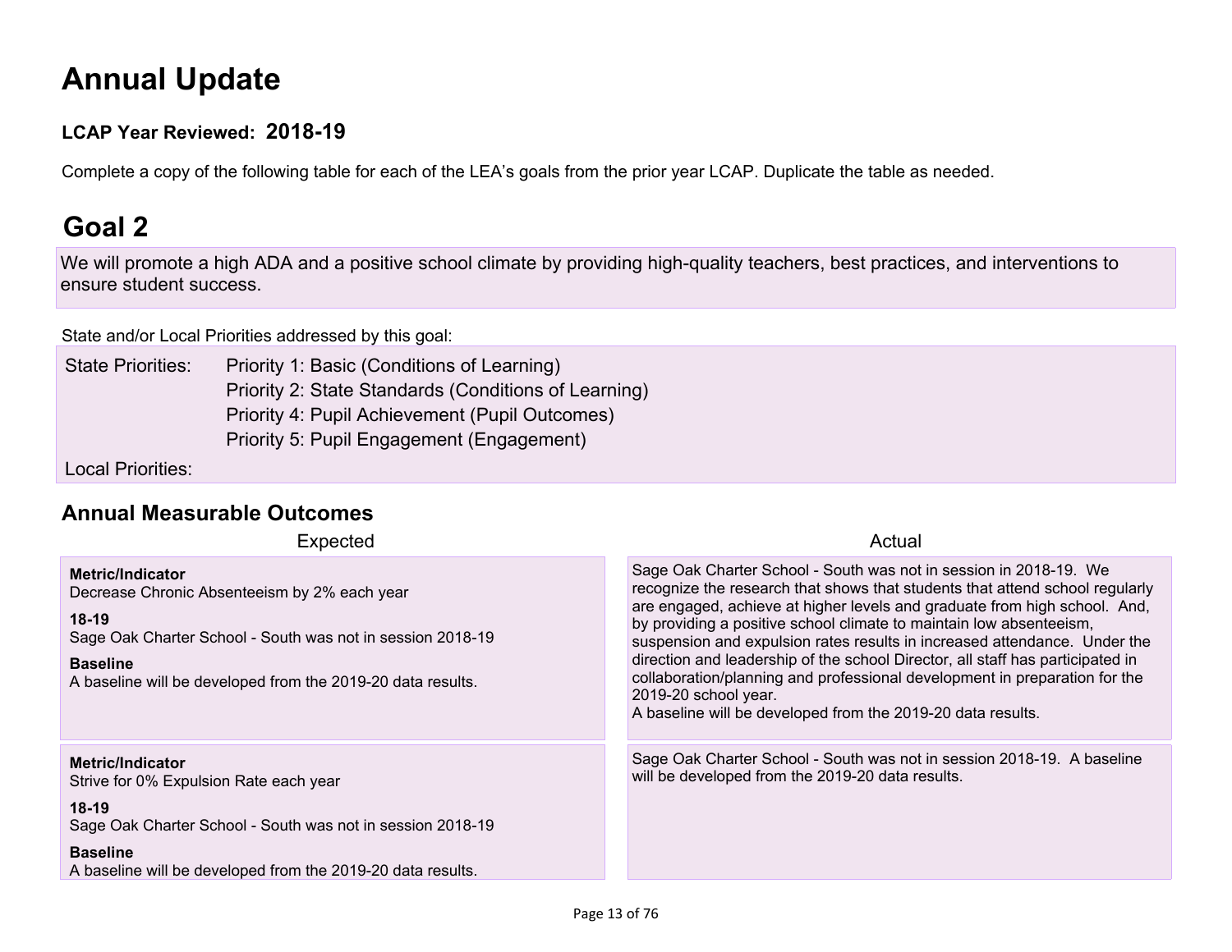# Annual Update

**LCAP Year Reviewed: 2018-19**

Complete a copy of the following table for each of the LEA's goals from the prior year LCAP. Duplicate the table as needed.

# Goal 2

We will promote a high ADA and a positive school climate by providing high-quality teachers, best practices, and interventions to ensure student success.

State and/or Local Priorities addressed by this goal:

State Priorities: Priority 1: Basic (Conditions of Learning)
Priority 2: State Standards (Conditions of Learning)
Priority 4: Pupil Achievement (Pupil Outcomes)
Priority 5: Pupil Engagement (Engagement)

Local Priorities:

## Annual Measurable Outcomes

| Expected | Actual |
| --- | --- |
| **Metric/Indicator**<br>Decrease Chronic Absenteeism by 2% each year<br>**18-19**<br>Sage Oak Charter School - South was not in session 2018-19<br>**Baseline**<br>A baseline will be developed from the 2019-20 data results. | Sage Oak Charter School - South was not in session in 2018-19. We recognize the research that shows that students that attend school regularly are engaged, achieve at higher levels and graduate from high school. And, by providing a positive school climate to maintain low absenteeism, suspension and expulsion rates results in increased attendance. Under the direction and leadership of the school Director, all staff has participated in collaboration/planning and professional development in preparation for the 2019-20 school year.<br>A baseline will be developed from the 2019-20 data results. |
| **Metric/Indicator**<br>Strive for 0% Expulsion Rate each year<br>**18-19**<br>Sage Oak Charter School - South was not in session 2018-19<br>**Baseline**<br>A baseline will be developed from the 2019-20 data results. | Sage Oak Charter School - South was not in session 2018-19. A baseline will be developed from the 2019-20 data results. |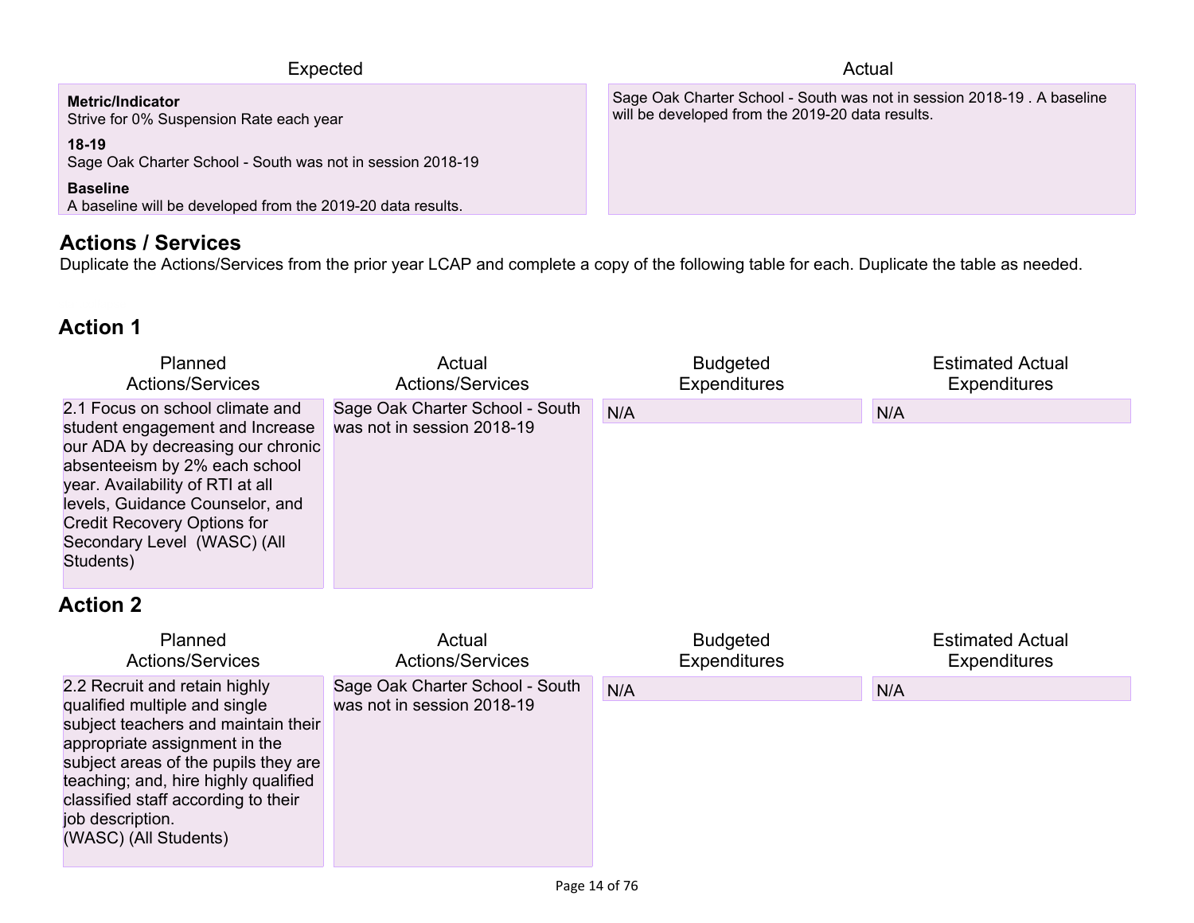| Expected | Actual |
|---|---|
| **Metric/Indicator**<br>Strive for 0% Suspension Rate each year<br>**18-19**<br>Sage Oak Charter School - South was not in session 2018-19<br>**Baseline**<br>A baseline will be developed from the 2019-20 data results. | Sage Oak Charter School - South was not in session 2018-19 . A baseline will be developed from the 2019-20 data results. |

## Actions / Services

Duplicate the Actions/Services from the prior year LCAP and complete a copy of the following table for each. Duplicate the table as needed.

### Action 1

| Planned Actions/Services | Actual Actions/Services | Budgeted Expenditures | Estimated Actual Expenditures |
|---|---|---|---|
| 2.1 Focus on school climate and student engagement and Increase our ADA by decreasing our chronic absenteeism by 2% each school year. Availability of RTI at all levels, Guidance Counselor, and Credit Recovery Options for Secondary Level (WASC) (All Students) | Sage Oak Charter School - South was not in session 2018-19 | N/A | N/A |

### Action 2

| Planned Actions/Services | Actual Actions/Services | Budgeted Expenditures | Estimated Actual Expenditures |
|---|---|---|---|
| 2.2 Recruit and retain highly qualified multiple and single subject teachers and maintain their appropriate assignment in the subject areas of the pupils they are teaching; and, hire highly qualified classified staff according to their job description.<br>(WASC) (All Students) | Sage Oak Charter School - South was not in session 2018-19 | N/A | N/A |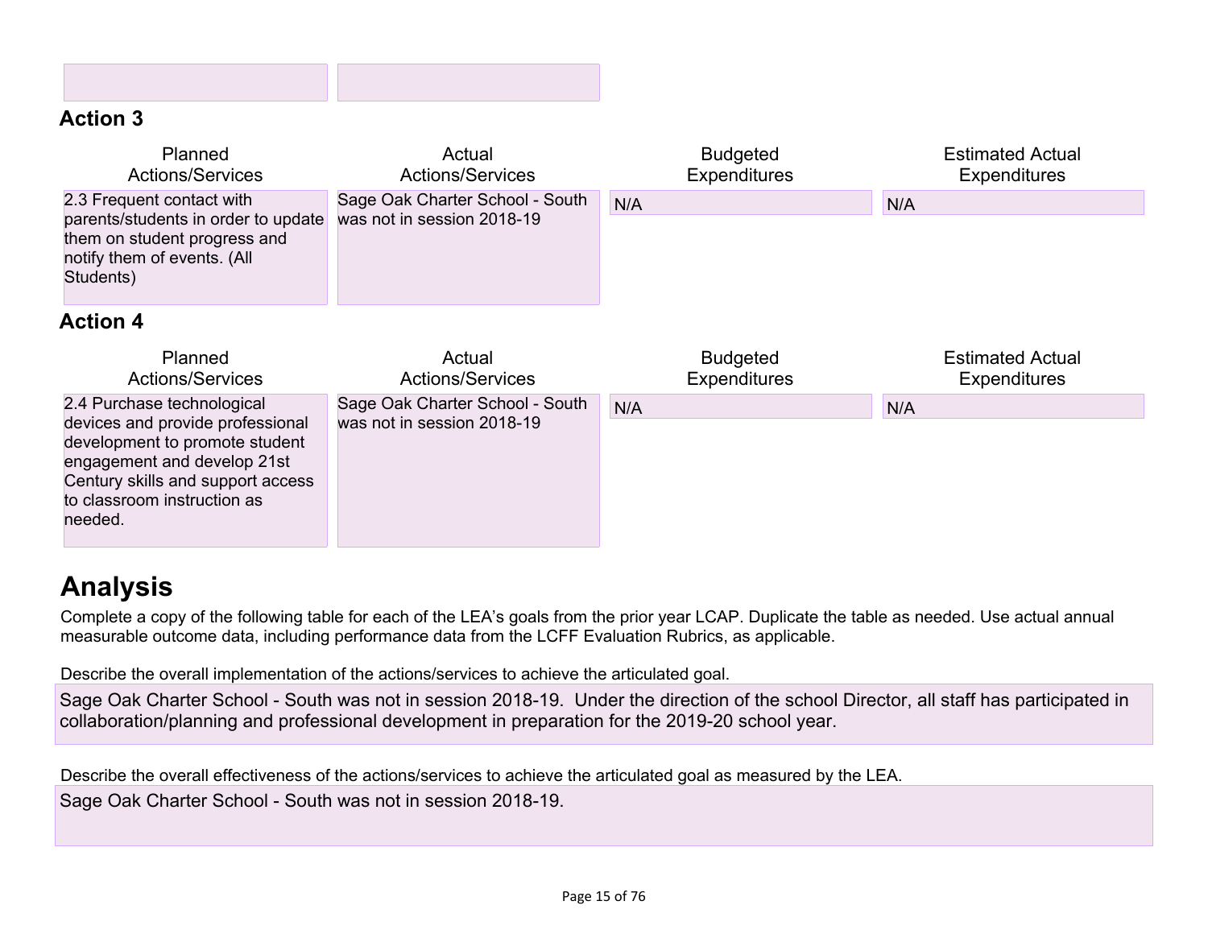### Action 3

| Planned Actions/Services | Actual Actions/Services | Budgeted Expenditures | Estimated Actual Expenditures |
|---|---|---|---|
| 2.3 Frequent contact with parents/students in order to update them on student progress and notify them of events. (All Students) | Sage Oak Charter School - South was not in session 2018-19 | N/A | N/A |

### Action 4

| Planned Actions/Services | Actual Actions/Services | Budgeted Expenditures | Estimated Actual Expenditures |
|---|---|---|---|
| 2.4 Purchase technological devices and provide professional development to promote student engagement and develop 21st Century skills and support access to classroom instruction as needed. | Sage Oak Charter School - South was not in session 2018-19 | N/A | N/A |

# Analysis

Complete a copy of the following table for each of the LEA's goals from the prior year LCAP. Duplicate the table as needed. Use actual annual measurable outcome data, including performance data from the LCFF Evaluation Rubrics, as applicable.

Describe the overall implementation of the actions/services to achieve the articulated goal.

Sage Oak Charter School - South was not in session 2018-19. Under the direction of the school Director, all staff has participated in collaboration/planning and professional development in preparation for the 2019-20 school year.

Describe the overall effectiveness of the actions/services to achieve the articulated goal as measured by the LEA.

Sage Oak Charter School - South was not in session 2018-19.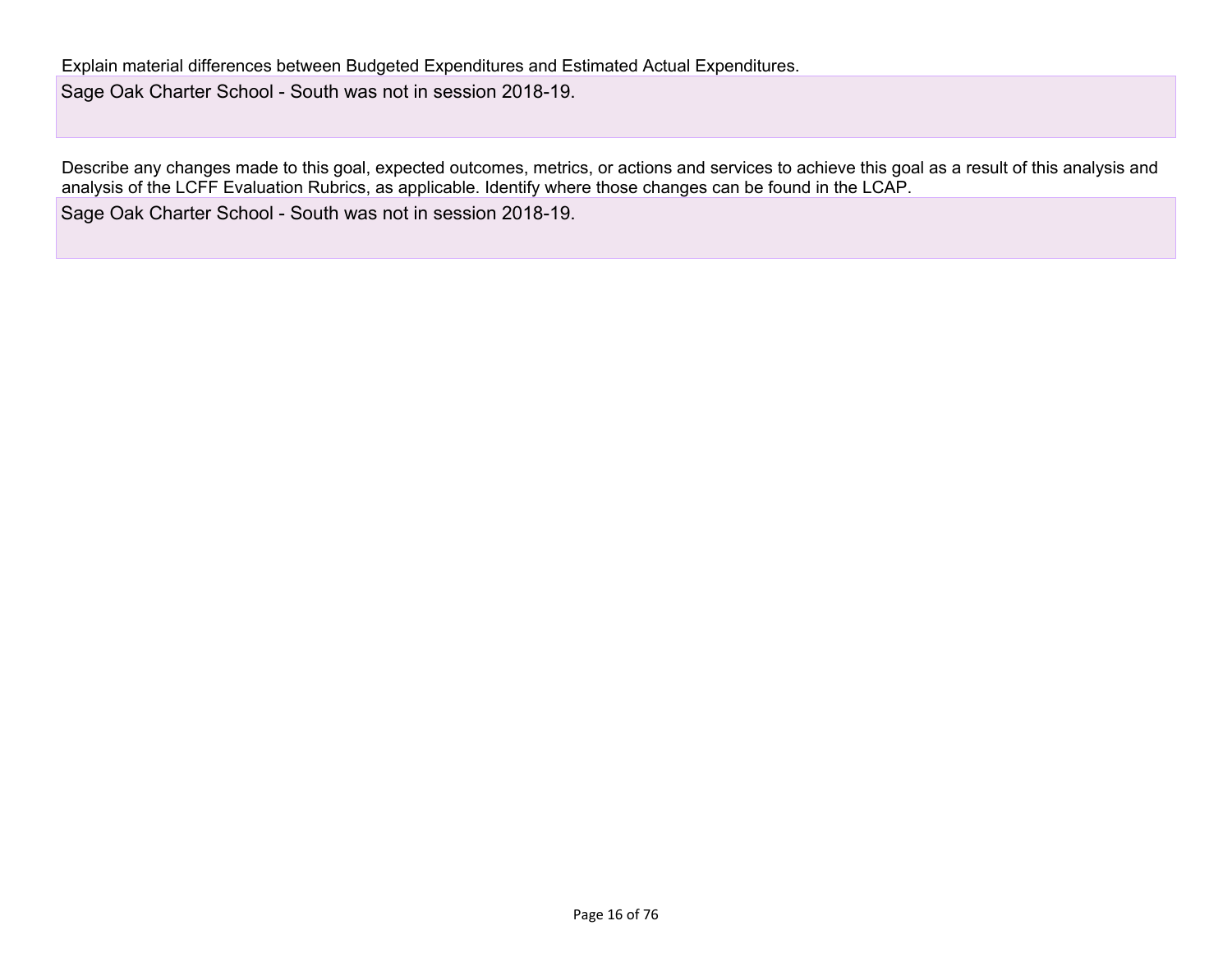Explain material differences between Budgeted Expenditures and Estimated Actual Expenditures.

Sage Oak Charter School - South was not in session 2018-19.

Describe any changes made to this goal, expected outcomes, metrics, or actions and services to achieve this goal as a result of this analysis and analysis of the LCFF Evaluation Rubrics, as applicable. Identify where those changes can be found in the LCAP.

Sage Oak Charter School - South was not in session 2018-19.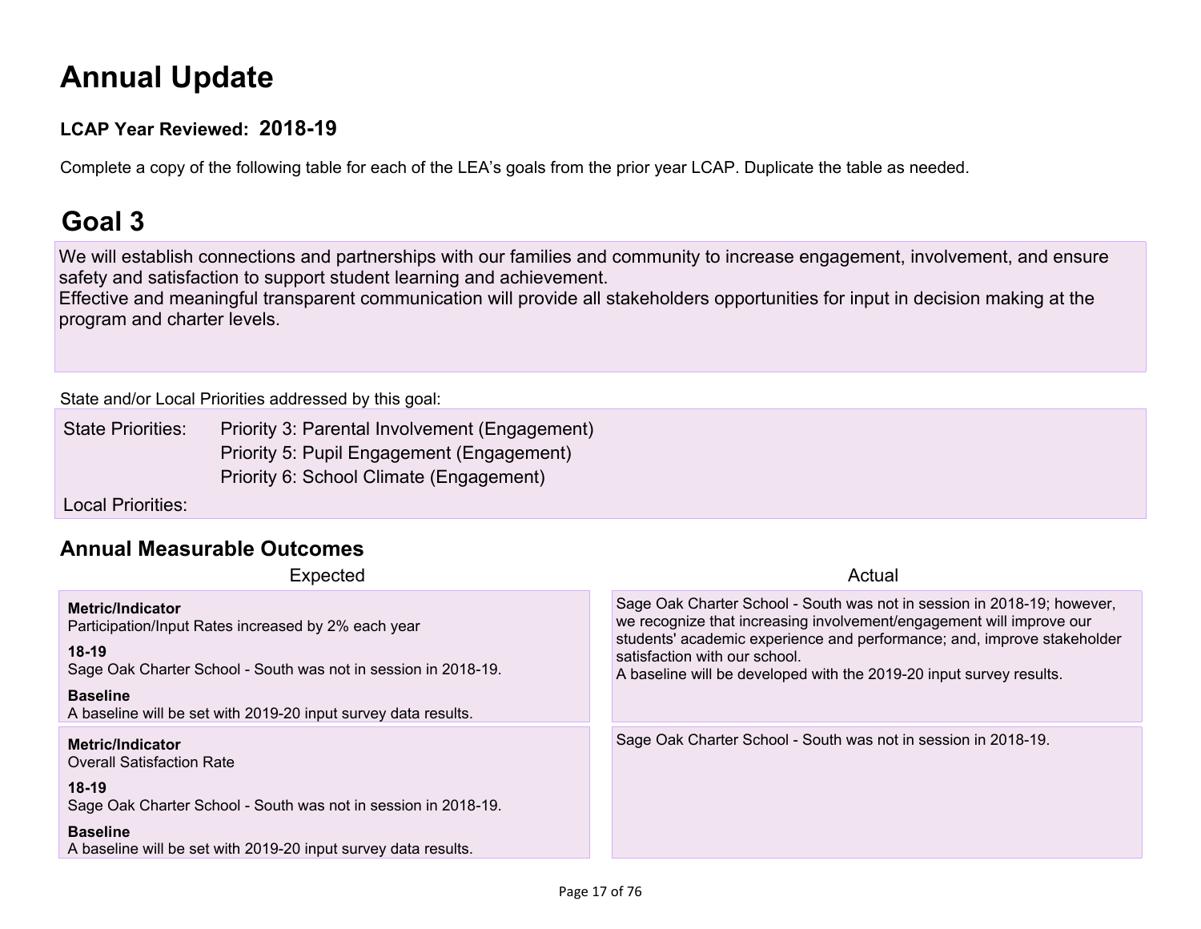# Annual Update

**LCAP Year Reviewed: 2018-19**

Complete a copy of the following table for each of the LEA's goals from the prior year LCAP. Duplicate the table as needed.

# Goal 3

We will establish connections and partnerships with our families and community to increase engagement, involvement, and ensure safety and satisfaction to support student learning and achievement.
Effective and meaningful transparent communication will provide all stakeholders opportunities for input in decision making at the program and charter levels.

State and/or Local Priorities addressed by this goal:

State Priorities: Priority 3: Parental Involvement (Engagement)
Priority 5: Pupil Engagement (Engagement)
Priority 6: School Climate (Engagement)

Local Priorities:

## Annual Measurable Outcomes

| Expected | Actual |
|---|---|
| **Metric/Indicator**<br>Participation/Input Rates increased by 2% each year<br>**18-19**<br>Sage Oak Charter School - South was not in session in 2018-19.<br>**Baseline**<br>A baseline will be set with 2019-20 input survey data results. | Sage Oak Charter School - South was not in session in 2018-19; however, we recognize that increasing involvement/engagement will improve our students' academic experience and performance; and, improve stakeholder satisfaction with our school.<br>A baseline will be developed with the 2019-20 input survey results. |
| **Metric/Indicator**<br>Overall Satisfaction Rate<br>**18-19**<br>Sage Oak Charter School - South was not in session in 2018-19.<br>**Baseline**<br>A baseline will be set with 2019-20 input survey data results. | Sage Oak Charter School - South was not in session in 2018-19. |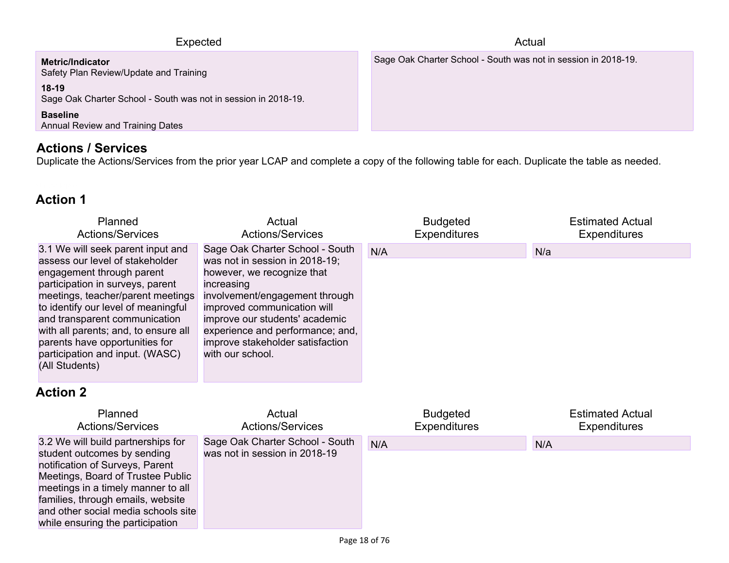| Expected | Actual |
| --- | --- |
| **Metric/Indicator**<br>Safety Plan Review/Update and Training<br>**18-19**<br>Sage Oak Charter School - South was not in session in 2018-19.<br>**Baseline**<br>Annual Review and Training Dates | Sage Oak Charter School - South was not in session in 2018-19. |

## Actions / Services

Duplicate the Actions/Services from the prior year LCAP and complete a copy of the following table for each. Duplicate the table as needed.

### Action 1

| Planned Actions/Services | Actual Actions/Services | Budgeted Expenditures | Estimated Actual Expenditures |
| --- | --- | --- | --- |
| 3.1 We will seek parent input and assess our level of stakeholder engagement through parent participation in surveys, parent meetings, teacher/parent meetings to identify our level of meaningful and transparent communication with all parents; and, to ensure all parents have opportunities for participation and input. (WASC) (All Students) | Sage Oak Charter School - South was not in session in 2018-19; however, we recognize that increasing involvement/engagement through improved communication will improve our students' academic experience and performance; and, improve stakeholder satisfaction with our school. | N/A | N/a |

### Action 2

| Planned Actions/Services | Actual Actions/Services | Budgeted Expenditures | Estimated Actual Expenditures |
| --- | --- | --- | --- |
| 3.2 We will build partnerships for student outcomes by sending notification of Surveys, Parent Meetings, Board of Trustee Public meetings in a timely manner to all families, through emails, website and other social media schools site while ensuring the participation | Sage Oak Charter School - South was not in session in 2018-19 | N/A | N/A |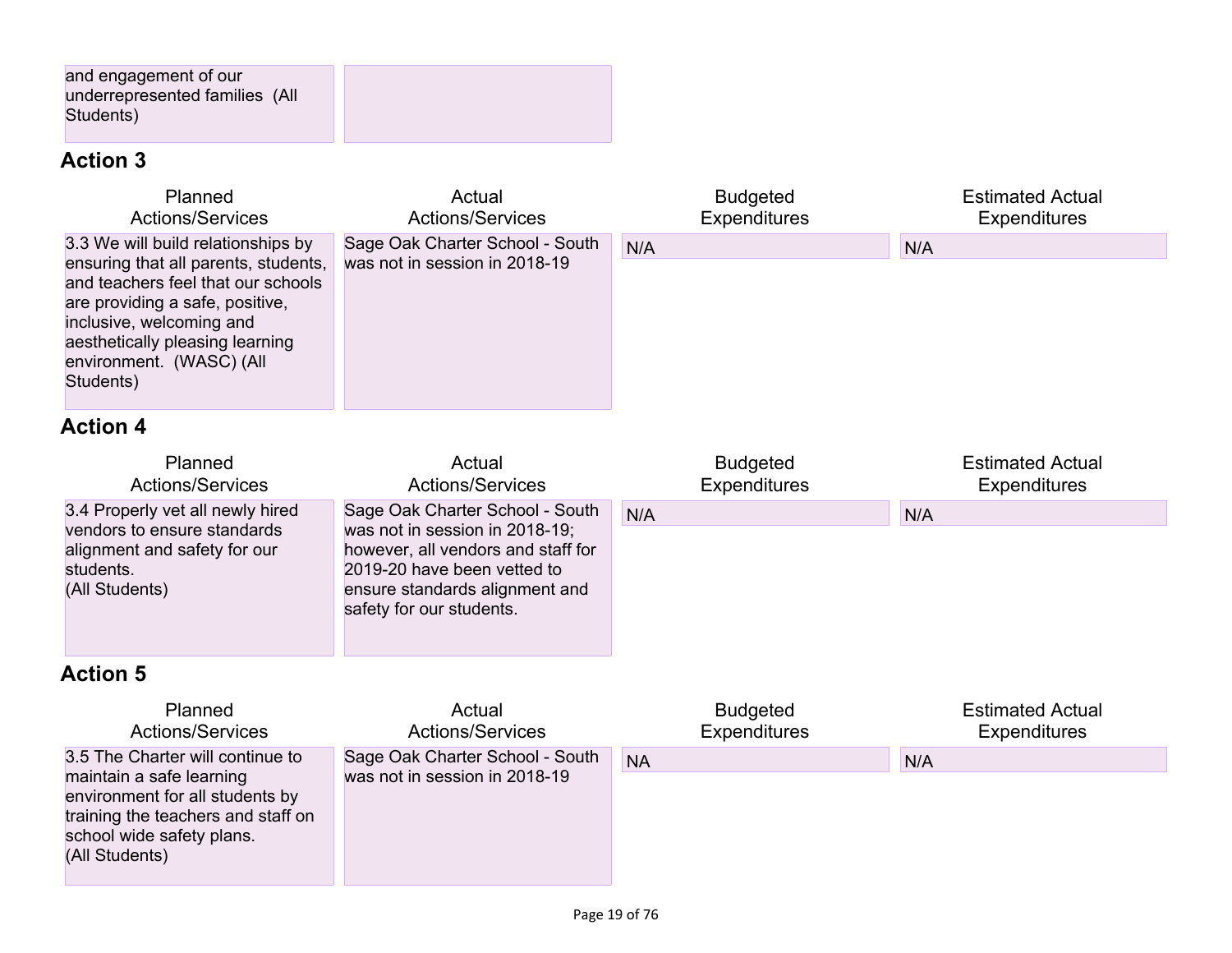| | |
|---|---|
| and engagement of our underrepresented families (All Students) | |

### Action 3

| Planned Actions/Services | Actual Actions/Services | Budgeted Expenditures | Estimated Actual Expenditures |
|---|---|---|---|
| 3.3 We will build relationships by ensuring that all parents, students, and teachers feel that our schools are providing a safe, positive, inclusive, welcoming and aesthetically pleasing learning environment. (WASC) (All Students) | Sage Oak Charter School - South was not in session in 2018-19 | N/A | N/A |

### Action 4

| Planned Actions/Services | Actual Actions/Services | Budgeted Expenditures | Estimated Actual Expenditures |
|---|---|---|---|
| 3.4 Properly vet all newly hired vendors to ensure standards alignment and safety for our students. (All Students) | Sage Oak Charter School - South was not in session in 2018-19; however, all vendors and staff for 2019-20 have been vetted to ensure standards alignment and safety for our students. | N/A | N/A |

### Action 5

| Planned Actions/Services | Actual Actions/Services | Budgeted Expenditures | Estimated Actual Expenditures |
|---|---|---|---|
| 3.5 The Charter will continue to maintain a safe learning environment for all students by training the teachers and staff on school wide safety plans. (All Students) | Sage Oak Charter School - South was not in session in 2018-19 | NA | N/A |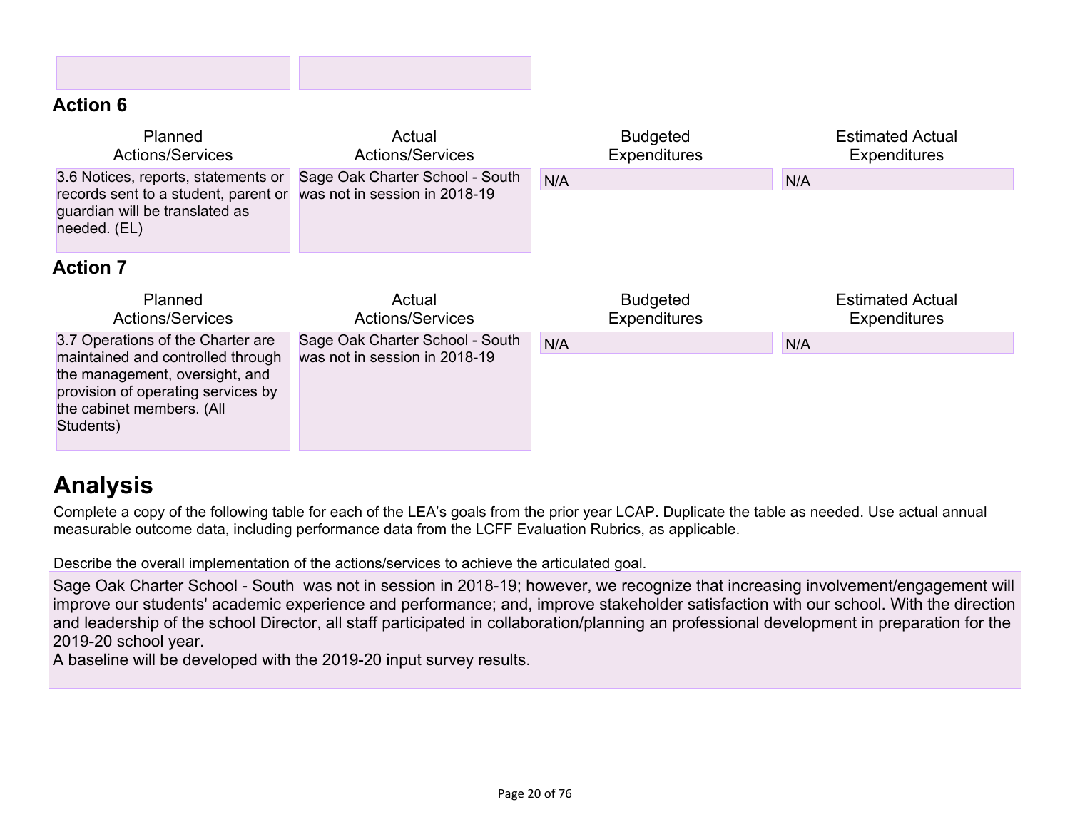### Action 6

| Planned Actions/Services | Actual Actions/Services | Budgeted Expenditures | Estimated Actual Expenditures |
|---|---|---|---|
| 3.6 Notices, reports, statements or records sent to a student, parent or guardian will be translated as needed. (EL) | Sage Oak Charter School - South was not in session in 2018-19 | N/A | N/A |

### Action 7

| Planned Actions/Services | Actual Actions/Services | Budgeted Expenditures | Estimated Actual Expenditures |
|---|---|---|---|
| 3.7 Operations of the Charter are maintained and controlled through the management, oversight, and provision of operating services by the cabinet members. (All Students) | Sage Oak Charter School - South was not in session in 2018-19 | N/A | N/A |

## Analysis

Complete a copy of the following table for each of the LEA's goals from the prior year LCAP. Duplicate the table as needed. Use actual annual measurable outcome data, including performance data from the LCFF Evaluation Rubrics, as applicable.

Describe the overall implementation of the actions/services to achieve the articulated goal.

Sage Oak Charter School - South was not in session in 2018-19; however, we recognize that increasing involvement/engagement will improve our students' academic experience and performance; and, improve stakeholder satisfaction with our school. With the direction and leadership of the school Director, all staff participated in collaboration/planning an professional development in preparation for the 2019-20 school year.
A baseline will be developed with the 2019-20 input survey results.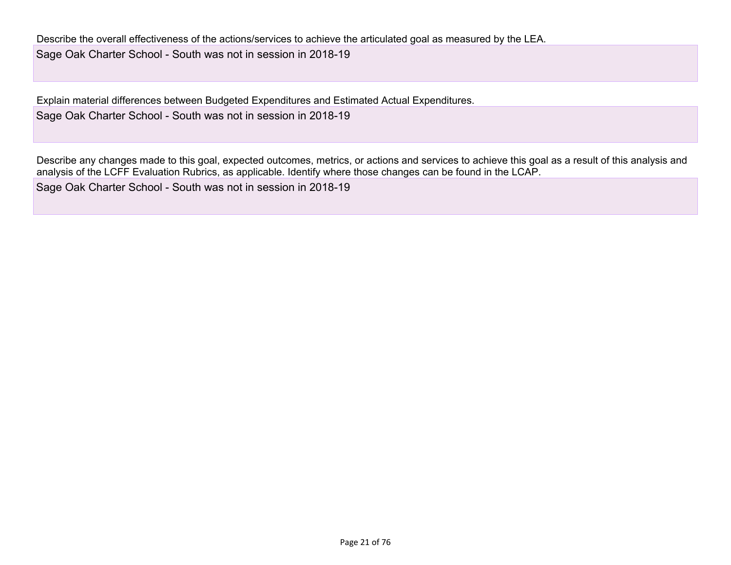Describe the overall effectiveness of the actions/services to achieve the articulated goal as measured by the LEA.

Sage Oak Charter School - South was not in session in 2018-19

Explain material differences between Budgeted Expenditures and Estimated Actual Expenditures.

Sage Oak Charter School - South was not in session in 2018-19

Describe any changes made to this goal, expected outcomes, metrics, or actions and services to achieve this goal as a result of this analysis and analysis of the LCFF Evaluation Rubrics, as applicable. Identify where those changes can be found in the LCAP.

Sage Oak Charter School - South was not in session in 2018-19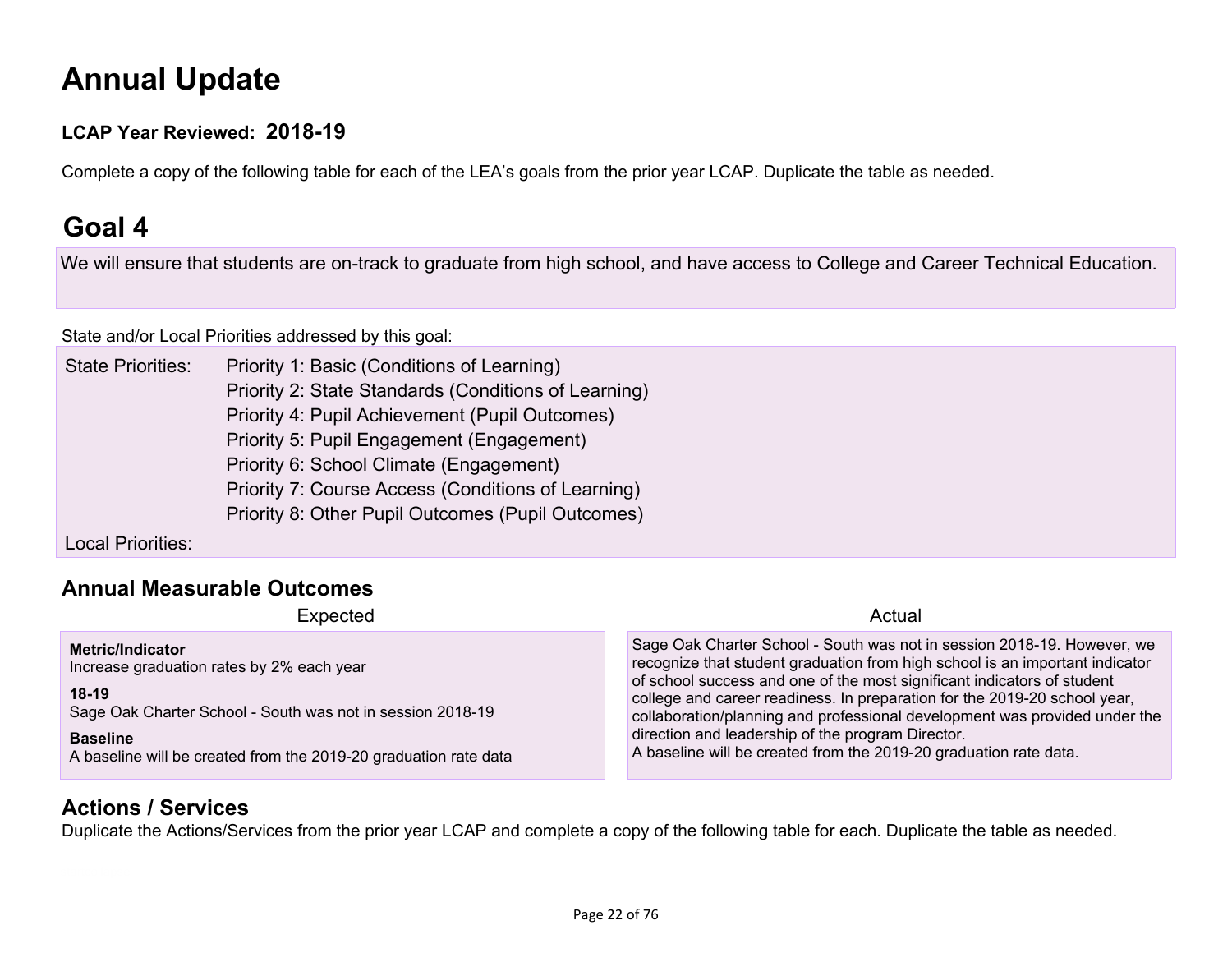# Annual Update

**LCAP Year Reviewed: 2018-19**

Complete a copy of the following table for each of the LEA's goals from the prior year LCAP. Duplicate the table as needed.

## Goal 4

We will ensure that students are on-track to graduate from high school, and have access to College and Career Technical Education.

State and/or Local Priorities addressed by this goal:

State Priorities:
- Priority 1: Basic (Conditions of Learning)
- Priority 2: State Standards (Conditions of Learning)
- Priority 4: Pupil Achievement (Pupil Outcomes)
- Priority 5: Pupil Engagement (Engagement)
- Priority 6: School Climate (Engagement)
- Priority 7: Course Access (Conditions of Learning)
- Priority 8: Other Pupil Outcomes (Pupil Outcomes)

Local Priorities:

### Annual Measurable Outcomes

| Expected | Actual |
| --- | --- |
| **Metric/Indicator**<br>Increase graduation rates by 2% each year<br><br>**18-19**<br>Sage Oak Charter School - South was not in session 2018-19<br><br>**Baseline**<br>A baseline will be created from the 2019-20 graduation rate data | Sage Oak Charter School - South was not in session 2018-19. However, we recognize that student graduation from high school is an important indicator of school success and one of the most significant indicators of student college and career readiness. In preparation for the 2019-20 school year, collaboration/planning and professional development was provided under the direction and leadership of the program Director.<br>A baseline will be created from the 2019-20 graduation rate data. |

### Actions / Services

Duplicate the Actions/Services from the prior year LCAP and complete a copy of the following table for each. Duplicate the table as needed.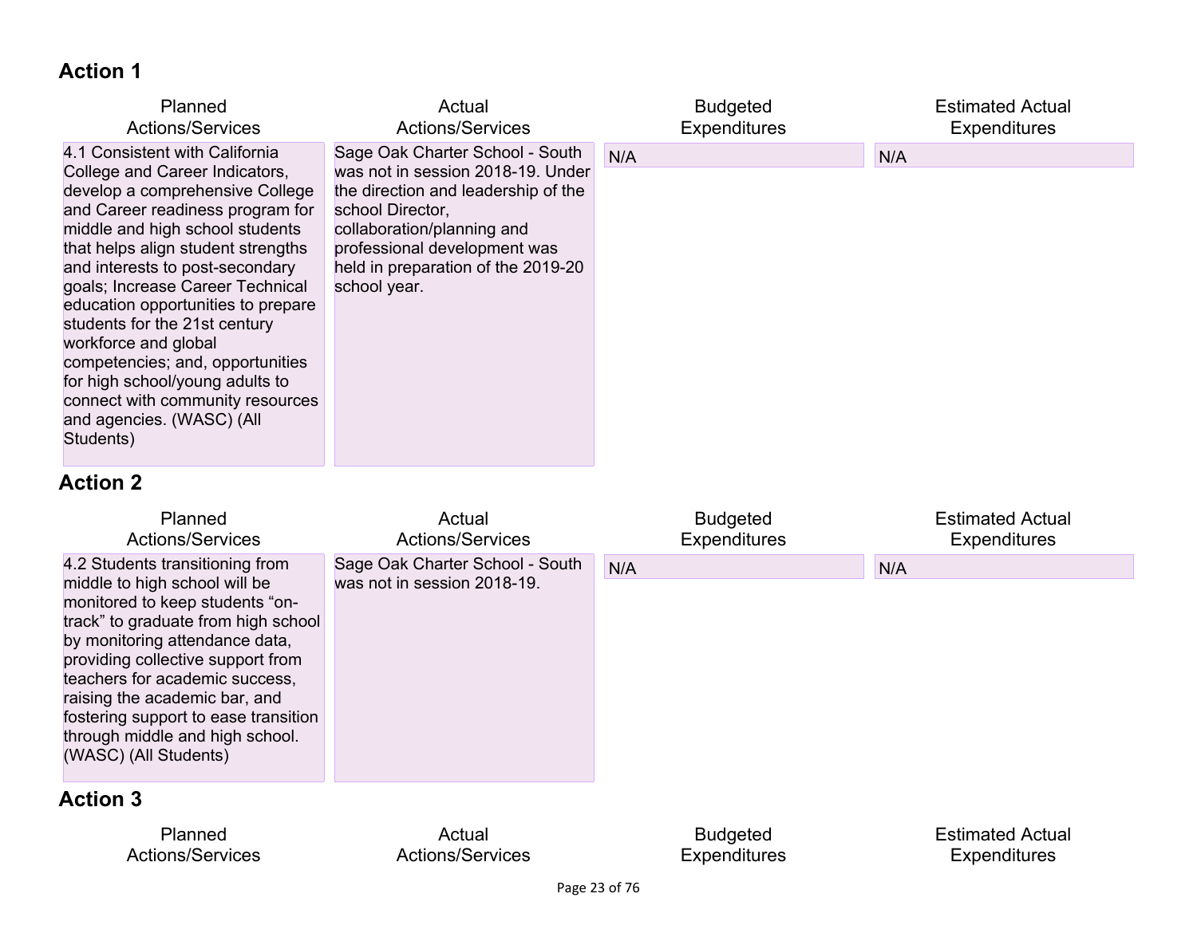### Action 1

| Planned Actions/Services | Actual Actions/Services | Budgeted Expenditures | Estimated Actual Expenditures |
| --- | --- | --- | --- |
| 4.1 Consistent with California College and Career Indicators, develop a comprehensive College and Career readiness program for middle and high school students that helps align student strengths and interests to post-secondary goals; Increase Career Technical education opportunities to prepare students for the 21st century workforce and global competencies; and, opportunities for high school/young adults to connect with community resources and agencies. (WASC) (All Students) | Sage Oak Charter School - South was not in session 2018-19. Under the direction and leadership of the school Director, collaboration/planning and professional development was held in preparation of the 2019-20 school year. | N/A | N/A |

### Action 2

| Planned Actions/Services | Actual Actions/Services | Budgeted Expenditures | Estimated Actual Expenditures |
| --- | --- | --- | --- |
| 4.2 Students transitioning from middle to high school will be monitored to keep students "on-track" to graduate from high school by monitoring attendance data, providing collective support from teachers for academic success, raising the academic bar, and fostering support to ease transition through middle and high school. (WASC) (All Students) | Sage Oak Charter School - South was not in session 2018-19. | N/A | N/A |

### Action 3

| Planned Actions/Services | Actual Actions/Services | Budgeted Expenditures | Estimated Actual Expenditures |
| --- | --- | --- | --- |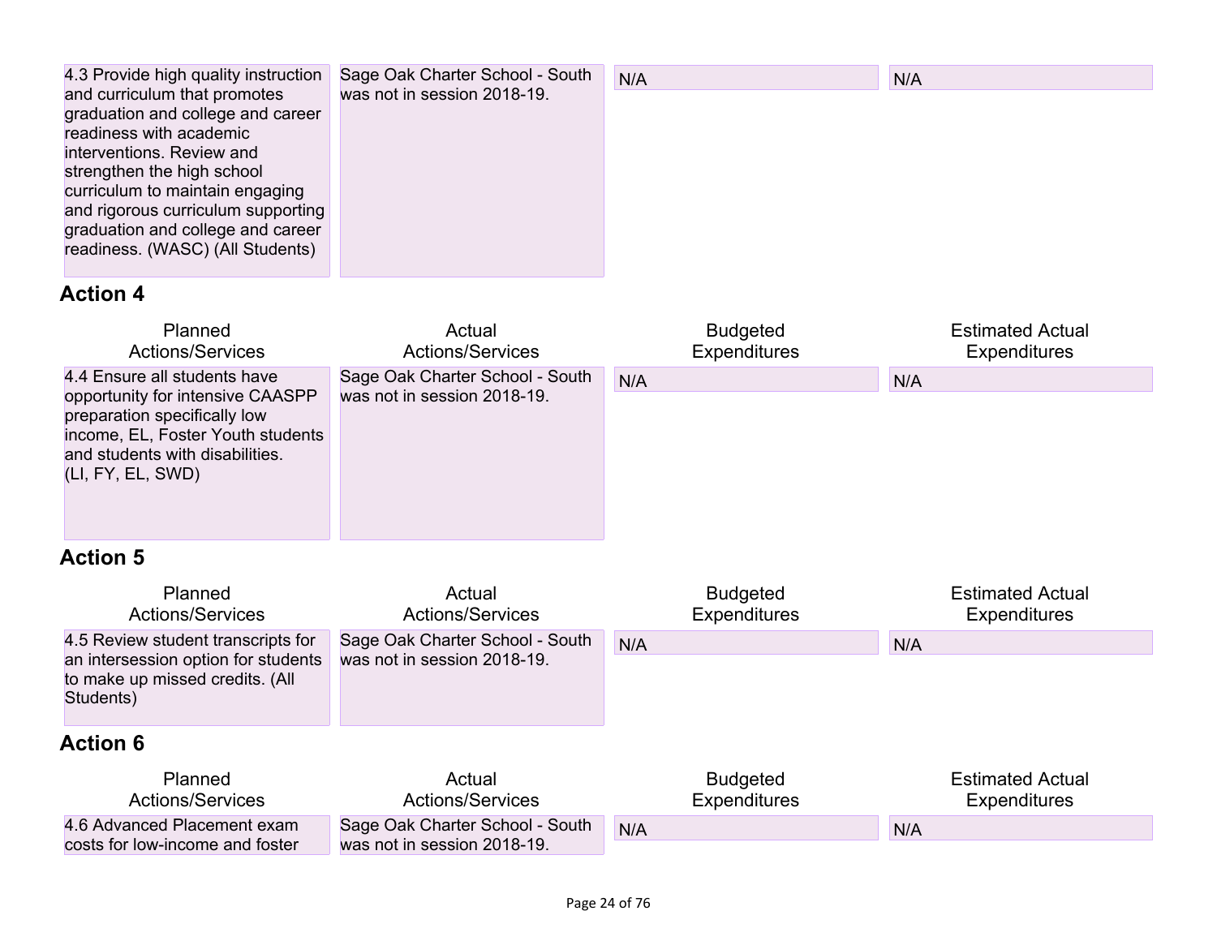| Planned Actions/Services | Actual Actions/Services | Budgeted Expenditures | Estimated Actual Expenditures |
|---|---|---|---|
| 4.3 Provide high quality instruction and curriculum that promotes graduation and college and career readiness with academic interventions. Review and strengthen the high school curriculum to maintain engaging and rigorous curriculum supporting graduation and college and career readiness. (WASC) (All Students) | Sage Oak Charter School - South was not in session 2018-19. | N/A | N/A |

## Action 4

| Planned Actions/Services | Actual Actions/Services | Budgeted Expenditures | Estimated Actual Expenditures |
|---|---|---|---|
| 4.4 Ensure all students have opportunity for intensive CAASPP preparation specifically low income, EL, Foster Youth students and students with disabilities. (LI, FY, EL, SWD) | Sage Oak Charter School - South was not in session 2018-19. | N/A | N/A |

## Action 5

| Planned Actions/Services | Actual Actions/Services | Budgeted Expenditures | Estimated Actual Expenditures |
|---|---|---|---|
| 4.5 Review student transcripts for an intersession option for students to make up missed credits. (All Students) | Sage Oak Charter School - South was not in session 2018-19. | N/A | N/A |

## Action 6

| Planned Actions/Services | Actual Actions/Services | Budgeted Expenditures | Estimated Actual Expenditures |
|---|---|---|---|
| 4.6 Advanced Placement exam costs for low-income and foster | Sage Oak Charter School - South was not in session 2018-19. | N/A | N/A |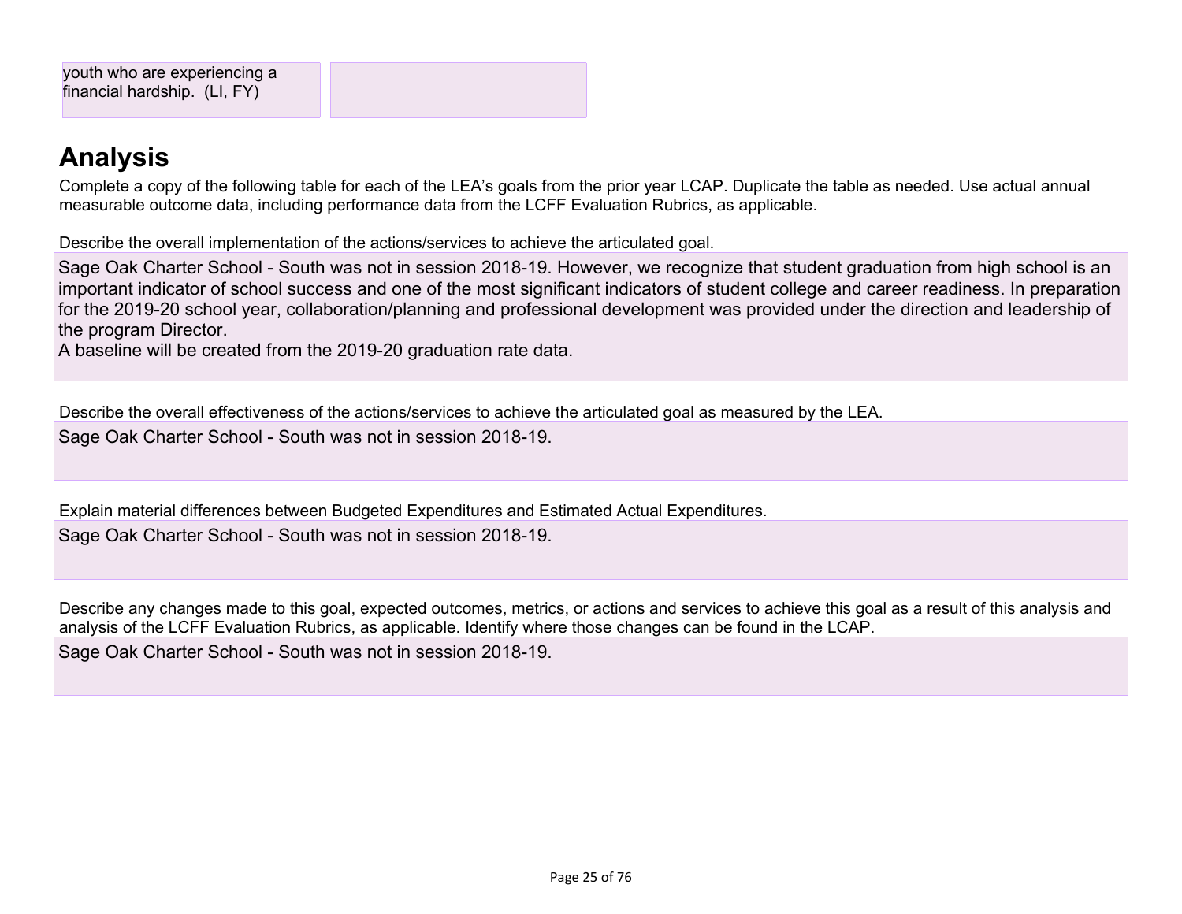| | |
|---|---|
| youth who are experiencing a financial hardship. (LI, FY) | |

# Analysis

Complete a copy of the following table for each of the LEA's goals from the prior year LCAP. Duplicate the table as needed. Use actual annual measurable outcome data, including performance data from the LCFF Evaluation Rubrics, as applicable.

Describe the overall implementation of the actions/services to achieve the articulated goal.

Sage Oak Charter School - South was not in session 2018-19. However, we recognize that student graduation from high school is an important indicator of school success and one of the most significant indicators of student college and career readiness. In preparation for the 2019-20 school year, collaboration/planning and professional development was provided under the direction and leadership of the program Director.
A baseline will be created from the 2019-20 graduation rate data.

Describe the overall effectiveness of the actions/services to achieve the articulated goal as measured by the LEA.

Sage Oak Charter School - South was not in session 2018-19.

Explain material differences between Budgeted Expenditures and Estimated Actual Expenditures.

Sage Oak Charter School - South was not in session 2018-19.

Describe any changes made to this goal, expected outcomes, metrics, or actions and services to achieve this goal as a result of this analysis and analysis of the LCFF Evaluation Rubrics, as applicable. Identify where those changes can be found in the LCAP.

Sage Oak Charter School - South was not in session 2018-19.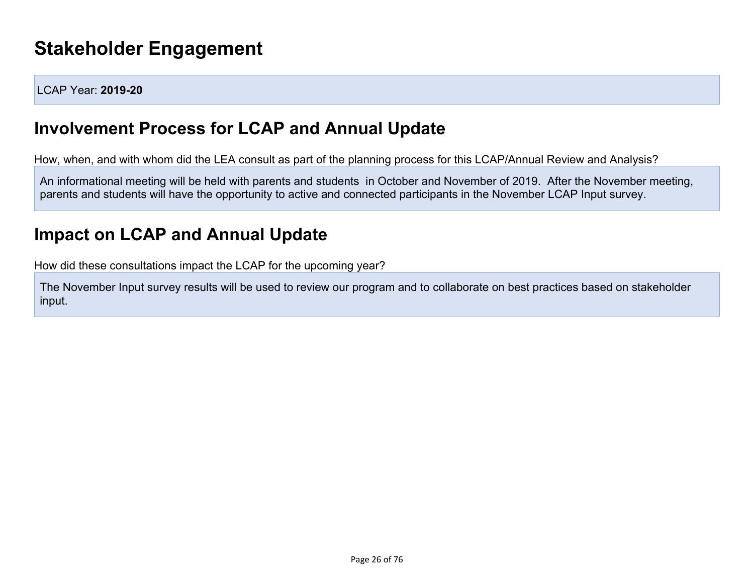# Stakeholder Engagement

LCAP Year: **2019-20**

## Involvement Process for LCAP and Annual Update

How, when, and with whom did the LEA consult as part of the planning process for this LCAP/Annual Review and Analysis?

An informational meeting will be held with parents and students in October and November of 2019. After the November meeting, parents and students will have the opportunity to active and connected participants in the November LCAP Input survey.

## Impact on LCAP and Annual Update

How did these consultations impact the LCAP for the upcoming year?

The November Input survey results will be used to review our program and to collaborate on best practices based on stakeholder input.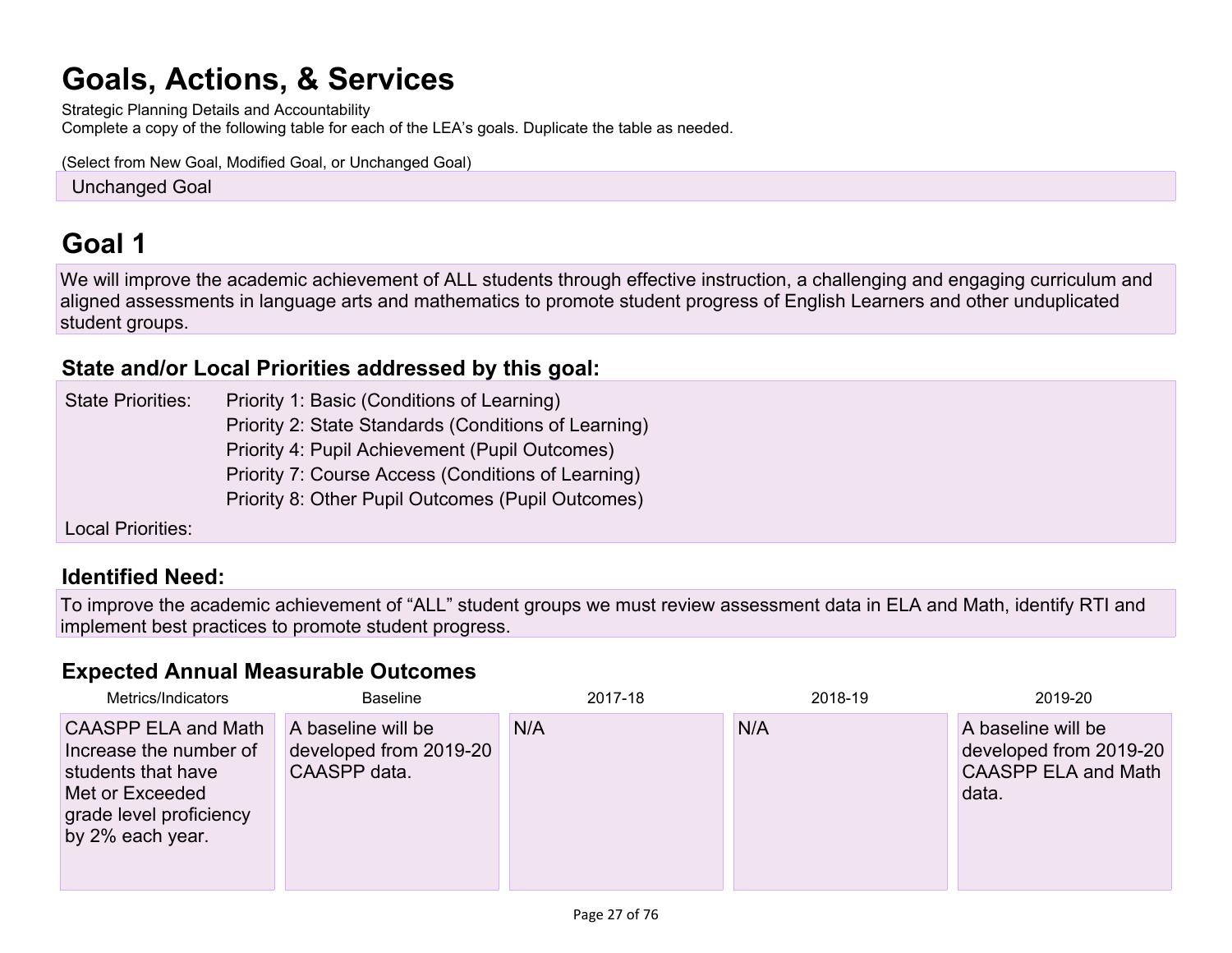# Goals, Actions, & Services

Strategic Planning Details and Accountability

Complete a copy of the following table for each of the LEA's goals. Duplicate the table as needed.

(Select from New Goal, Modified Goal, or Unchanged Goal)

Unchanged Goal

# Goal 1

We will improve the academic achievement of ALL students through effective instruction, a challenging and engaging curriculum and aligned assessments in language arts and mathematics to promote student progress of English Learners and other unduplicated student groups.

## State and/or Local Priorities addressed by this goal:

State Priorities:
- Priority 1: Basic (Conditions of Learning)
- Priority 2: State Standards (Conditions of Learning)
- Priority 4: Pupil Achievement (Pupil Outcomes)
- Priority 7: Course Access (Conditions of Learning)
- Priority 8: Other Pupil Outcomes (Pupil Outcomes)

Local Priorities:

## Identified Need:

To improve the academic achievement of "ALL" student groups we must review assessment data in ELA and Math, identify RTI and implement best practices to promote student progress.

## Expected Annual Measurable Outcomes

| Metrics/Indicators | Baseline | 2017-18 | 2018-19 | 2019-20 |
|---|---|---|---|---|
| CAASPP ELA and Math Increase the number of students that have Met or Exceeded grade level proficiency by 2% each year. | A baseline will be developed from 2019-20 CAASPP data. | N/A | N/A | A baseline will be developed from 2019-20 CAASPP ELA and Math data. |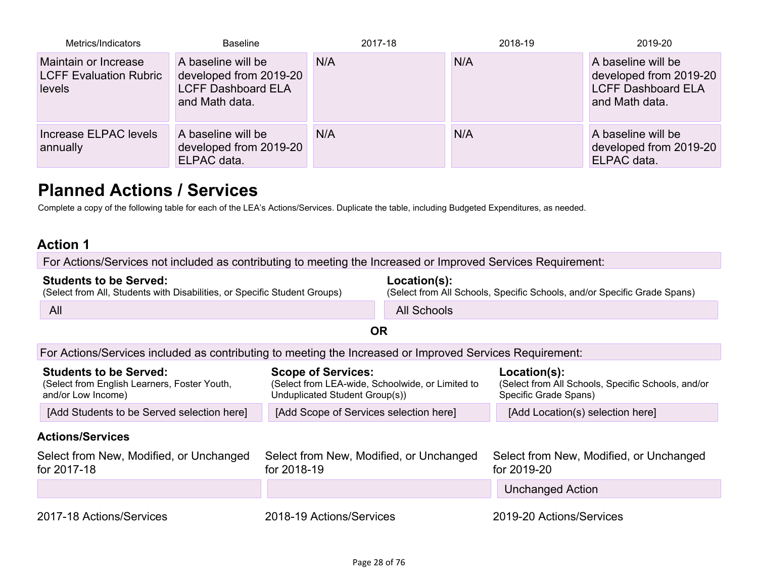| Metrics/Indicators | Baseline | 2017-18 | 2018-19 | 2019-20 |
|---|---|---|---|---|
| Maintain or Increase LCFF Evaluation Rubric levels | A baseline will be developed from 2019-20 LCFF Dashboard ELA and Math data. | N/A | N/A | A baseline will be developed from 2019-20 LCFF Dashboard ELA and Math data. |
| Increase ELPAC levels annually | A baseline will be developed from 2019-20 ELPAC data. | N/A | N/A | A baseline will be developed from 2019-20 ELPAC data. |

# Planned Actions / Services

Complete a copy of the following table for each of the LEA's Actions/Services. Duplicate the table, including Budgeted Expenditures, as needed.

### Action 1

For Actions/Services not included as contributing to meeting the Increased or Improved Services Requirement:

| **Students to be Served:** (Select from All, Students with Disabilities, or Specific Student Groups) | **Location(s):** (Select from All Schools, Specific Schools, and/or Specific Grade Spans) |
|---|---|
| All | All Schools |

**OR**

For Actions/Services included as contributing to meeting the Increased or Improved Services Requirement:

| **Students to be Served:** (Select from English Learners, Foster Youth, and/or Low Income) | **Scope of Services:** (Select from LEA-wide, Schoolwide, or Limited to Unduplicated Student Group(s)) | **Location(s):** (Select from All Schools, Specific Schools, and/or Specific Grade Spans) |
|---|---|---|
| [Add Students to be Served selection here] | [Add Scope of Services selection here] | [Add Location(s) selection here] |

**Actions/Services**

| Select from New, Modified, or Unchanged for 2017-18 | Select from New, Modified, or Unchanged for 2018-19 | Select from New, Modified, or Unchanged for 2019-20 |
|---|---|---|
| | | Unchanged Action |

| 2017-18 Actions/Services | 2018-19 Actions/Services | 2019-20 Actions/Services |
|---|---|---|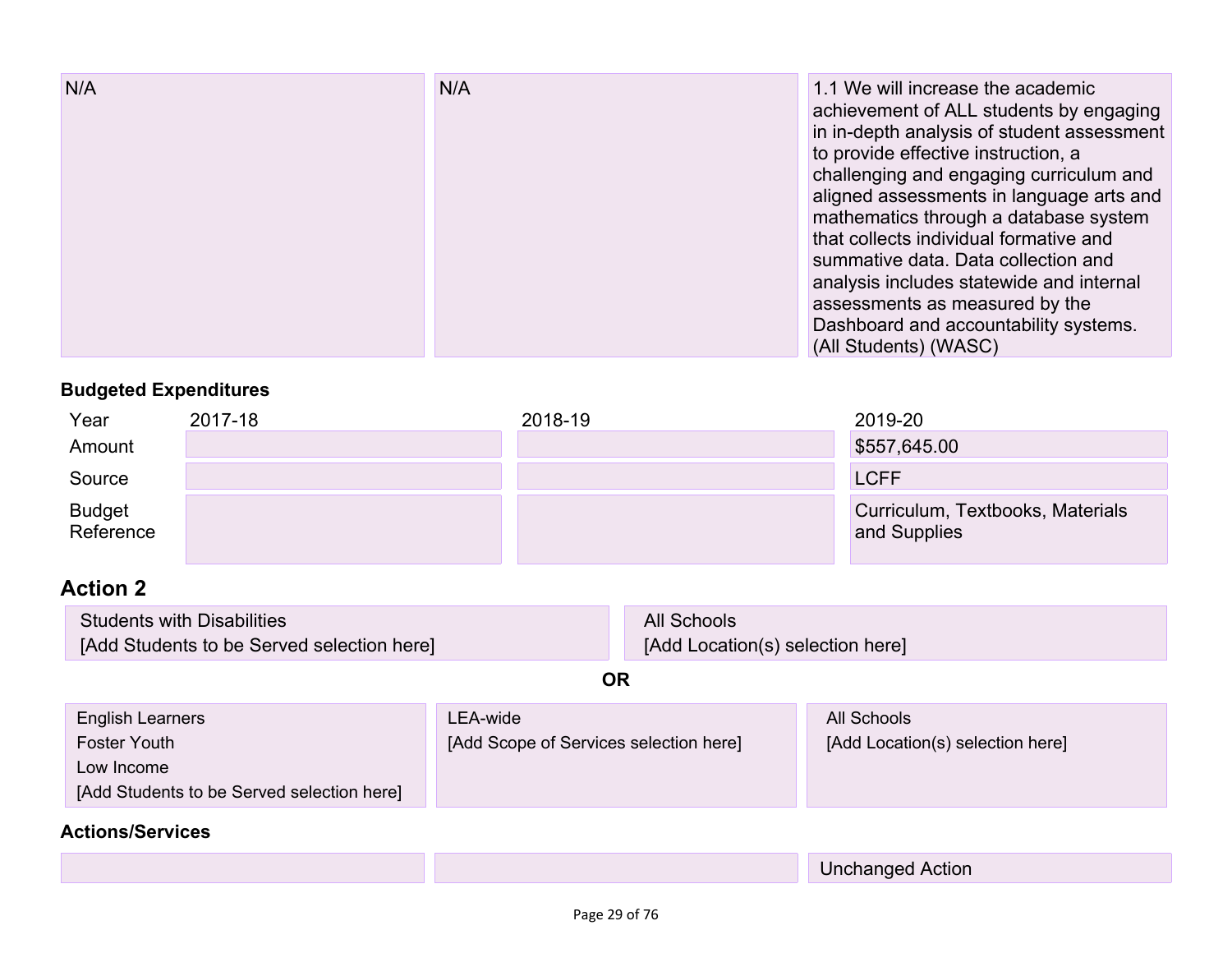| | | |
|---|---|---|
| N/A | N/A | 1.1 We will increase the academic achievement of ALL students by engaging in in-depth analysis of student assessment to provide effective instruction, a challenging and engaging curriculum and aligned assessments in language arts and mathematics through a database system that collects individual formative and summative data. Data collection and analysis includes statewide and internal assessments as measured by the Dashboard and accountability systems. (All Students) (WASC) |

**Budgeted Expenditures**

| Year | 2017-18 | 2018-19 | 2019-20 |
|---|---|---|---|
| Amount | | | $557,645.00 |
| Source | | | LCFF |
| Budget Reference | | | Curriculum, Textbooks, Materials and Supplies |

## Action 2

| | |
|---|---|
| Students with Disabilities<br>[Add Students to be Served selection here] | All Schools<br>[Add Location(s) selection here] |

**OR**

| | | |
|---|---|---|
| English Learners<br>Foster Youth<br>Low Income<br>[Add Students to be Served selection here] | LEA-wide<br>[Add Scope of Services selection here] | All Schools<br>[Add Location(s) selection here] |

**Actions/Services**

| | | |
|---|---|---|
| | | Unchanged Action |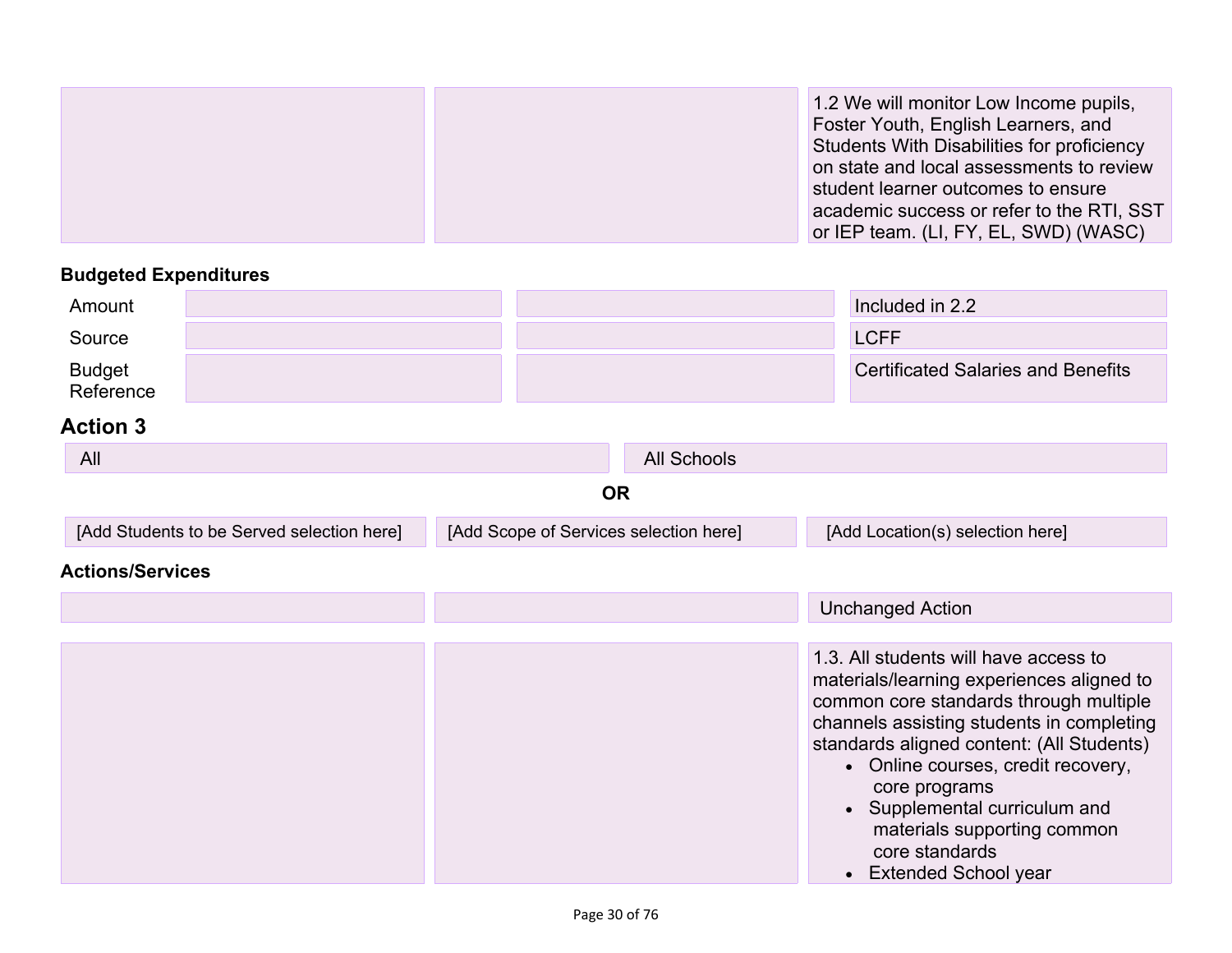| | | |
|---|---|---|
| | | 1.2 We will monitor Low Income pupils, Foster Youth, English Learners, and Students With Disabilities for proficiency on state and local assessments to review student learner outcomes to ensure academic success or refer to the RTI, SST or IEP team. (LI, FY, EL, SWD) (WASC) |

**Budgeted Expenditures**

| | | | |
|---|---|---|---|
| Amount | | | Included in 2.2 |
| Source | | | LCFF |
| Budget Reference | | | Certificated Salaries and Benefits |

## Action 3

| | |
|---|---|
| All | All Schools |

**OR**

| | | |
|---|---|---|
| [Add Students to be Served selection here] | [Add Scope of Services selection here] | [Add Location(s) selection here] |

**Actions/Services**

| | | |
|---|---|---|
| | | Unchanged Action |
| | | 1.3. All students will have access to materials/learning experiences aligned to common core standards through multiple channels assisting students in completing standards aligned content: (All Students)<br>• Online courses, credit recovery, core programs<br>• Supplemental curriculum and materials supporting common core standards<br>• Extended School year |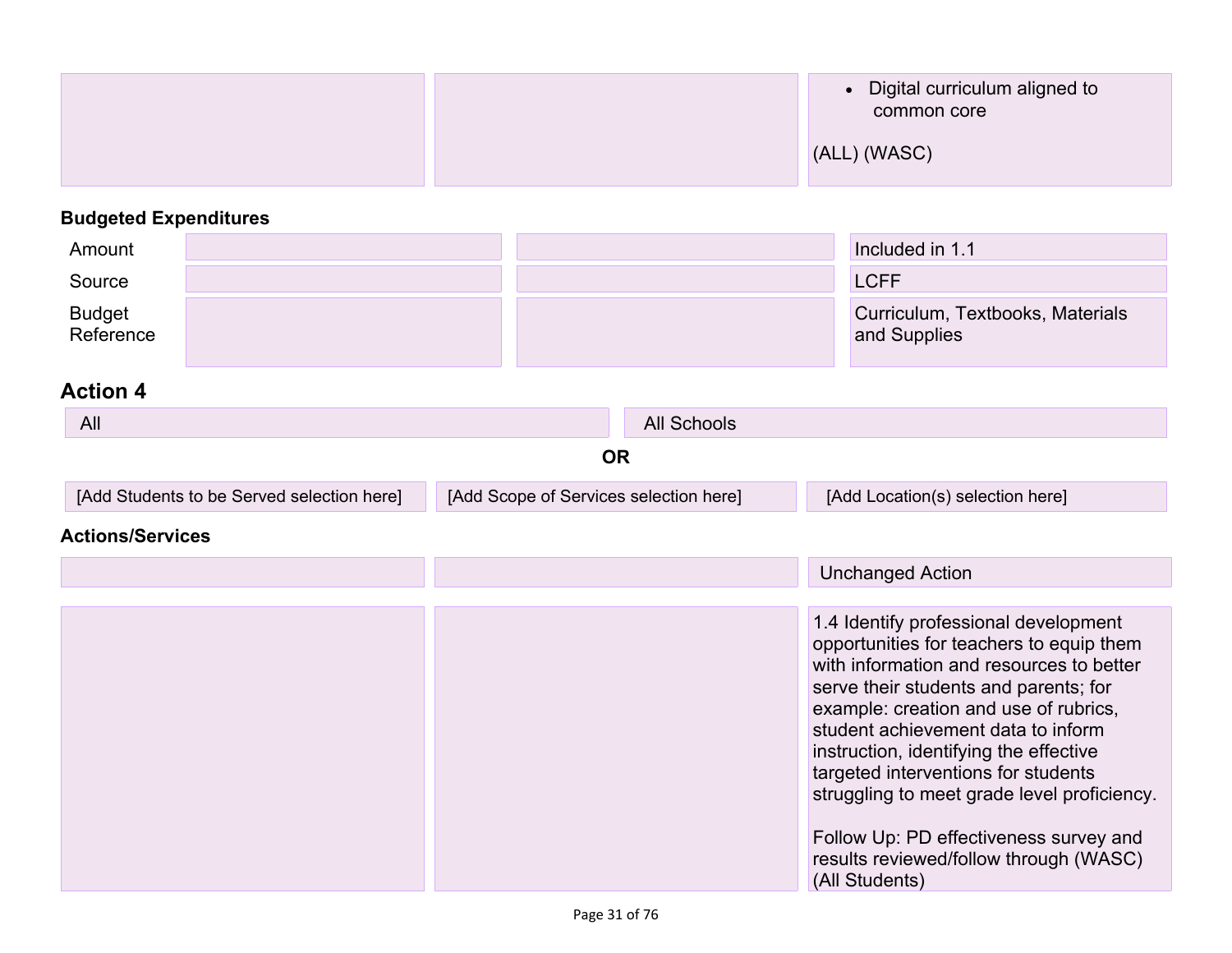| | | |
|---|---|---|
| | | • Digital curriculum aligned to common core<br><br>(ALL) (WASC) |

**Budgeted Expenditures**

| | | | |
|---|---|---|---|
| Amount | | | Included in 1.1 |
| Source | | | LCFF |
| Budget Reference | | | Curriculum, Textbooks, Materials and Supplies |

## Action 4

| | |
|---|---|
| All | All Schools |

**OR**

| | | |
|---|---|---|
| [Add Students to be Served selection here] | [Add Scope of Services selection here] | [Add Location(s) selection here] |

**Actions/Services**

| | | |
|---|---|---|
| | | Unchanged Action |
| | | 1.4 Identify professional development opportunities for teachers to equip them with information and resources to better serve their students and parents; for example: creation and use of rubrics, student achievement data to inform instruction, identifying the effective targeted interventions for students struggling to meet grade level proficiency.<br><br>Follow Up: PD effectiveness survey and results reviewed/follow through (WASC) (All Students) |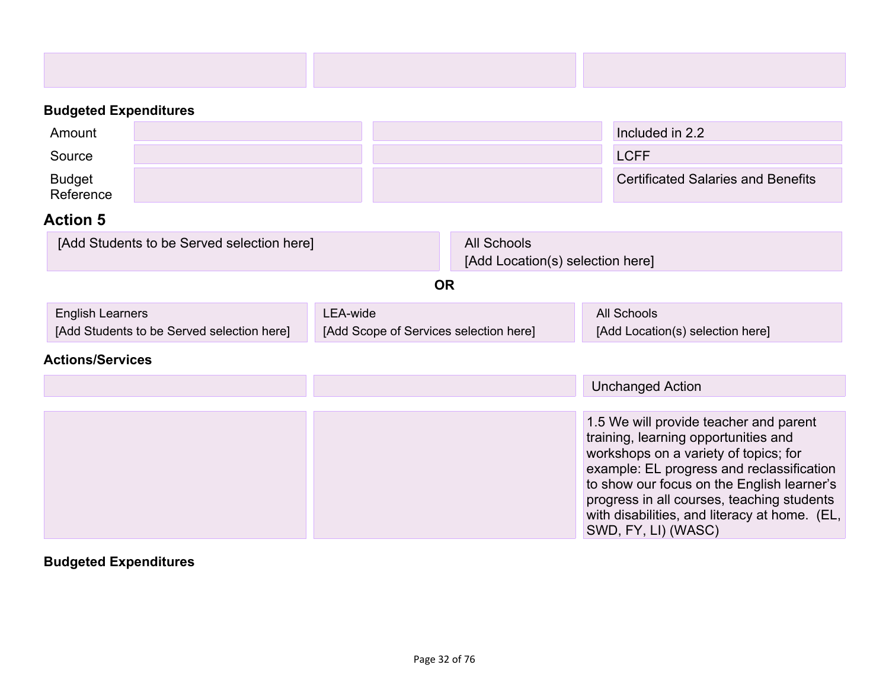| | | |
|---|---|---|
| | | |

**Budgeted Expenditures**

| | | | |
|---|---|---|---|
| Amount | | | Included in 2.2 |
| Source | | | LCFF |
| Budget Reference | | | Certificated Salaries and Benefits |

## Action 5

| | |
|---|---|
| [Add Students to be Served selection here] | All Schools<br>[Add Location(s) selection here] |

**OR**

| | | |
|---|---|---|
| English Learners<br>[Add Students to be Served selection here] | LEA-wide<br>[Add Scope of Services selection here] | All Schools<br>[Add Location(s) selection here] |

**Actions/Services**

| | | |
|---|---|---|
| | | Unchanged Action |
| | | 1.5 We will provide teacher and parent training, learning opportunities and workshops on a variety of topics; for example: EL progress and reclassification to show our focus on the English learner's progress in all courses, teaching students with disabilities, and literacy at home. (EL, SWD, FY, LI) (WASC) |

**Budgeted Expenditures**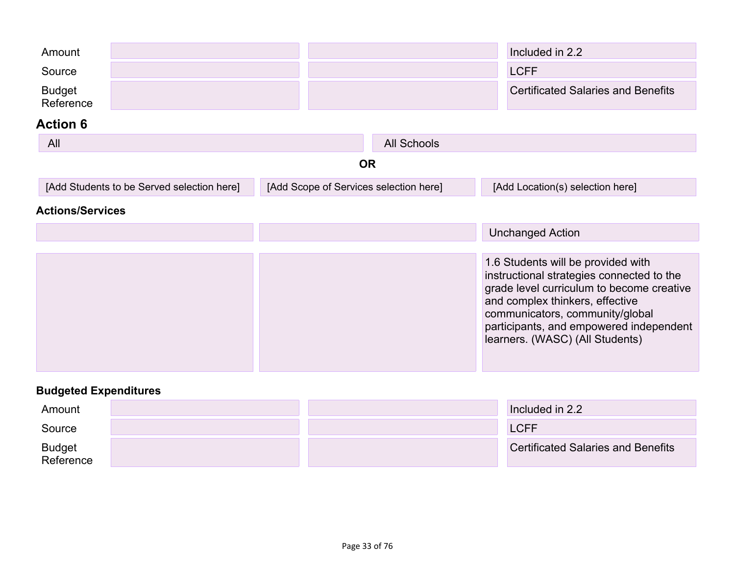| | | | |
|---|---|---|---|
| Amount | | | Included in 2.2 |
| Source | | | LCFF |
| Budget Reference | | | Certificated Salaries and Benefits |

## Action 6

| | |
|---|---|
| All | All Schools |

**OR**

| | | |
|---|---|---|
| [Add Students to be Served selection here] | [Add Scope of Services selection here] | [Add Location(s) selection here] |

### Actions/Services

| | | |
|---|---|---|
| | | Unchanged Action |
| | | 1.6 Students will be provided with instructional strategies connected to the grade level curriculum to become creative and complex thinkers, effective communicators, community/global participants, and empowered independent learners. (WASC) (All Students) |

### Budgeted Expenditures

| | | | |
|---|---|---|---|
| Amount | | | Included in 2.2 |
| Source | | | LCFF |
| Budget Reference | | | Certificated Salaries and Benefits |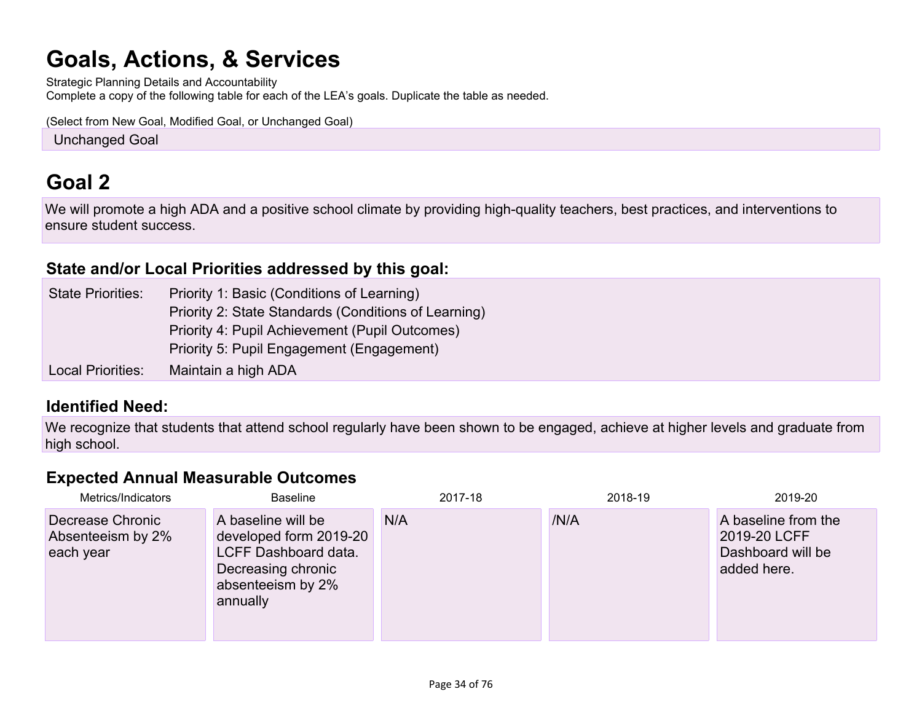# Goals, Actions, & Services

Strategic Planning Details and Accountability

Complete a copy of the following table for each of the LEA's goals. Duplicate the table as needed.

(Select from New Goal, Modified Goal, or Unchanged Goal)

Unchanged Goal

# Goal 2

We will promote a high ADA and a positive school climate by providing high-quality teachers, best practices, and interventions to ensure student success.

### State and/or Local Priorities addressed by this goal:

State Priorities: Priority 1: Basic (Conditions of Learning)
Priority 2: State Standards (Conditions of Learning)
Priority 4: Pupil Achievement (Pupil Outcomes)
Priority 5: Pupil Engagement (Engagement)

Local Priorities: Maintain a high ADA

### Identified Need:

We recognize that students that attend school regularly have been shown to be engaged, achieve at higher levels and graduate from high school.

### Expected Annual Measurable Outcomes

| Metrics/Indicators | Baseline | 2017-18 | 2018-19 | 2019-20 |
| --- | --- | --- | --- | --- |
| Decrease Chronic Absenteeism by 2% each year | A baseline will be developed form 2019-20 LCFF Dashboard data. Decreasing chronic absenteeism by 2% annually | N/A | /N/A | A baseline from the 2019-20 LCFF Dashboard will be added here. |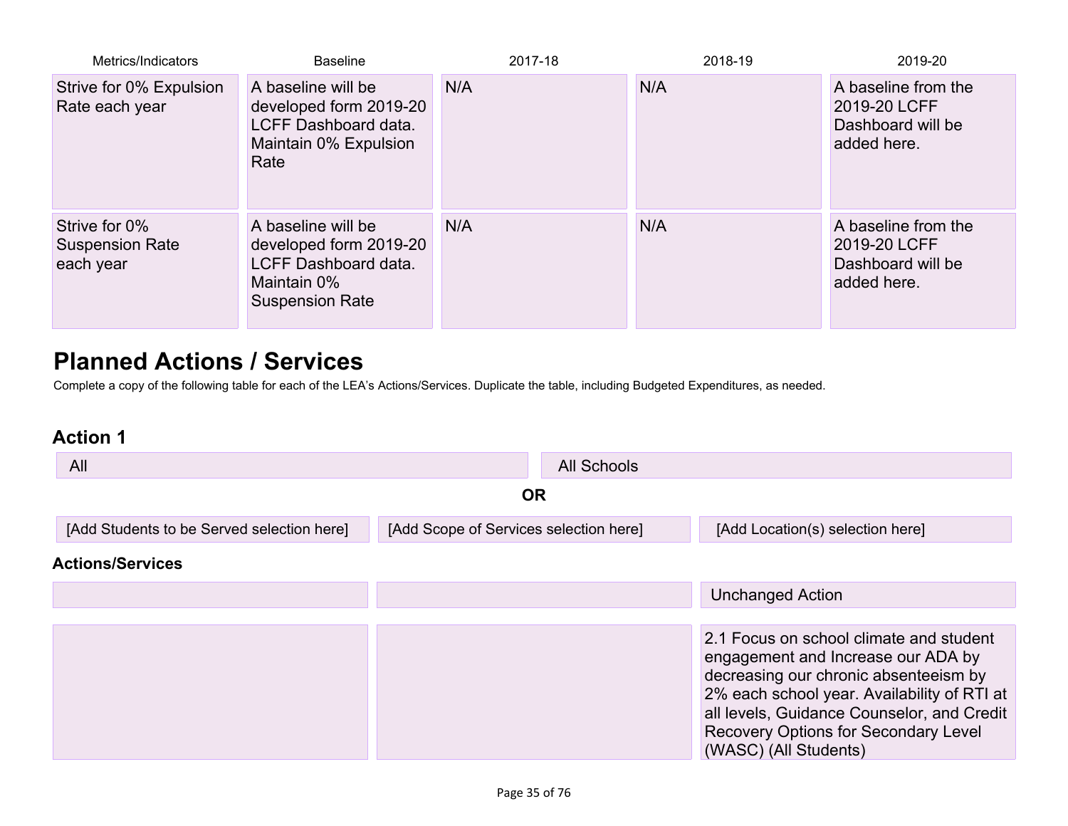| Metrics/Indicators | Baseline | 2017-18 | 2018-19 | 2019-20 |
|---|---|---|---|---|
| Strive for 0% Expulsion Rate each year | A baseline will be developed form 2019-20 LCFF Dashboard data. Maintain 0% Expulsion Rate | N/A | N/A | A baseline from the 2019-20 LCFF Dashboard will be added here. |
| Strive for 0% Suspension Rate each year | A baseline will be developed form 2019-20 LCFF Dashboard data. Maintain 0% Suspension Rate | N/A | N/A | A baseline from the 2019-20 LCFF Dashboard will be added here. |

# Planned Actions / Services

Complete a copy of the following table for each of the LEA's Actions/Services. Duplicate the table, including Budgeted Expenditures, as needed.

## Action 1

| | |
|---|---|
| All | All Schools |

**OR**

| | | |
|---|---|---|
| [Add Students to be Served selection here] | [Add Scope of Services selection here] | [Add Location(s) selection here] |

### Actions/Services

| | | |
|---|---|---|
| | | Unchanged Action |
| | | 2.1 Focus on school climate and student engagement and Increase our ADA by decreasing our chronic absenteeism by 2% each school year. Availability of RTI at all levels, Guidance Counselor, and Credit Recovery Options for Secondary Level (WASC) (All Students) |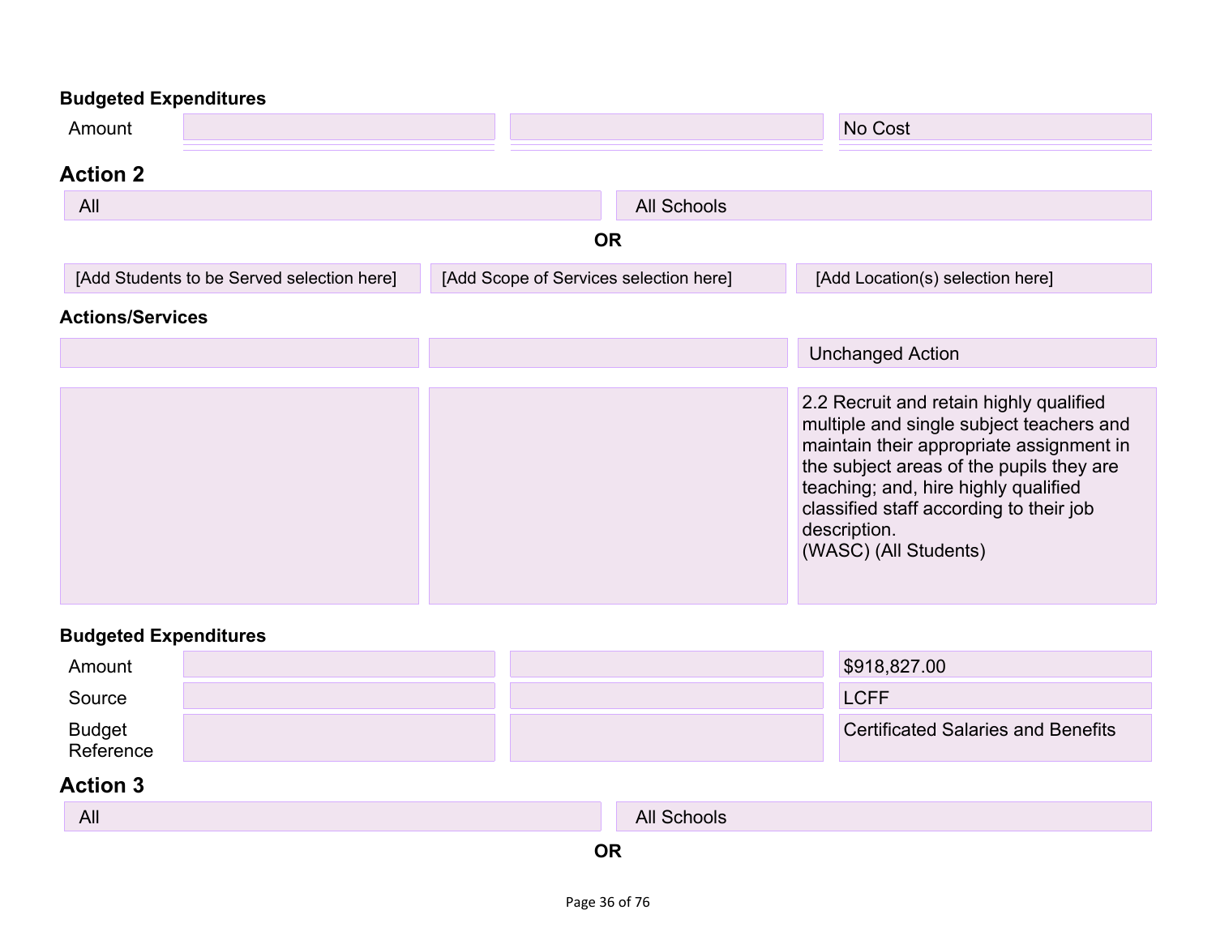**Budgeted Expenditures**

| | | | |
|---|---|---|---|
| Amount | | | No Cost |

## Action 2

| | |
|---|---|
| All | All Schools |

**OR**

| | | |
|---|---|---|
| [Add Students to be Served selection here] | [Add Scope of Services selection here] | [Add Location(s) selection here] |

**Actions/Services**

| | | |
|---|---|---|
| | | Unchanged Action |
| | | 2.2 Recruit and retain highly qualified multiple and single subject teachers and maintain their appropriate assignment in the subject areas of the pupils they are teaching; and, hire highly qualified classified staff according to their job description. (WASC) (All Students) |

**Budgeted Expenditures**

| | | | |
|---|---|---|---|
| Amount | | | $918,827.00 |
| Source | | | LCFF |
| Budget Reference | | | Certificated Salaries and Benefits |

## Action 3

| | |
|---|---|
| All | All Schools |

**OR**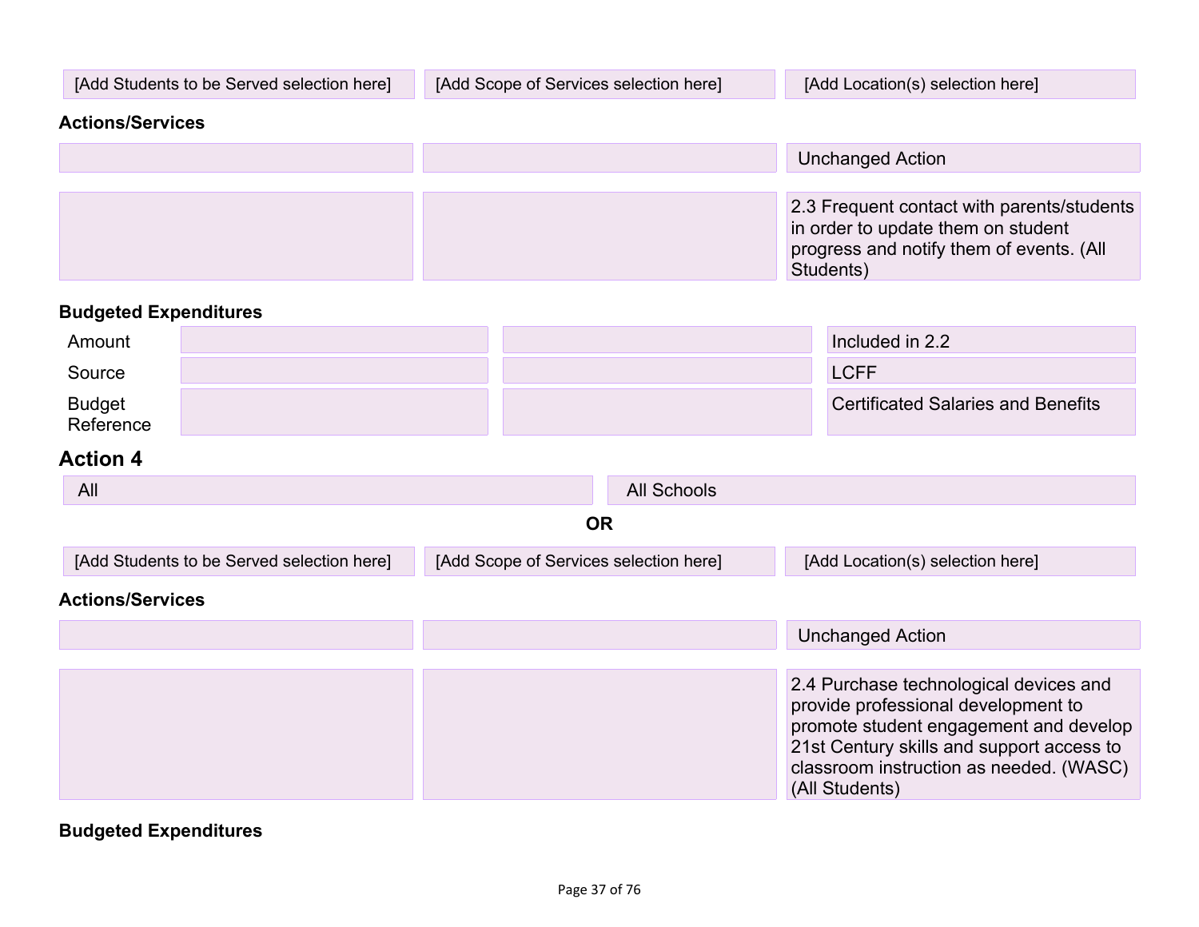| [Add Students to be Served selection here] | [Add Scope of Services selection here] | [Add Location(s) selection here] |
|---|---|---|

**Actions/Services**

| | | |
|---|---|---|
| | | Unchanged Action |
| | | 2.3 Frequent contact with parents/students in order to update them on student progress and notify them of events. (All Students) |

**Budgeted Expenditures**

| | | | |
|---|---|---|---|
| Amount | | | Included in 2.2 |
| Source | | | LCFF |
| Budget Reference | | | Certificated Salaries and Benefits |

## Action 4

| All | All Schools |
|---|---|

**OR**

| [Add Students to be Served selection here] | [Add Scope of Services selection here] | [Add Location(s) selection here] |
|---|---|---|

**Actions/Services**

| | | |
|---|---|---|
| | | Unchanged Action |
| | | 2.4 Purchase technological devices and provide professional development to promote student engagement and develop 21st Century skills and support access to classroom instruction as needed. (WASC) (All Students) |

**Budgeted Expenditures**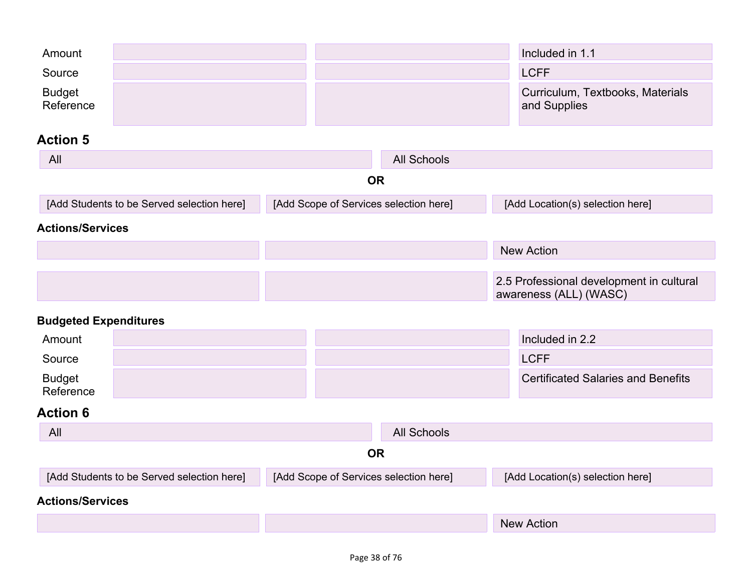| | | | |
|---|---|---|---|
| Amount | | | Included in 1.1 |
| Source | | | LCFF |
| Budget Reference | | | Curriculum, Textbooks, Materials and Supplies |

## Action 5

| | |
|---|---|
| All | All Schools |

**OR**

| | | |
|---|---|---|
| [Add Students to be Served selection here] | [Add Scope of Services selection here] | [Add Location(s) selection here] |

### Actions/Services

| | | |
|---|---|---|
| | | New Action |
| | | 2.5 Professional development in cultural awareness (ALL) (WASC) |

### Budgeted Expenditures

| | | | |
|---|---|---|---|
| Amount | | | Included in 2.2 |
| Source | | | LCFF |
| Budget Reference | | | Certificated Salaries and Benefits |

## Action 6

| | |
|---|---|
| All | All Schools |

**OR**

| | | |
|---|---|---|
| [Add Students to be Served selection here] | [Add Scope of Services selection here] | [Add Location(s) selection here] |

### Actions/Services

| | | |
|---|---|---|
| | | New Action |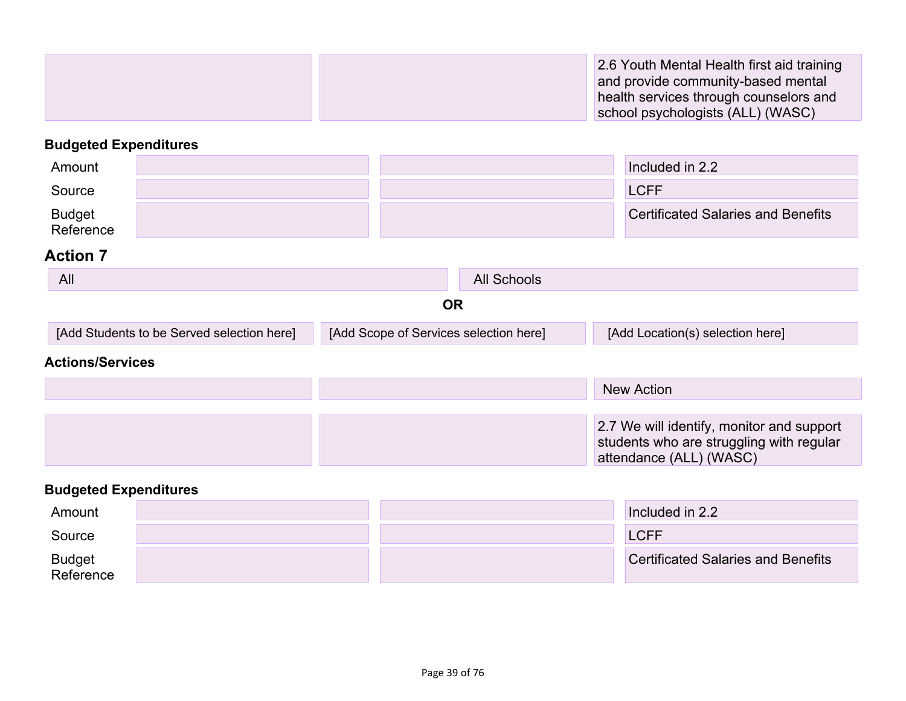| | | 2.6 Youth Mental Health first aid training and provide community-based mental health services through counselors and school psychologists (ALL) (WASC) |
|---|---|---|

**Budgeted Expenditures**

| | | | |
|---|---|---|---|
| Amount | | | Included in 2.2 |
| Source | | | LCFF |
| Budget Reference | | | Certificated Salaries and Benefits |

## Action 7

| | |
|---|---|
| All | All Schools |

**OR**

| | | |
|---|---|---|
| [Add Students to be Served selection here] | [Add Scope of Services selection here] | [Add Location(s) selection here] |

**Actions/Services**

| | | |
|---|---|---|
| | | New Action |
| | | 2.7 We will identify, monitor and support students who are struggling with regular attendance (ALL) (WASC) |

**Budgeted Expenditures**

| | | | |
|---|---|---|---|
| Amount | | | Included in 2.2 |
| Source | | | LCFF |
| Budget Reference | | | Certificated Salaries and Benefits |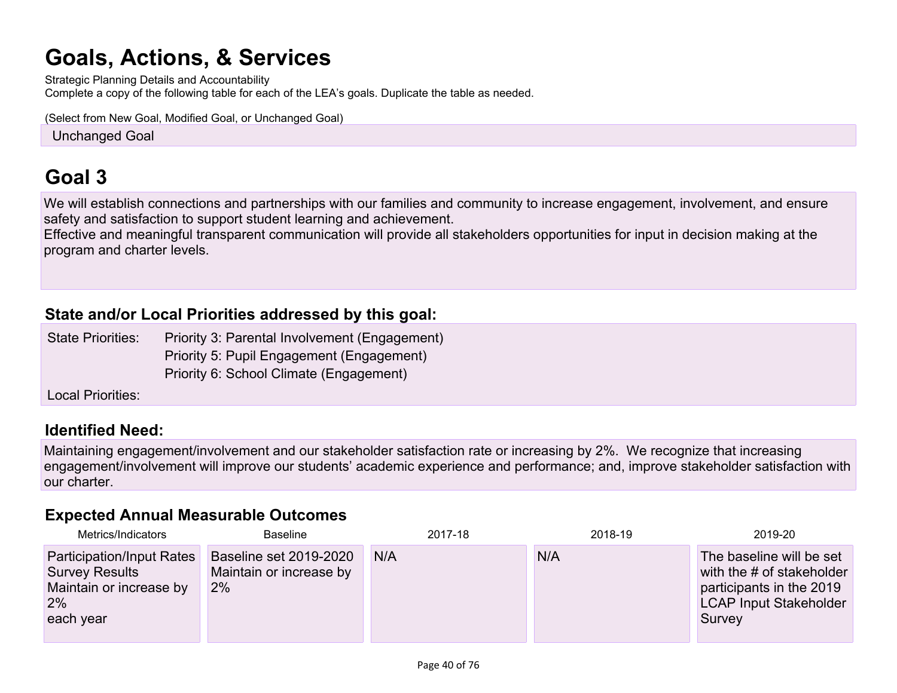# Goals, Actions, & Services

Strategic Planning Details and Accountability
Complete a copy of the following table for each of the LEA's goals. Duplicate the table as needed.

(Select from New Goal, Modified Goal, or Unchanged Goal)

Unchanged Goal

# Goal 3

We will establish connections and partnerships with our families and community to increase engagement, involvement, and ensure safety and satisfaction to support student learning and achievement.
Effective and meaningful transparent communication will provide all stakeholders opportunities for input in decision making at the program and charter levels.

## State and/or Local Priorities addressed by this goal:

State Priorities: Priority 3: Parental Involvement (Engagement)
Priority 5: Pupil Engagement (Engagement)
Priority 6: School Climate (Engagement)

Local Priorities:

## Identified Need:

Maintaining engagement/involvement and our stakeholder satisfaction rate or increasing by 2%. We recognize that increasing engagement/involvement will improve our students' academic experience and performance; and, improve stakeholder satisfaction with our charter.

## Expected Annual Measurable Outcomes

| Metrics/Indicators | Baseline | 2017-18 | 2018-19 | 2019-20 |
|---|---|---|---|---|
| Participation/Input Rates Survey Results Maintain or increase by 2% each year | Baseline set 2019-2020 Maintain or increase by 2% | N/A | N/A | The baseline will be set with the # of stakeholder participants in the 2019 LCAP Input Stakeholder Survey |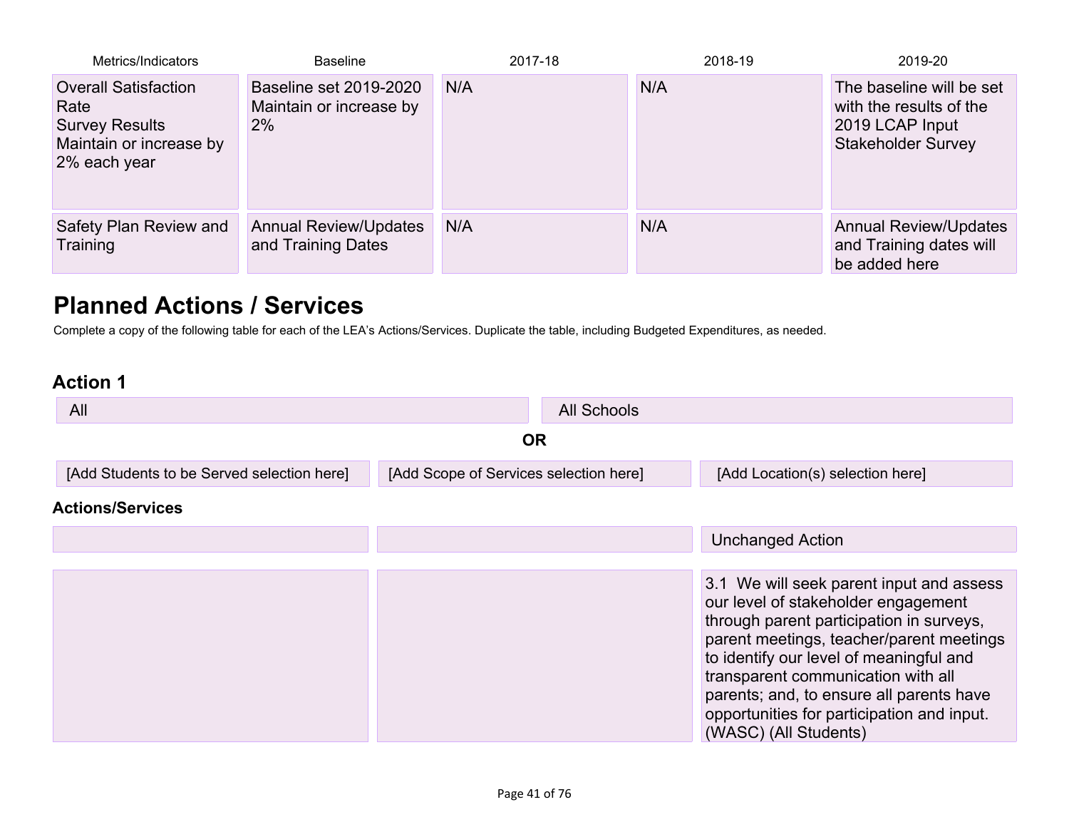| Metrics/Indicators | Baseline | 2017-18 | 2018-19 | 2019-20 |
|---|---|---|---|---|
| Overall Satisfaction Rate Survey Results Maintain or increase by 2% each year | Baseline set 2019-2020 Maintain or increase by 2% | N/A | N/A | The baseline will be set with the results of the 2019 LCAP Input Stakeholder Survey |
| Safety Plan Review and Training | Annual Review/Updates and Training Dates | N/A | N/A | Annual Review/Updates and Training dates will be added here |

## Planned Actions / Services

Complete a copy of the following table for each of the LEA's Actions/Services. Duplicate the table, including Budgeted Expenditures, as needed.

### Action 1

| | |
|---|---|
| All | All Schools |

**OR**

| | | |
|---|---|---|
| [Add Students to be Served selection here] | [Add Scope of Services selection here] | [Add Location(s) selection here] |

#### Actions/Services

| | | |
|---|---|---|
| | | Unchanged Action |
| | | 3.1 We will seek parent input and assess our level of stakeholder engagement through parent participation in surveys, parent meetings, teacher/parent meetings to identify our level of meaningful and transparent communication with all parents; and, to ensure all parents have opportunities for participation and input. (WASC) (All Students) |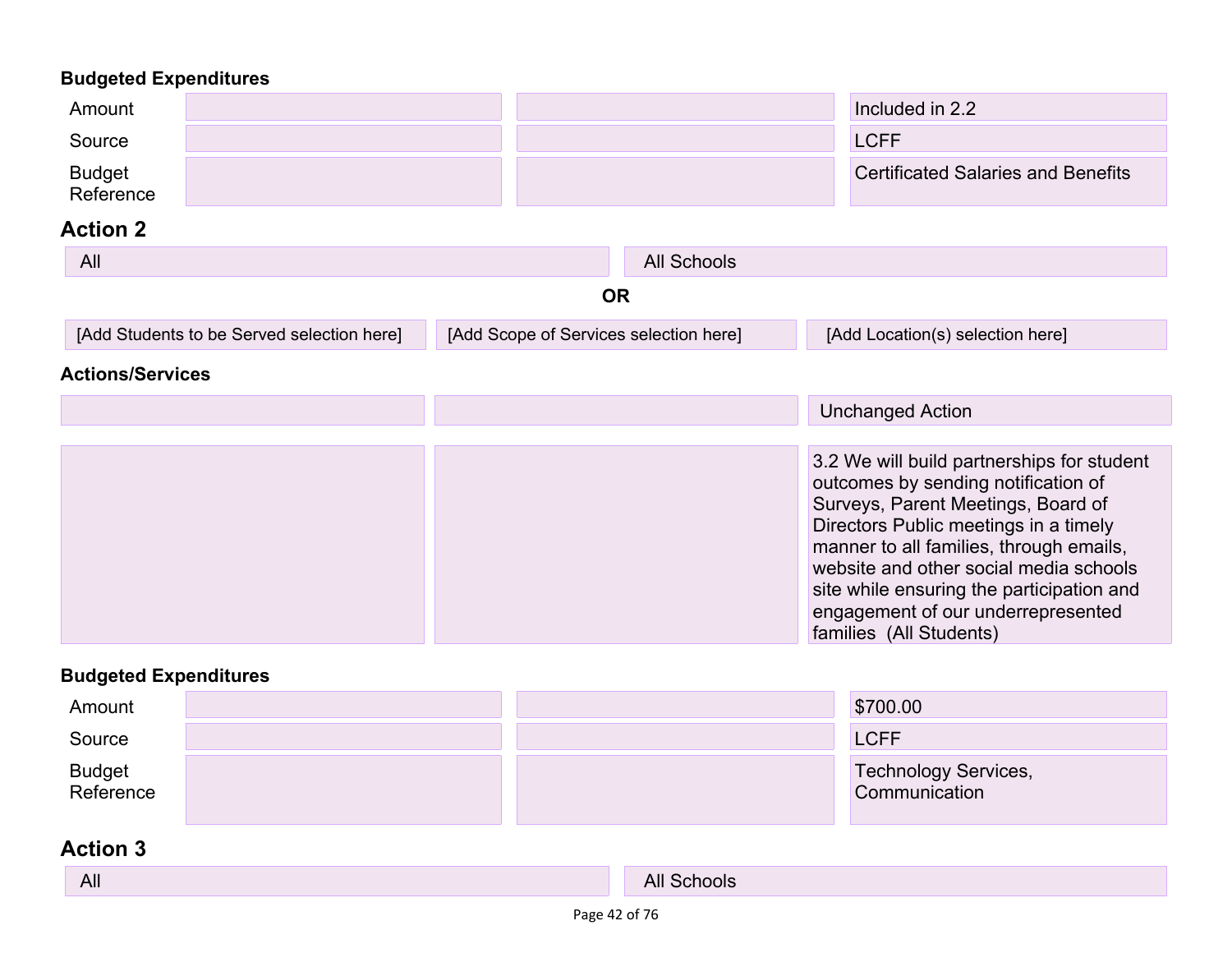**Budgeted Expenditures**

| | | | |
|---|---|---|---|
| Amount | | | Included in 2.2 |
| Source | | | LCFF |
| Budget Reference | | | Certificated Salaries and Benefits |

## Action 2

| | |
|---|---|
| All | All Schools |

**OR**

| | | |
|---|---|---|
| [Add Students to be Served selection here] | [Add Scope of Services selection here] | [Add Location(s) selection here] |

**Actions/Services**

| | | |
|---|---|---|
| | | Unchanged Action |
| | | 3.2 We will build partnerships for student outcomes by sending notification of Surveys, Parent Meetings, Board of Directors Public meetings in a timely manner to all families, through emails, website and other social media schools site while ensuring the participation and engagement of our underrepresented families (All Students) |

**Budgeted Expenditures**

| | | | |
|---|---|---|---|
| Amount | | | $700.00 |
| Source | | | LCFF |
| Budget Reference | | | Technology Services, Communication |

## Action 3

| | |
|---|---|
| All | All Schools |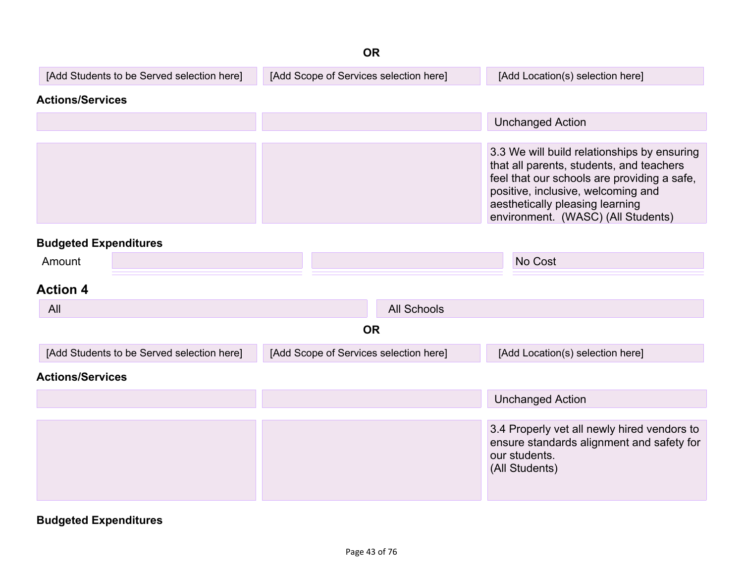**OR**

| [Add Students to be Served selection here] | [Add Scope of Services selection here] | [Add Location(s) selection here] |
|---|---|---|

**Actions/Services**

| | | Unchanged Action |
|---|---|---|
| | | 3.3 We will build relationships by ensuring that all parents, students, and teachers feel that our schools are providing a safe, positive, inclusive, welcoming and aesthetically pleasing learning environment. (WASC) (All Students) |

**Budgeted Expenditures**

| | | | |
|---|---|---|---|
| Amount | | | No Cost |

## Action 4

| All | All Schools |
|---|---|

**OR**

| [Add Students to be Served selection here] | [Add Scope of Services selection here] | [Add Location(s) selection here] |
|---|---|---|

**Actions/Services**

| | | Unchanged Action |
|---|---|---|
| | | 3.4 Properly vet all newly hired vendors to ensure standards alignment and safety for our students.<br>(All Students) |

**Budgeted Expenditures**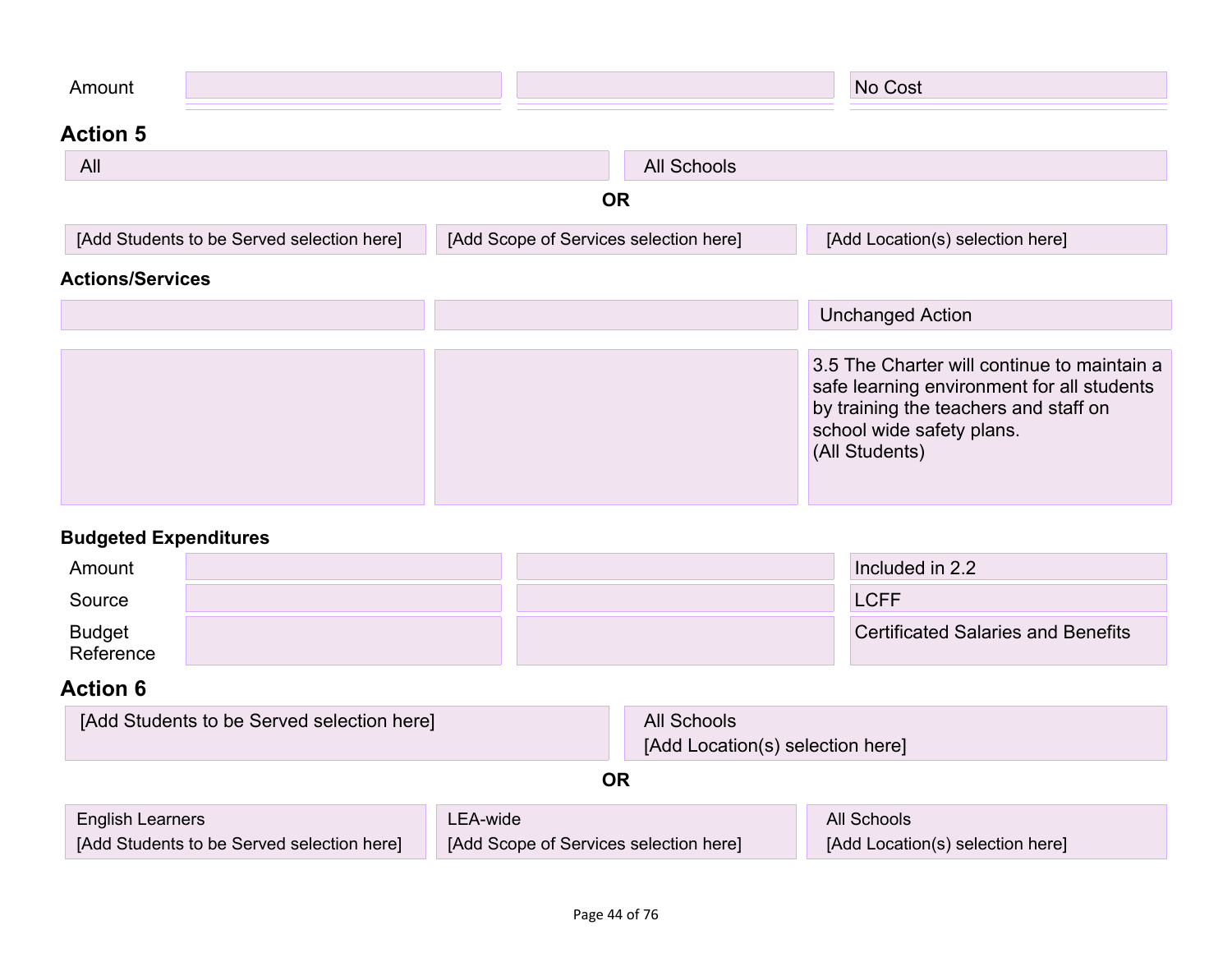| Amount | | | No Cost |
|---|---|---|---|

### Action 5

| All | All Schools |
|---|---|

**OR**

| [Add Students to be Served selection here] | [Add Scope of Services selection here] | [Add Location(s) selection here] |
|---|---|---|

**Actions/Services**

| | | Unchanged Action |
|---|---|---|
| | | 3.5 The Charter will continue to maintain a safe learning environment for all students by training the teachers and staff on school wide safety plans.<br>(All Students) |

**Budgeted Expenditures**

| | | | |
|---|---|---|---|
| Amount | | | Included in 2.2 |
| Source | | | LCFF |
| Budget Reference | | | Certificated Salaries and Benefits |

### Action 6

| [Add Students to be Served selection here] | All Schools<br>[Add Location(s) selection here] |
|---|---|

**OR**

| English Learners<br>[Add Students to be Served selection here] | LEA-wide<br>[Add Scope of Services selection here] | All Schools<br>[Add Location(s) selection here] |
|---|---|---|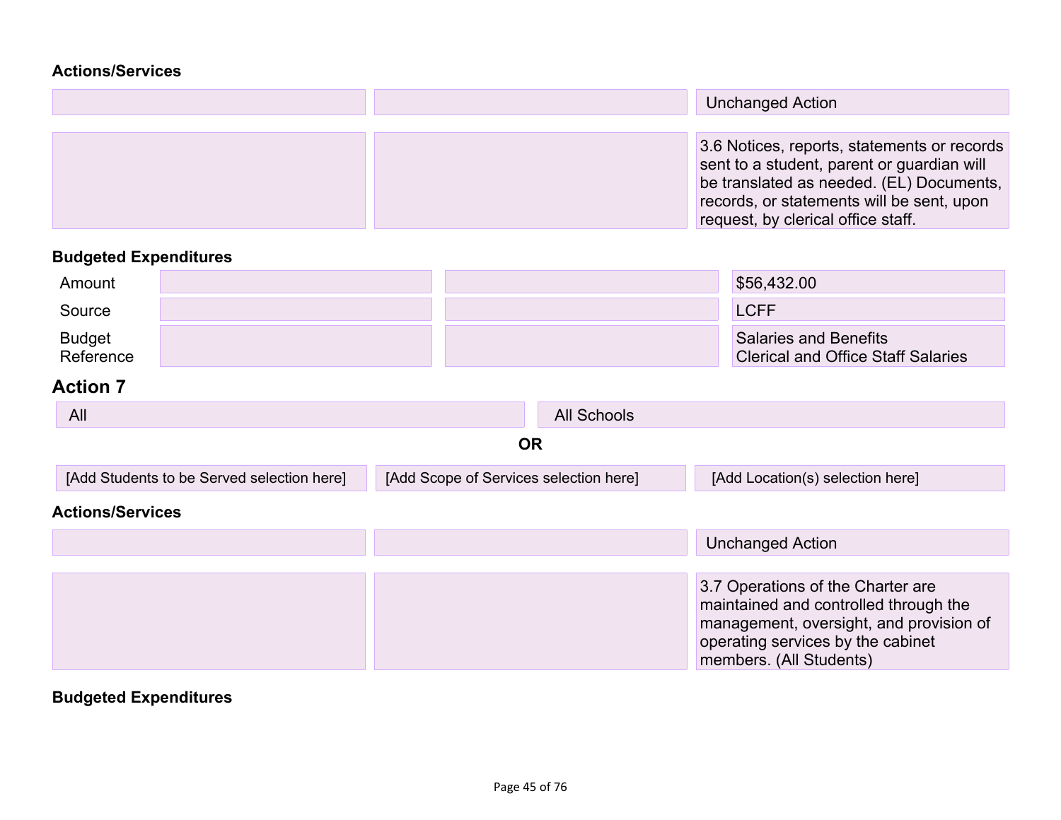**Actions/Services**

| | | |
|---|---|---|
| | | Unchanged Action |
| | | 3.6 Notices, reports, statements or records sent to a student, parent or guardian will be translated as needed. (EL) Documents, records, or statements will be sent, upon request, by clerical office staff. |

**Budgeted Expenditures**

| | | | |
|---|---|---|---|
| Amount | | | $56,432.00 |
| Source | | | LCFF |
| Budget Reference | | | Salaries and Benefits<br>Clerical and Office Staff Salaries |

## Action 7

| | |
|---|---|
| All | All Schools |

**OR**

| | | |
|---|---|---|
| [Add Students to be Served selection here] | [Add Scope of Services selection here] | [Add Location(s) selection here] |

**Actions/Services**

| | | |
|---|---|---|
| | | Unchanged Action |
| | | 3.7 Operations of the Charter are maintained and controlled through the management, oversight, and provision of operating services by the cabinet members. (All Students) |

**Budgeted Expenditures**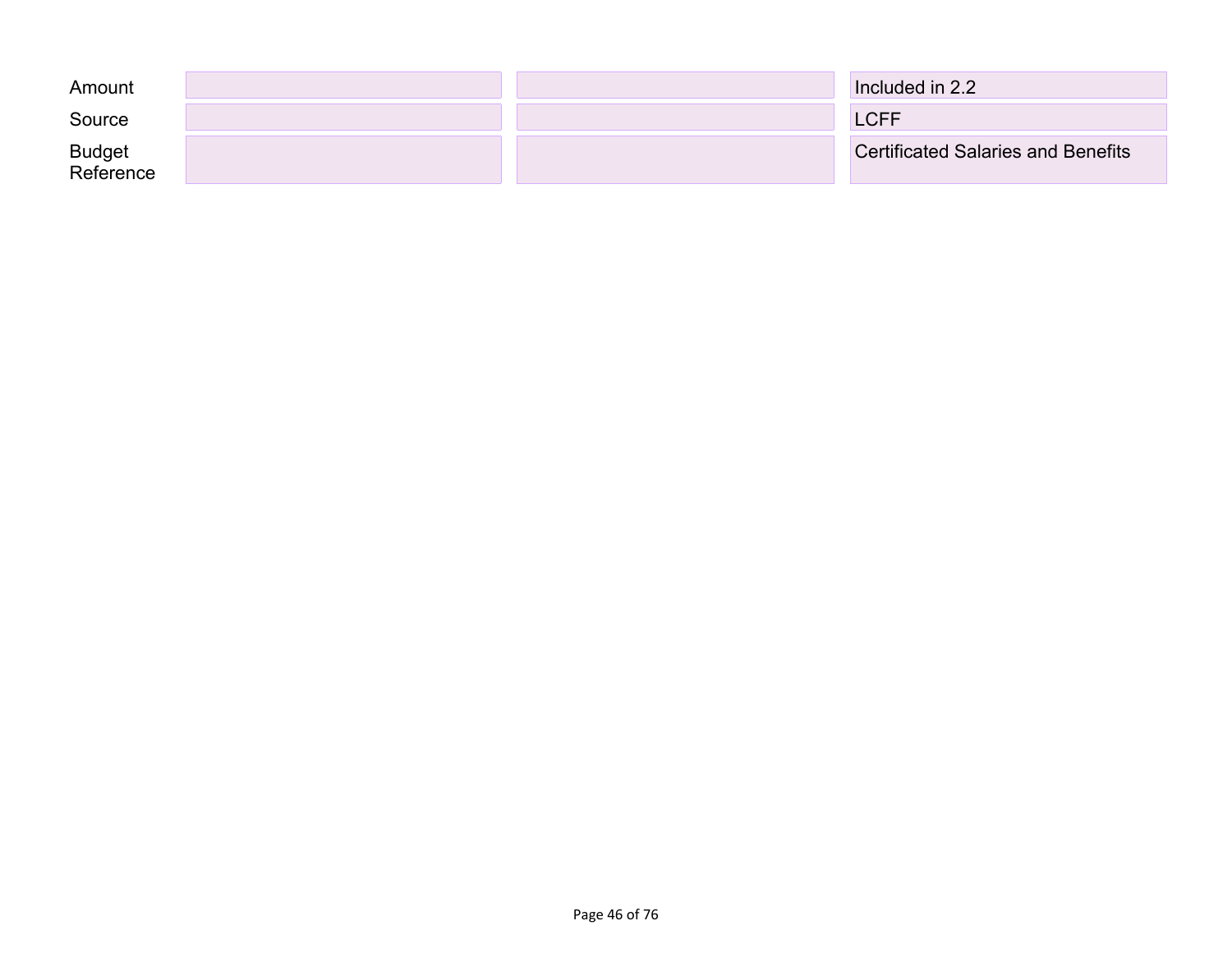| | | | |
|---|---|---|---|
| Amount | | | Included in 2.2 |
| Source | | | LCFF |
| Budget Reference | | | Certificated Salaries and Benefits |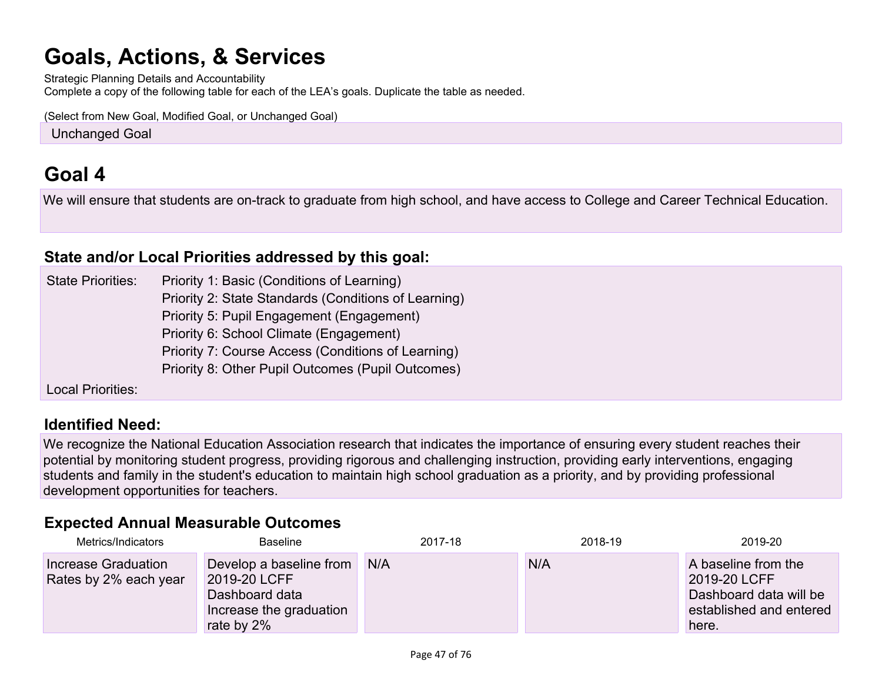# Goals, Actions, & Services

Strategic Planning Details and Accountability

Complete a copy of the following table for each of the LEA's goals. Duplicate the table as needed.

(Select from New Goal, Modified Goal, or Unchanged Goal)

Unchanged Goal

# Goal 4

We will ensure that students are on-track to graduate from high school, and have access to College and Career Technical Education.

### State and/or Local Priorities addressed by this goal:

State Priorities:
- Priority 1: Basic (Conditions of Learning)
- Priority 2: State Standards (Conditions of Learning)
- Priority 5: Pupil Engagement (Engagement)
- Priority 6: School Climate (Engagement)
- Priority 7: Course Access (Conditions of Learning)
- Priority 8: Other Pupil Outcomes (Pupil Outcomes)

Local Priorities:

### Identified Need:

We recognize the National Education Association research that indicates the importance of ensuring every student reaches their potential by monitoring student progress, providing rigorous and challenging instruction, providing early interventions, engaging students and family in the student's education to maintain high school graduation as a priority, and by providing professional development opportunities for teachers.

### Expected Annual Measurable Outcomes

| Metrics/Indicators | Baseline | 2017-18 | 2018-19 | 2019-20 |
|---|---|---|---|---|
| Increase Graduation Rates by 2% each year | Develop a baseline from 2019-20 LCFF Dashboard data Increase the graduation rate by 2% | N/A | N/A | A baseline from the 2019-20 LCFF Dashboard data will be established and entered here. |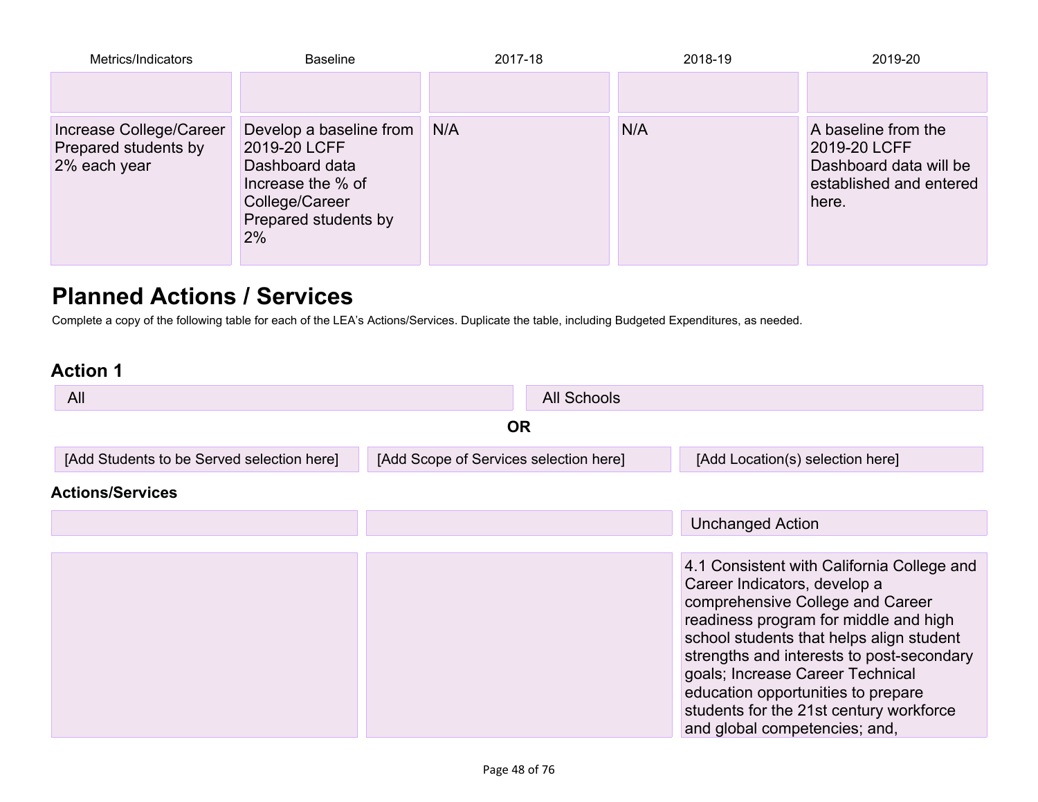| Metrics/Indicators | Baseline | 2017-18 | 2018-19 | 2019-20 |
|---|---|---|---|---|
| | | | | |
| Increase College/Career Prepared students by 2% each year | Develop a baseline from 2019-20 LCFF Dashboard data Increase the % of College/Career Prepared students by 2% | N/A | N/A | A baseline from the 2019-20 LCFF Dashboard data will be established and entered here. |

# Planned Actions / Services

Complete a copy of the following table for each of the LEA's Actions/Services. Duplicate the table, including Budgeted Expenditures, as needed.

### Action 1

| | |
|---|---|
| All | All Schools |

**OR**

| | | |
|---|---|---|
| [Add Students to be Served selection here] | [Add Scope of Services selection here] | [Add Location(s) selection here] |

#### Actions/Services

| | | |
|---|---|---|
| | | Unchanged Action |
| | | 4.1 Consistent with California College and Career Indicators, develop a comprehensive College and Career readiness program for middle and high school students that helps align student strengths and interests to post-secondary goals; Increase Career Technical education opportunities to prepare students for the 21st century workforce and global competencies; and, |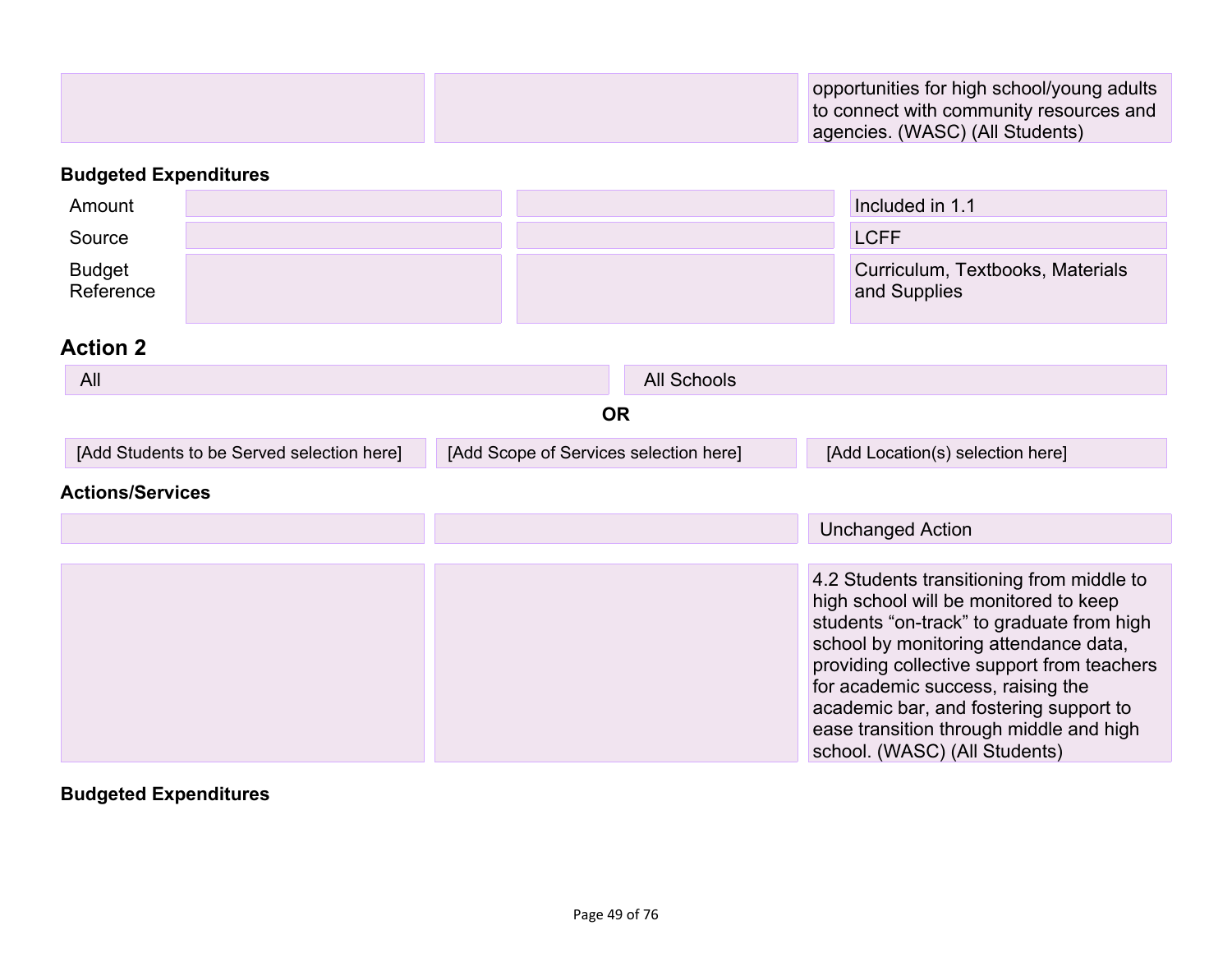| | | |
|---|---|---|
| | | opportunities for high school/young adults to connect with community resources and agencies. (WASC) (All Students) |

**Budgeted Expenditures**

| | | | |
|---|---|---|---|
| Amount | | | Included in 1.1 |
| Source | | | LCFF |
| Budget Reference | | | Curriculum, Textbooks, Materials and Supplies |

## Action 2

| | |
|---|---|
| All | All Schools |

**OR**

| | | |
|---|---|---|
| [Add Students to be Served selection here] | [Add Scope of Services selection here] | [Add Location(s) selection here] |

**Actions/Services**

| | | |
|---|---|---|
| | | Unchanged Action |
| | | 4.2 Students transitioning from middle to high school will be monitored to keep students "on-track" to graduate from high school by monitoring attendance data, providing collective support from teachers for academic success, raising the academic bar, and fostering support to ease transition through middle and high school. (WASC) (All Students) |

**Budgeted Expenditures**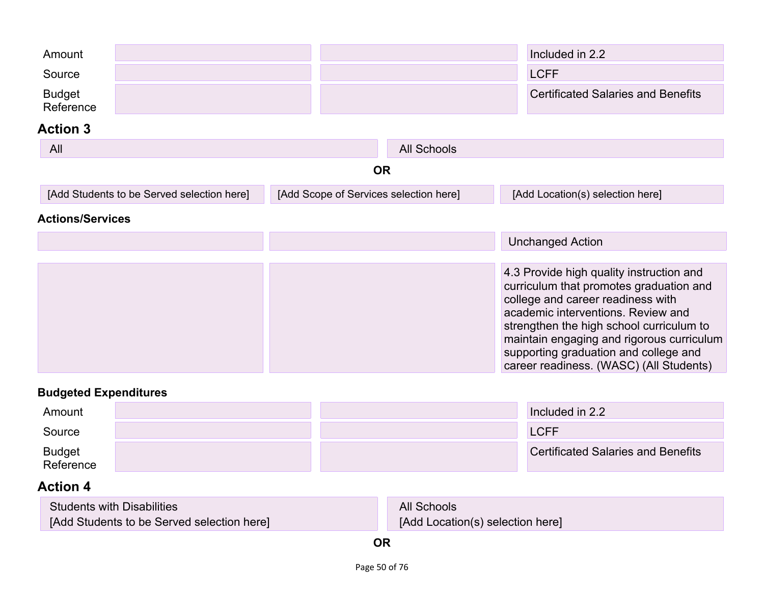| | | | |
|---|---|---|---|
| Amount | | | Included in 2.2 |
| Source | | | LCFF |
| Budget Reference | | | Certificated Salaries and Benefits |

## Action 3

| | |
|---|---|
| All | All Schools |

**OR**

| | | |
|---|---|---|
| [Add Students to be Served selection here] | [Add Scope of Services selection here] | [Add Location(s) selection here] |

**Actions/Services**

| | | |
|---|---|---|
| | | Unchanged Action |
| | | 4.3 Provide high quality instruction and curriculum that promotes graduation and college and career readiness with academic interventions. Review and strengthen the high school curriculum to maintain engaging and rigorous curriculum supporting graduation and college and career readiness. (WASC) (All Students) |

**Budgeted Expenditures**

| | | | |
|---|---|---|---|
| Amount | | | Included in 2.2 |
| Source | | | LCFF |
| Budget Reference | | | Certificated Salaries and Benefits |

## Action 4

| | |
|---|---|
| Students with Disabilities<br>[Add Students to be Served selection here] | All Schools<br>[Add Location(s) selection here] |

**OR**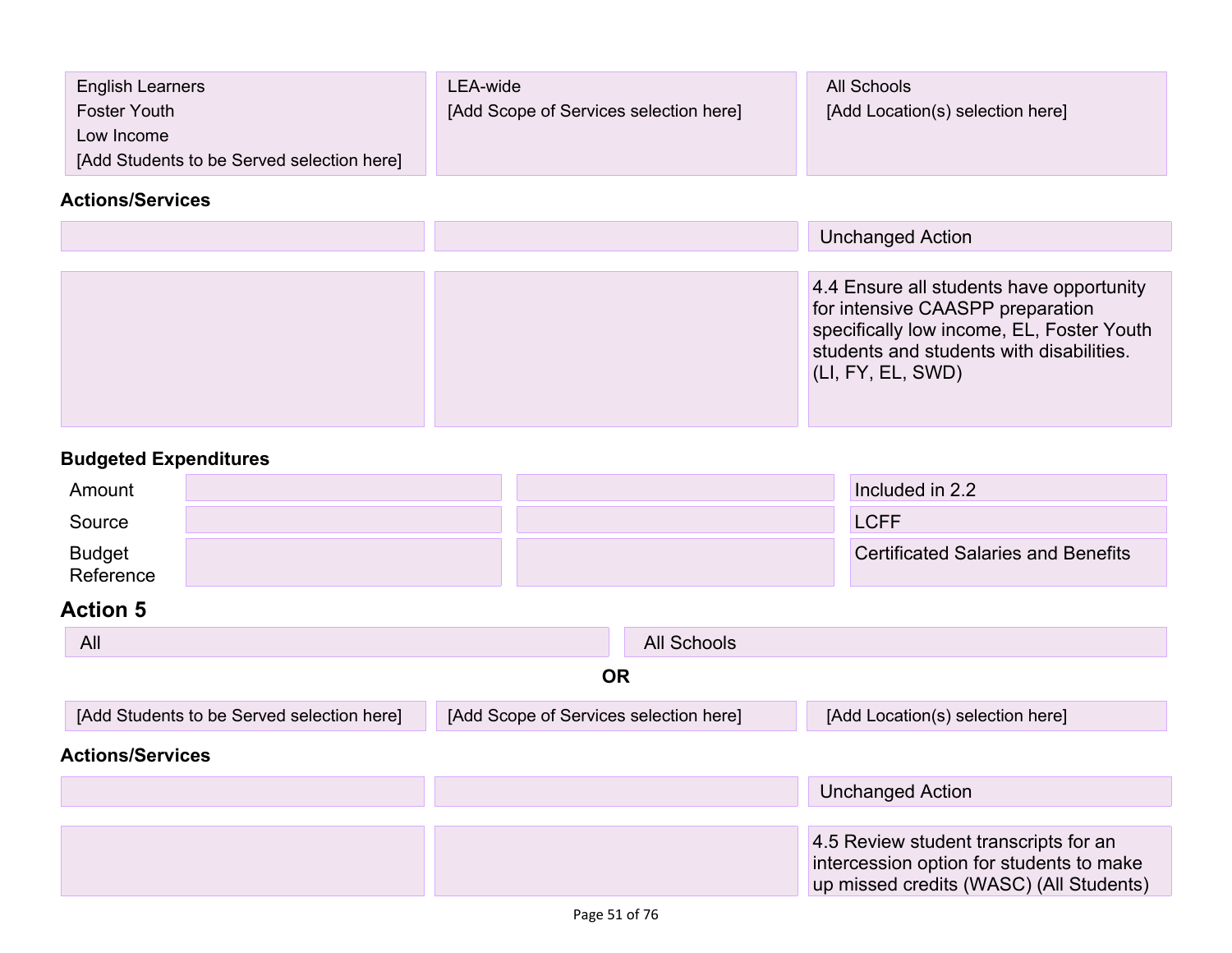| | | |
|---|---|---|
| English Learners<br>Foster Youth<br>Low Income<br>[Add Students to be Served selection here] | LEA-wide<br>[Add Scope of Services selection here] | All Schools<br>[Add Location(s) selection here] |

#### Actions/Services

| | | |
|---|---|---|
| | | Unchanged Action |
| | | 4.4 Ensure all students have opportunity for intensive CAASPP preparation specifically low income, EL, Foster Youth students and students with disabilities. (LI, FY, EL, SWD) |

#### Budgeted Expenditures

| | | | |
|---|---|---|---|
| Amount | | | Included in 2.2 |
| Source | | | LCFF |
| Budget Reference | | | Certificated Salaries and Benefits |

### Action 5

| | |
|---|---|
| All | All Schools |

**OR**

| | | |
|---|---|---|
| [Add Students to be Served selection here] | [Add Scope of Services selection here] | [Add Location(s) selection here] |

#### Actions/Services

| | | |
|---|---|---|
| | | Unchanged Action |
| | | 4.5 Review student transcripts for an intercession option for students to make up missed credits (WASC) (All Students) |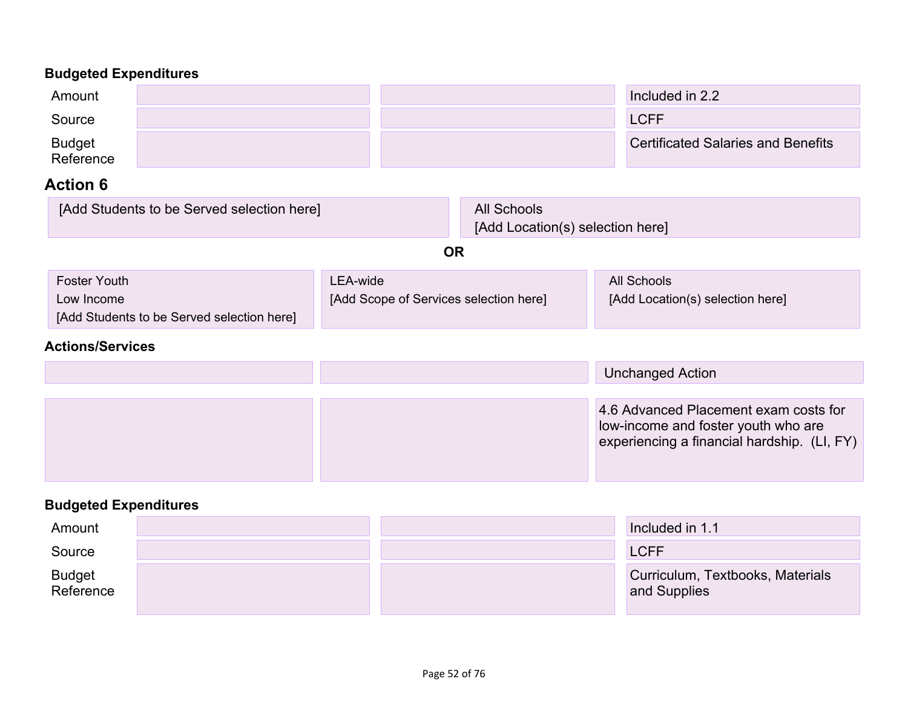**Budgeted Expenditures**

| | | | |
|---|---|---|---|
| Amount | | | Included in 2.2 |
| Source | | | LCFF |
| Budget Reference | | | Certificated Salaries and Benefits |

## Action 6

| | |
|---|---|
| [Add Students to be Served selection here] | All Schools<br>[Add Location(s) selection here] |

**OR**

| | | |
|---|---|---|
| Foster Youth<br>Low Income<br>[Add Students to be Served selection here] | LEA-wide<br>[Add Scope of Services selection here] | All Schools<br>[Add Location(s) selection here] |

**Actions/Services**

| | | |
|---|---|---|
| | | Unchanged Action |
| | | 4.6 Advanced Placement exam costs for low-income and foster youth who are experiencing a financial hardship. (LI, FY) |

**Budgeted Expenditures**

| | | | |
|---|---|---|---|
| Amount | | | Included in 1.1 |
| Source | | | LCFF |
| Budget Reference | | | Curriculum, Textbooks, Materials and Supplies |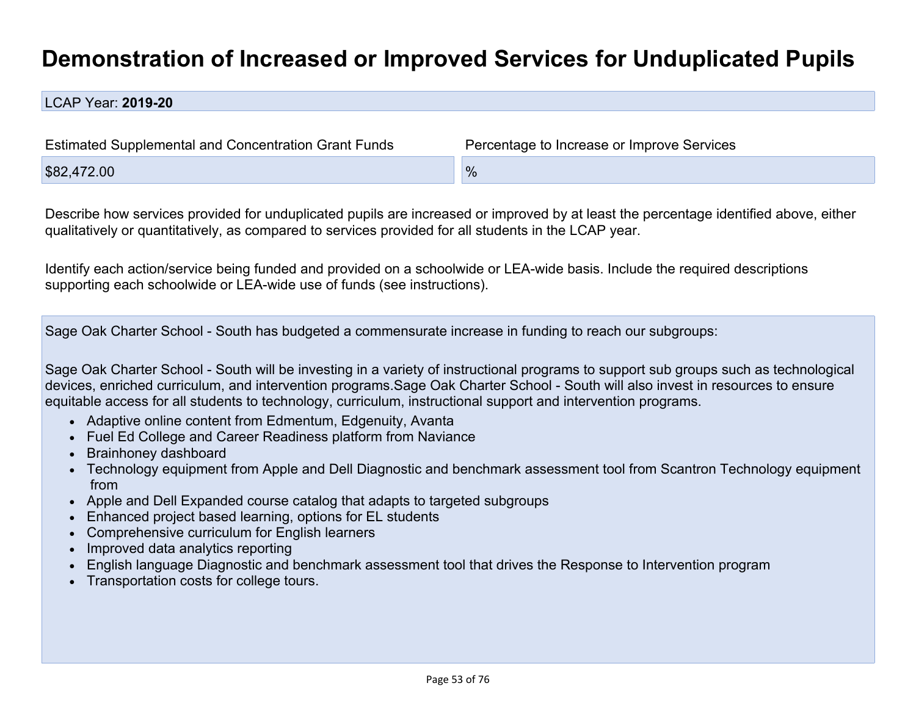# Demonstration of Increased or Improved Services for Unduplicated Pupils

LCAP Year: **2019-20**

| Estimated Supplemental and Concentration Grant Funds | Percentage to Increase or Improve Services |
| --- | --- |
| $82,472.00 | % |

Describe how services provided for unduplicated pupils are increased or improved by at least the percentage identified above, either qualitatively or quantitatively, as compared to services provided for all students in the LCAP year.

Identify each action/service being funded and provided on a schoolwide or LEA-wide basis. Include the required descriptions supporting each schoolwide or LEA-wide use of funds (see instructions).

Sage Oak Charter School - South has budgeted a commensurate increase in funding to reach our subgroups:

Sage Oak Charter School - South will be investing in a variety of instructional programs to support sub groups such as technological devices, enriched curriculum, and intervention programs.Sage Oak Charter School - South will also invest in resources to ensure equitable access for all students to technology, curriculum, instructional support and intervention programs.

- Adaptive online content from Edmentum, Edgenuity, Avanta
- Fuel Ed College and Career Readiness platform from Naviance
- Brainhoney dashboard
- Technology equipment from Apple and Dell Diagnostic and benchmark assessment tool from Scantron Technology equipment from
- Apple and Dell Expanded course catalog that adapts to targeted subgroups
- Enhanced project based learning, options for EL students
- Comprehensive curriculum for English learners
- Improved data analytics reporting
- English language Diagnostic and benchmark assessment tool that drives the Response to Intervention program
- Transportation costs for college tours.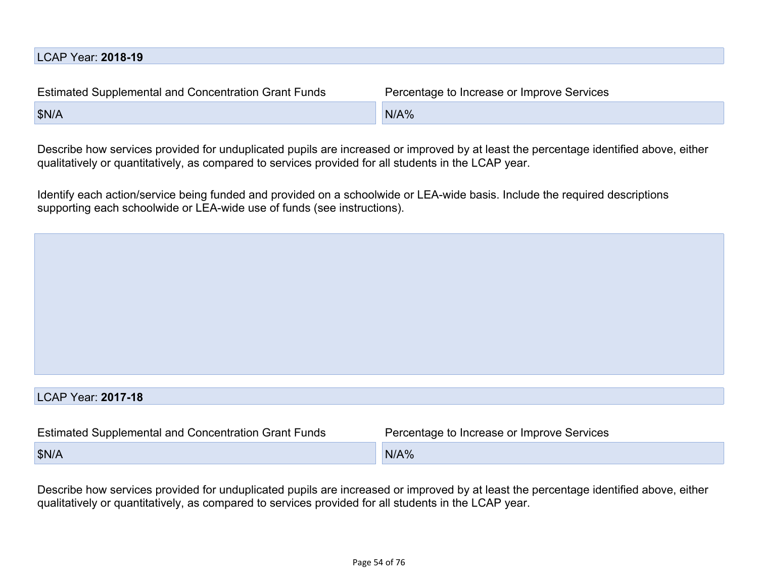LCAP Year: **2018-19**

| Estimated Supplemental and Concentration Grant Funds | Percentage to Increase or Improve Services |
| --- | --- |
| $N/A | N/A% |

Describe how services provided for unduplicated pupils are increased or improved by at least the percentage identified above, either qualitatively or quantitatively, as compared to services provided for all students in the LCAP year.

Identify each action/service being funded and provided on a schoolwide or LEA-wide basis. Include the required descriptions supporting each schoolwide or LEA-wide use of funds (see instructions).

LCAP Year: **2017-18**

| Estimated Supplemental and Concentration Grant Funds | Percentage to Increase or Improve Services |
| --- | --- |
| $N/A | N/A% |

Describe how services provided for unduplicated pupils are increased or improved by at least the percentage identified above, either qualitatively or quantitatively, as compared to services provided for all students in the LCAP year.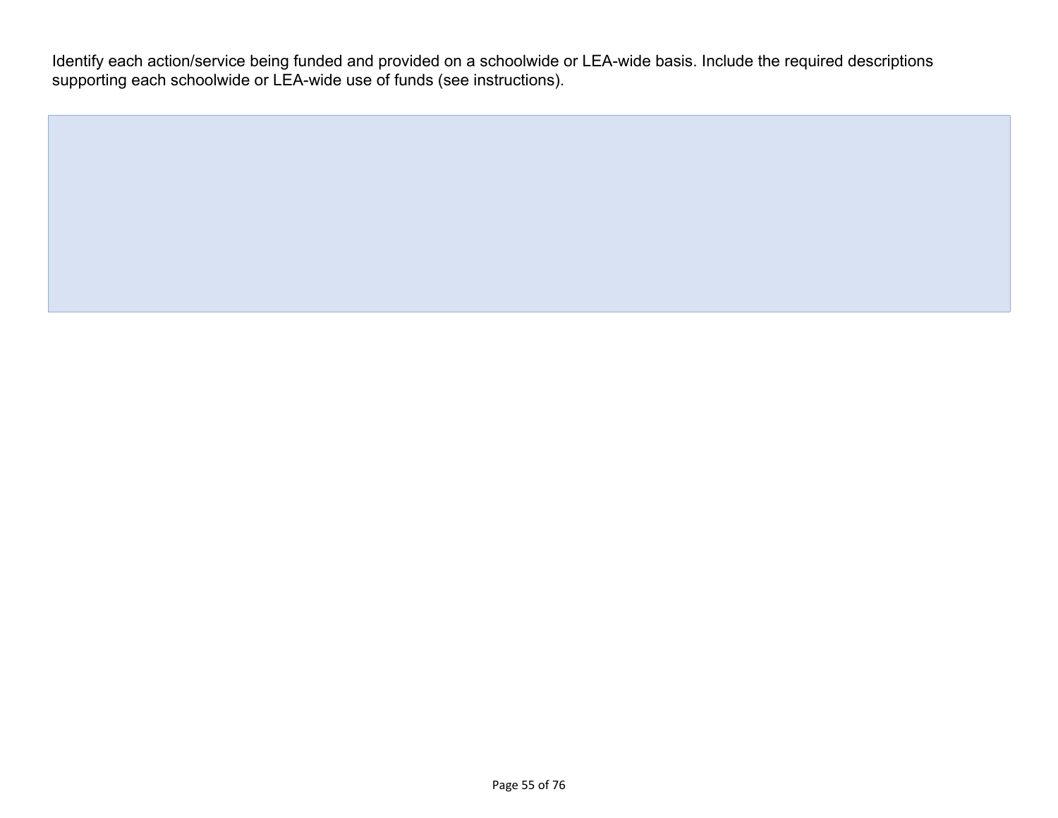Identify each action/service being funded and provided on a schoolwide or LEA-wide basis. Include the required descriptions supporting each schoolwide or LEA-wide use of funds (see instructions).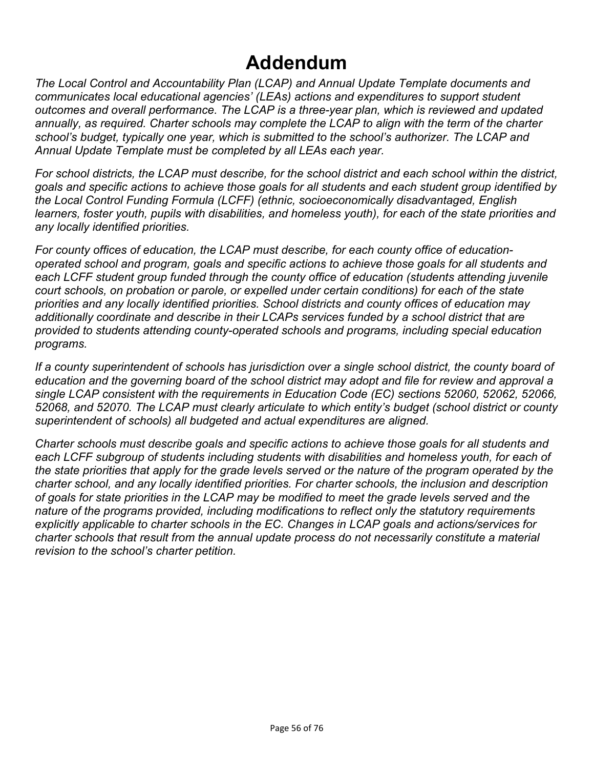# Addendum

*The Local Control and Accountability Plan (LCAP) and Annual Update Template documents and communicates local educational agencies' (LEAs) actions and expenditures to support student outcomes and overall performance. The LCAP is a three-year plan, which is reviewed and updated annually, as required. Charter schools may complete the LCAP to align with the term of the charter school's budget, typically one year, which is submitted to the school's authorizer. The LCAP and Annual Update Template must be completed by all LEAs each year.*

*For school districts, the LCAP must describe, for the school district and each school within the district, goals and specific actions to achieve those goals for all students and each student group identified by the Local Control Funding Formula (LCFF) (ethnic, socioeconomically disadvantaged, English learners, foster youth, pupils with disabilities, and homeless youth), for each of the state priorities and any locally identified priorities.*

*For county offices of education, the LCAP must describe, for each county office of education-operated school and program, goals and specific actions to achieve those goals for all students and each LCFF student group funded through the county office of education (students attending juvenile court schools, on probation or parole, or expelled under certain conditions) for each of the state priorities and any locally identified priorities. School districts and county offices of education may additionally coordinate and describe in their LCAPs services funded by a school district that are provided to students attending county-operated schools and programs, including special education programs.*

*If a county superintendent of schools has jurisdiction over a single school district, the county board of education and the governing board of the school district may adopt and file for review and approval a single LCAP consistent with the requirements in Education Code (EC) sections 52060, 52062, 52066, 52068, and 52070. The LCAP must clearly articulate to which entity's budget (school district or county superintendent of schools) all budgeted and actual expenditures are aligned.*

*Charter schools must describe goals and specific actions to achieve those goals for all students and each LCFF subgroup of students including students with disabilities and homeless youth, for each of the state priorities that apply for the grade levels served or the nature of the program operated by the charter school, and any locally identified priorities. For charter schools, the inclusion and description of goals for state priorities in the LCAP may be modified to meet the grade levels served and the nature of the programs provided, including modifications to reflect only the statutory requirements explicitly applicable to charter schools in the EC. Changes in LCAP goals and actions/services for charter schools that result from the annual update process do not necessarily constitute a material revision to the school's charter petition.*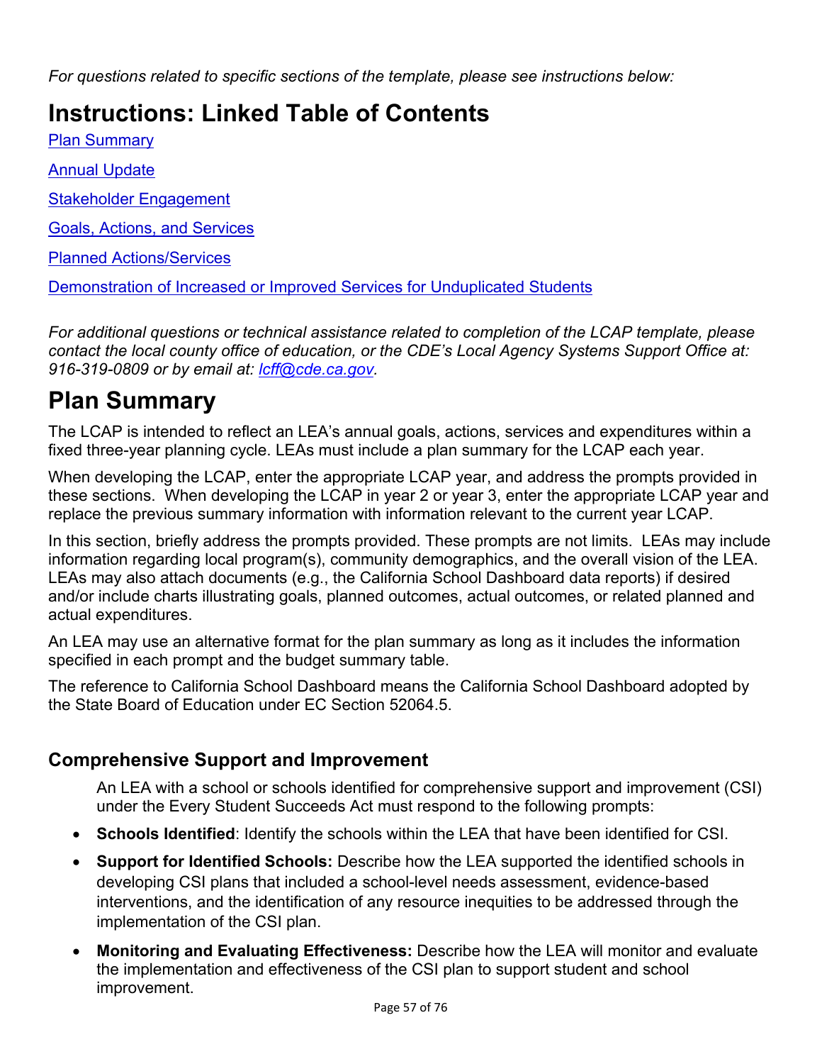*For questions related to specific sections of the template, please see instructions below:*

# Instructions: Linked Table of Contents

[Plan Summary](#)

[Annual Update](#)

[Stakeholder Engagement](#)

[Goals, Actions, and Services](#)

[Planned Actions/Services](#)

[Demonstration of Increased or Improved Services for Unduplicated Students](#)

*For additional questions or technical assistance related to completion of the LCAP template, please contact the local county office of education, or the CDE's Local Agency Systems Support Office at: 916-319-0809 or by email at: [lcff@cde.ca.gov](mailto:lcff@cde.ca.gov).*

# Plan Summary

The LCAP is intended to reflect an LEA's annual goals, actions, services and expenditures within a fixed three-year planning cycle. LEAs must include a plan summary for the LCAP each year.

When developing the LCAP, enter the appropriate LCAP year, and address the prompts provided in these sections. When developing the LCAP in year 2 or year 3, enter the appropriate LCAP year and replace the previous summary information with information relevant to the current year LCAP.

In this section, briefly address the prompts provided. These prompts are not limits. LEAs may include information regarding local program(s), community demographics, and the overall vision of the LEA. LEAs may also attach documents (e.g., the California School Dashboard data reports) if desired and/or include charts illustrating goals, planned outcomes, actual outcomes, or related planned and actual expenditures.

An LEA may use an alternative format for the plan summary as long as it includes the information specified in each prompt and the budget summary table.

The reference to California School Dashboard means the California School Dashboard adopted by the State Board of Education under EC Section 52064.5.

## Comprehensive Support and Improvement

An LEA with a school or schools identified for comprehensive support and improvement (CSI) under the Every Student Succeeds Act must respond to the following prompts:

- **Schools Identified**: Identify the schools within the LEA that have been identified for CSI.
- **Support for Identified Schools:** Describe how the LEA supported the identified schools in developing CSI plans that included a school-level needs assessment, evidence-based interventions, and the identification of any resource inequities to be addressed through the implementation of the CSI plan.
- **Monitoring and Evaluating Effectiveness:** Describe how the LEA will monitor and evaluate the implementation and effectiveness of the CSI plan to support student and school improvement.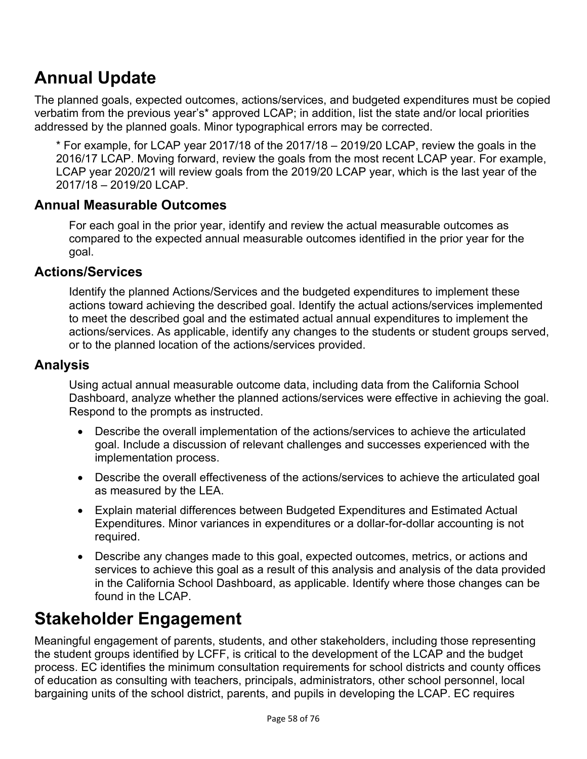# Annual Update

The planned goals, expected outcomes, actions/services, and budgeted expenditures must be copied verbatim from the previous year's* approved LCAP; in addition, list the state and/or local priorities addressed by the planned goals. Minor typographical errors may be corrected.

> * For example, for LCAP year 2017/18 of the 2017/18 – 2019/20 LCAP, review the goals in the 2016/17 LCAP. Moving forward, review the goals from the most recent LCAP year. For example, LCAP year 2020/21 will review goals from the 2019/20 LCAP year, which is the last year of the 2017/18 – 2019/20 LCAP.

## Annual Measurable Outcomes

For each goal in the prior year, identify and review the actual measurable outcomes as compared to the expected annual measurable outcomes identified in the prior year for the goal.

## Actions/Services

Identify the planned Actions/Services and the budgeted expenditures to implement these actions toward achieving the described goal. Identify the actual actions/services implemented to meet the described goal and the estimated actual annual expenditures to implement the actions/services. As applicable, identify any changes to the students or student groups served, or to the planned location of the actions/services provided.

## Analysis

Using actual annual measurable outcome data, including data from the California School Dashboard, analyze whether the planned actions/services were effective in achieving the goal. Respond to the prompts as instructed.

- Describe the overall implementation of the actions/services to achieve the articulated goal. Include a discussion of relevant challenges and successes experienced with the implementation process.
- Describe the overall effectiveness of the actions/services to achieve the articulated goal as measured by the LEA.
- Explain material differences between Budgeted Expenditures and Estimated Actual Expenditures. Minor variances in expenditures or a dollar-for-dollar accounting is not required.
- Describe any changes made to this goal, expected outcomes, metrics, or actions and services to achieve this goal as a result of this analysis and analysis of the data provided in the California School Dashboard, as applicable. Identify where those changes can be found in the LCAP.

# Stakeholder Engagement

Meaningful engagement of parents, students, and other stakeholders, including those representing the student groups identified by LCFF, is critical to the development of the LCAP and the budget process. EC identifies the minimum consultation requirements for school districts and county offices of education as consulting with teachers, principals, administrators, other school personnel, local bargaining units of the school district, parents, and pupils in developing the LCAP. EC requires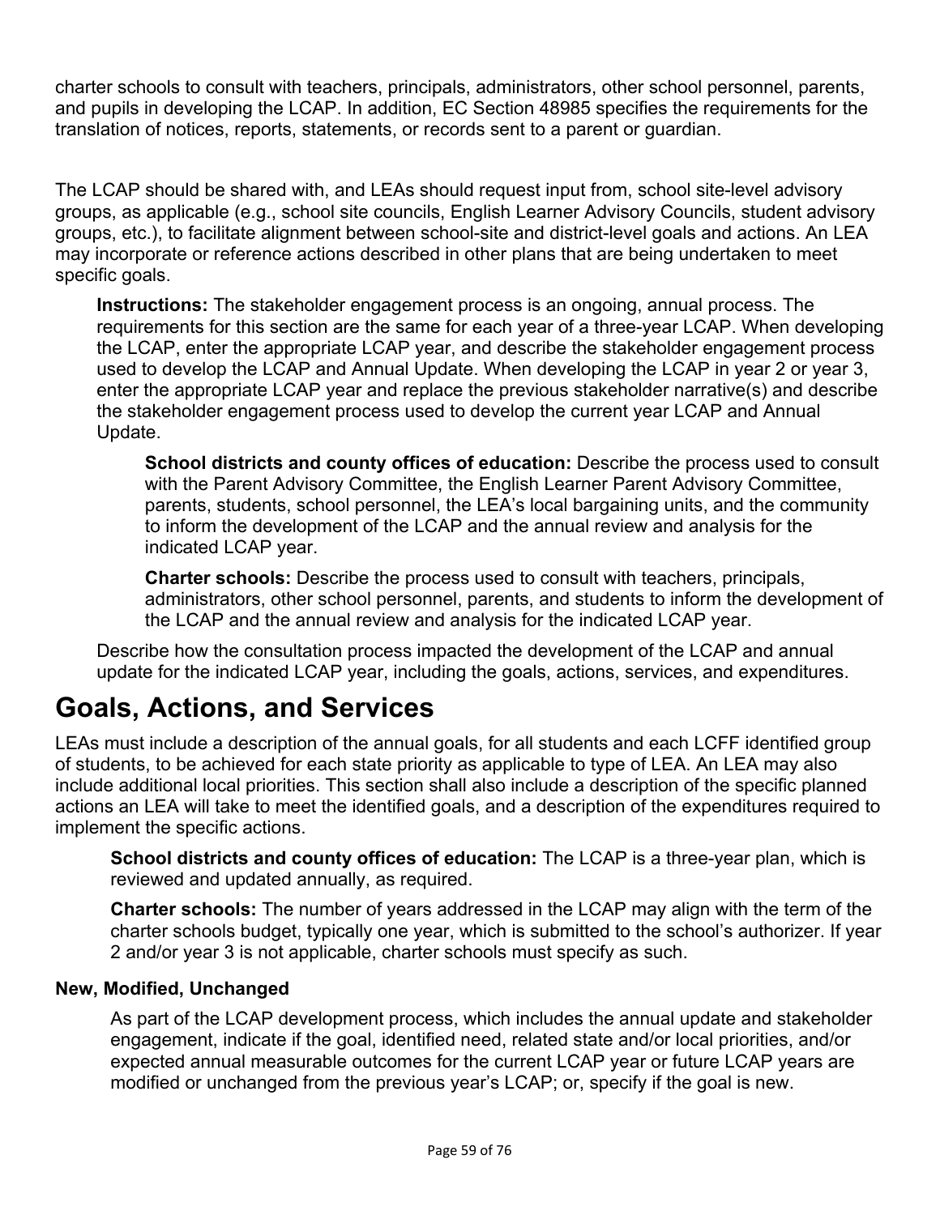charter schools to consult with teachers, principals, administrators, other school personnel, parents, and pupils in developing the LCAP. In addition, EC Section 48985 specifies the requirements for the translation of notices, reports, statements, or records sent to a parent or guardian.

The LCAP should be shared with, and LEAs should request input from, school site-level advisory groups, as applicable (e.g., school site councils, English Learner Advisory Councils, student advisory groups, etc.), to facilitate alignment between school-site and district-level goals and actions. An LEA may incorporate or reference actions described in other plans that are being undertaken to meet specific goals.

> **Instructions:** The stakeholder engagement process is an ongoing, annual process. The requirements for this section are the same for each year of a three-year LCAP. When developing the LCAP, enter the appropriate LCAP year, and describe the stakeholder engagement process used to develop the LCAP and Annual Update. When developing the LCAP in year 2 or year 3, enter the appropriate LCAP year and replace the previous stakeholder narrative(s) and describe the stakeholder engagement process used to develop the current year LCAP and Annual Update.
>
> > **School districts and county offices of education:** Describe the process used to consult with the Parent Advisory Committee, the English Learner Parent Advisory Committee, parents, students, school personnel, the LEA's local bargaining units, and the community to inform the development of the LCAP and the annual review and analysis for the indicated LCAP year.
> >
> > **Charter schools:** Describe the process used to consult with teachers, principals, administrators, other school personnel, parents, and students to inform the development of the LCAP and the annual review and analysis for the indicated LCAP year.
>
> Describe how the consultation process impacted the development of the LCAP and annual update for the indicated LCAP year, including the goals, actions, services, and expenditures.

# Goals, Actions, and Services

LEAs must include a description of the annual goals, for all students and each LCFF identified group of students, to be achieved for each state priority as applicable to type of LEA. An LEA may also include additional local priorities. This section shall also include a description of the specific planned actions an LEA will take to meet the identified goals, and a description of the expenditures required to implement the specific actions.

> **School districts and county offices of education:** The LCAP is a three-year plan, which is reviewed and updated annually, as required.
>
> **Charter schools:** The number of years addressed in the LCAP may align with the term of the charter schools budget, typically one year, which is submitted to the school's authorizer. If year 2 and/or year 3 is not applicable, charter schools must specify as such.

### New, Modified, Unchanged

> As part of the LCAP development process, which includes the annual update and stakeholder engagement, indicate if the goal, identified need, related state and/or local priorities, and/or expected annual measurable outcomes for the current LCAP year or future LCAP years are modified or unchanged from the previous year's LCAP; or, specify if the goal is new.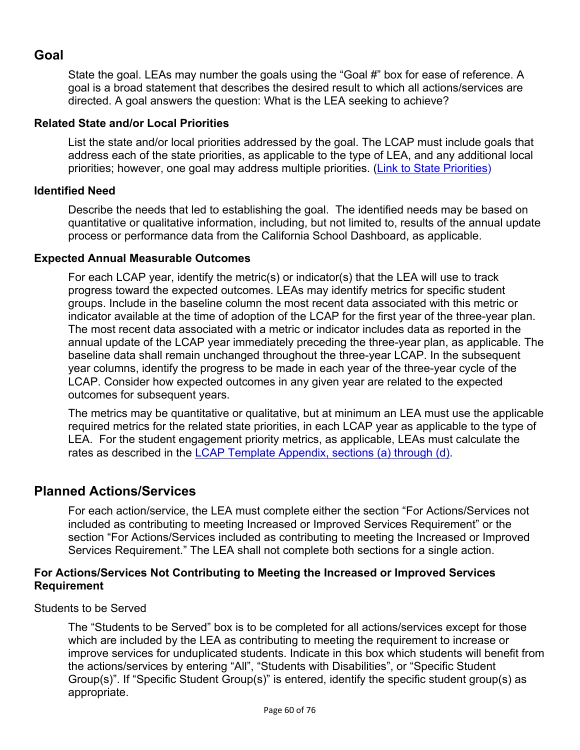## Goal

State the goal. LEAs may number the goals using the "Goal #" box for ease of reference. A goal is a broad statement that describes the desired result to which all actions/services are directed. A goal answers the question: What is the LEA seeking to achieve?

### Related State and/or Local Priorities

List the state and/or local priorities addressed by the goal. The LCAP must include goals that address each of the state priorities, as applicable to the type of LEA, and any additional local priorities; however, one goal may address multiple priorities. (Link to State Priorities)

### Identified Need

Describe the needs that led to establishing the goal. The identified needs may be based on quantitative or qualitative information, including, but not limited to, results of the annual update process or performance data from the California School Dashboard, as applicable.

### Expected Annual Measurable Outcomes

For each LCAP year, identify the metric(s) or indicator(s) that the LEA will use to track progress toward the expected outcomes. LEAs may identify metrics for specific student groups. Include in the baseline column the most recent data associated with this metric or indicator available at the time of adoption of the LCAP for the first year of the three-year plan. The most recent data associated with a metric or indicator includes data as reported in the annual update of the LCAP year immediately preceding the three-year plan, as applicable. The baseline data shall remain unchanged throughout the three-year LCAP. In the subsequent year columns, identify the progress to be made in each year of the three-year cycle of the LCAP. Consider how expected outcomes in any given year are related to the expected outcomes for subsequent years.

The metrics may be quantitative or qualitative, but at minimum an LEA must use the applicable required metrics for the related state priorities, in each LCAP year as applicable to the type of LEA. For the student engagement priority metrics, as applicable, LEAs must calculate the rates as described in the LCAP Template Appendix, sections (a) through (d).

## Planned Actions/Services

For each action/service, the LEA must complete either the section "For Actions/Services not included as contributing to meeting Increased or Improved Services Requirement" or the section "For Actions/Services included as contributing to meeting the Increased or Improved Services Requirement." The LEA shall not complete both sections for a single action.

### For Actions/Services Not Contributing to Meeting the Increased or Improved Services Requirement

Students to be Served

The "Students to be Served" box is to be completed for all actions/services except for those which are included by the LEA as contributing to meeting the requirement to increase or improve services for unduplicated students. Indicate in this box which students will benefit from the actions/services by entering "All", "Students with Disabilities", or "Specific Student Group(s)". If "Specific Student Group(s)" is entered, identify the specific student group(s) as appropriate.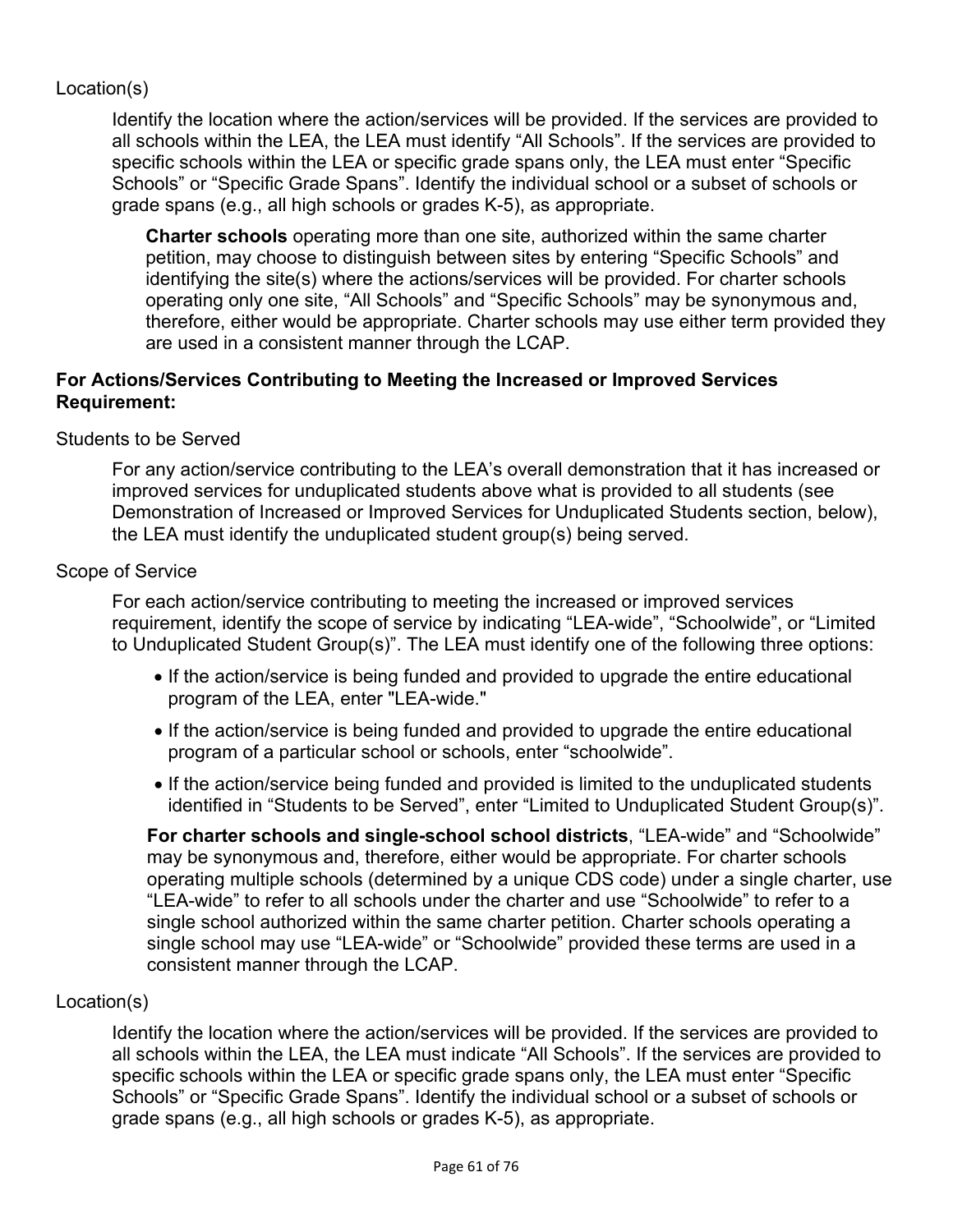Location(s)

Identify the location where the action/services will be provided. If the services are provided to all schools within the LEA, the LEA must identify “All Schools”. If the services are provided to specific schools within the LEA or specific grade spans only, the LEA must enter “Specific Schools” or “Specific Grade Spans”. Identify the individual school or a subset of schools or grade spans (e.g., all high schools or grades K-5), as appropriate.

**Charter schools** operating more than one site, authorized within the same charter petition, may choose to distinguish between sites by entering “Specific Schools” and identifying the site(s) where the actions/services will be provided. For charter schools operating only one site, “All Schools” and “Specific Schools” may be synonymous and, therefore, either would be appropriate. Charter schools may use either term provided they are used in a consistent manner through the LCAP.

**For Actions/Services Contributing to Meeting the Increased or Improved Services Requirement:**

Students to be Served

For any action/service contributing to the LEA’s overall demonstration that it has increased or improved services for unduplicated students above what is provided to all students (see Demonstration of Increased or Improved Services for Unduplicated Students section, below), the LEA must identify the unduplicated student group(s) being served.

Scope of Service

For each action/service contributing to meeting the increased or improved services requirement, identify the scope of service by indicating “LEA-wide”, “Schoolwide”, or “Limited to Unduplicated Student Group(s)”. The LEA must identify one of the following three options:

- If the action/service is being funded and provided to upgrade the entire educational program of the LEA, enter "LEA-wide."
- If the action/service is being funded and provided to upgrade the entire educational program of a particular school or schools, enter “schoolwide”.
- If the action/service being funded and provided is limited to the unduplicated students identified in “Students to be Served”, enter “Limited to Unduplicated Student Group(s)”.

**For charter schools and single-school school districts**, “LEA-wide” and “Schoolwide” may be synonymous and, therefore, either would be appropriate. For charter schools operating multiple schools (determined by a unique CDS code) under a single charter, use “LEA-wide” to refer to all schools under the charter and use “Schoolwide” to refer to a single school authorized within the same charter petition. Charter schools operating a single school may use “LEA-wide” or “Schoolwide” provided these terms are used in a consistent manner through the LCAP.

Location(s)

Identify the location where the action/services will be provided. If the services are provided to all schools within the LEA, the LEA must indicate “All Schools”. If the services are provided to specific schools within the LEA or specific grade spans only, the LEA must enter “Specific Schools” or “Specific Grade Spans”. Identify the individual school or a subset of schools or grade spans (e.g., all high schools or grades K-5), as appropriate.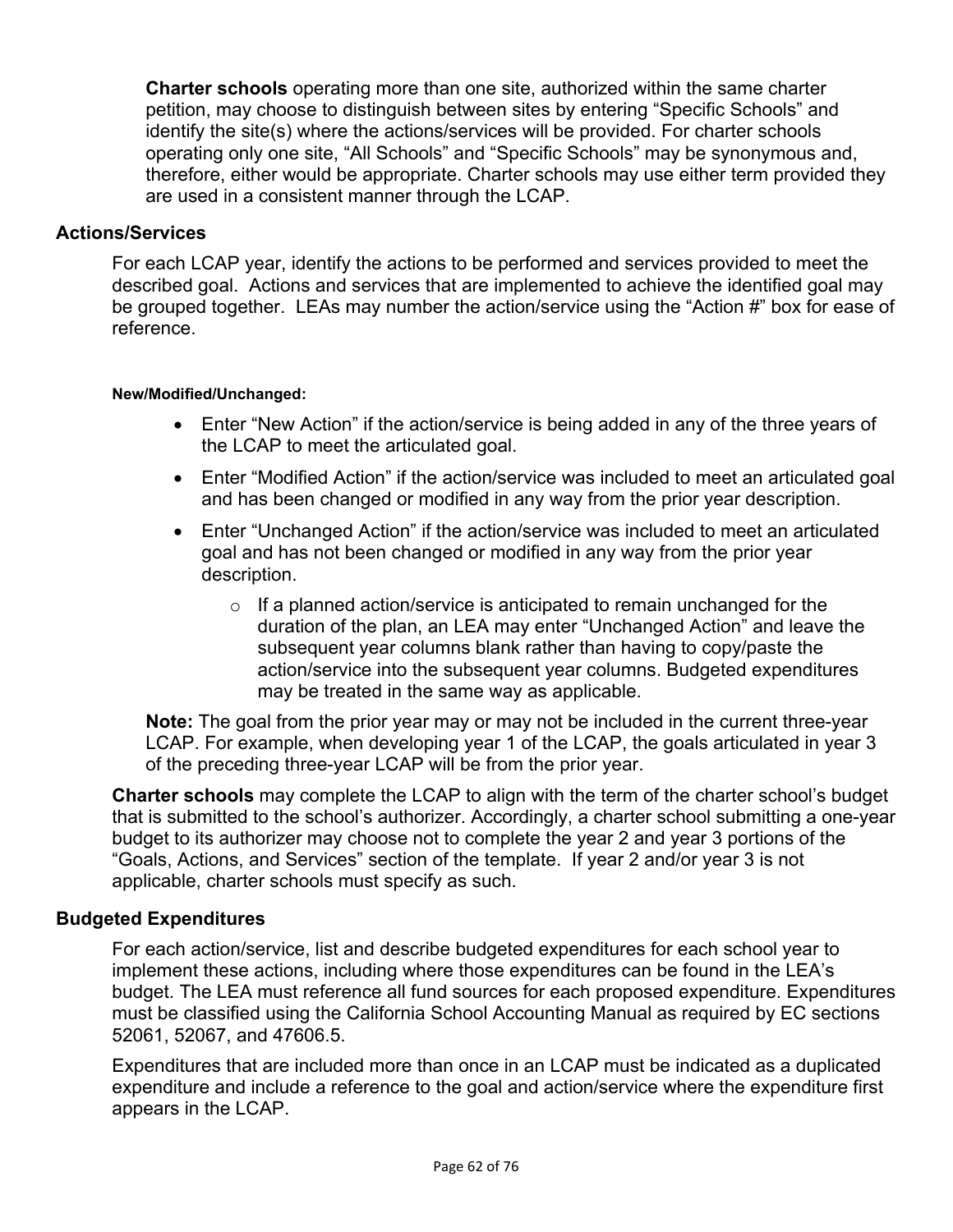**Charter schools** operating more than one site, authorized within the same charter petition, may choose to distinguish between sites by entering "Specific Schools" and identify the site(s) where the actions/services will be provided. For charter schools operating only one site, "All Schools" and "Specific Schools" may be synonymous and, therefore, either would be appropriate. Charter schools may use either term provided they are used in a consistent manner through the LCAP.

## Actions/Services

For each LCAP year, identify the actions to be performed and services provided to meet the described goal. Actions and services that are implemented to achieve the identified goal may be grouped together. LEAs may number the action/service using the "Action #" box for ease of reference.

#### New/Modified/Unchanged:

- Enter "New Action" if the action/service is being added in any of the three years of the LCAP to meet the articulated goal.
- Enter "Modified Action" if the action/service was included to meet an articulated goal and has been changed or modified in any way from the prior year description.
- Enter "Unchanged Action" if the action/service was included to meet an articulated goal and has not been changed or modified in any way from the prior year description.
  - If a planned action/service is anticipated to remain unchanged for the duration of the plan, an LEA may enter "Unchanged Action" and leave the subsequent year columns blank rather than having to copy/paste the action/service into the subsequent year columns. Budgeted expenditures may be treated in the same way as applicable.

**Note:** The goal from the prior year may or may not be included in the current three-year LCAP. For example, when developing year 1 of the LCAP, the goals articulated in year 3 of the preceding three-year LCAP will be from the prior year.

**Charter schools** may complete the LCAP to align with the term of the charter school's budget that is submitted to the school's authorizer. Accordingly, a charter school submitting a one-year budget to its authorizer may choose not to complete the year 2 and year 3 portions of the "Goals, Actions, and Services" section of the template. If year 2 and/or year 3 is not applicable, charter schools must specify as such.

## Budgeted Expenditures

For each action/service, list and describe budgeted expenditures for each school year to implement these actions, including where those expenditures can be found in the LEA's budget. The LEA must reference all fund sources for each proposed expenditure. Expenditures must be classified using the California School Accounting Manual as required by EC sections 52061, 52067, and 47606.5.

Expenditures that are included more than once in an LCAP must be indicated as a duplicated expenditure and include a reference to the goal and action/service where the expenditure first appears in the LCAP.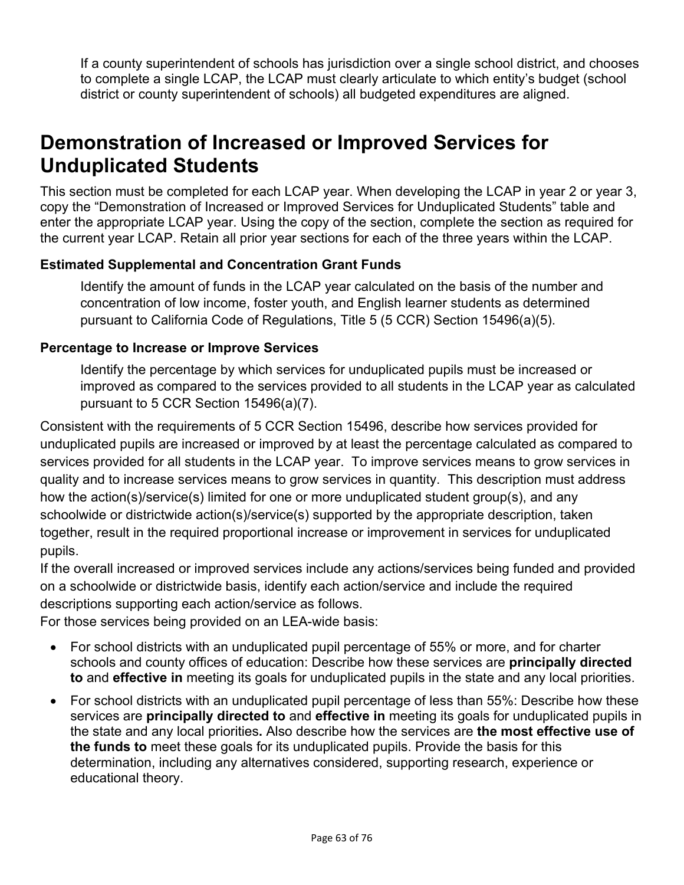If a county superintendent of schools has jurisdiction over a single school district, and chooses to complete a single LCAP, the LCAP must clearly articulate to which entity's budget (school district or county superintendent of schools) all budgeted expenditures are aligned.

# Demonstration of Increased or Improved Services for Unduplicated Students

This section must be completed for each LCAP year. When developing the LCAP in year 2 or year 3, copy the "Demonstration of Increased or Improved Services for Unduplicated Students" table and enter the appropriate LCAP year. Using the copy of the section, complete the section as required for the current year LCAP. Retain all prior year sections for each of the three years within the LCAP.

**Estimated Supplemental and Concentration Grant Funds**

Identify the amount of funds in the LCAP year calculated on the basis of the number and concentration of low income, foster youth, and English learner students as determined pursuant to California Code of Regulations, Title 5 (5 CCR) Section 15496(a)(5).

**Percentage to Increase or Improve Services**

Identify the percentage by which services for unduplicated pupils must be increased or improved as compared to the services provided to all students in the LCAP year as calculated pursuant to 5 CCR Section 15496(a)(7).

Consistent with the requirements of 5 CCR Section 15496, describe how services provided for unduplicated pupils are increased or improved by at least the percentage calculated as compared to services provided for all students in the LCAP year. To improve services means to grow services in quality and to increase services means to grow services in quantity. This description must address how the action(s)/service(s) limited for one or more unduplicated student group(s), and any schoolwide or districtwide action(s)/service(s) supported by the appropriate description, taken together, result in the required proportional increase or improvement in services for unduplicated pupils.

If the overall increased or improved services include any actions/services being funded and provided on a schoolwide or districtwide basis, identify each action/service and include the required descriptions supporting each action/service as follows.

For those services being provided on an LEA-wide basis:

- For school districts with an unduplicated pupil percentage of 55% or more, and for charter schools and county offices of education: Describe how these services are **principally directed to** and **effective in** meeting its goals for unduplicated pupils in the state and any local priorities.
- For school districts with an unduplicated pupil percentage of less than 55%: Describe how these services are **principally directed to** and **effective in** meeting its goals for unduplicated pupils in the state and any local priorities**.** Also describe how the services are **the most effective use of the funds to** meet these goals for its unduplicated pupils. Provide the basis for this determination, including any alternatives considered, supporting research, experience or educational theory.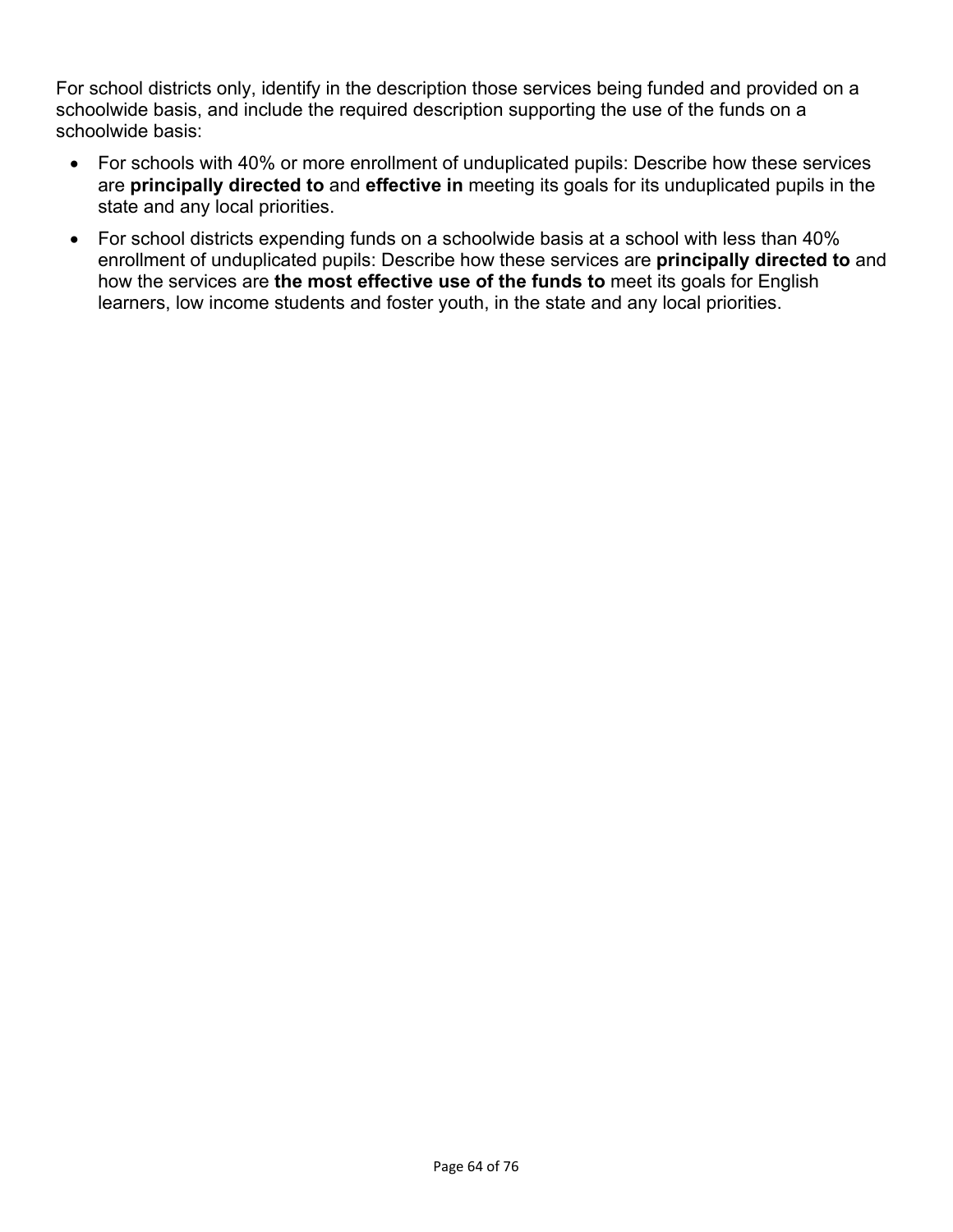For school districts only, identify in the description those services being funded and provided on a schoolwide basis, and include the required description supporting the use of the funds on a schoolwide basis:

- For schools with 40% or more enrollment of unduplicated pupils: Describe how these services are **principally directed to** and **effective in** meeting its goals for its unduplicated pupils in the state and any local priorities.
- For school districts expending funds on a schoolwide basis at a school with less than 40% enrollment of unduplicated pupils: Describe how these services are **principally directed to** and how the services are **the most effective use of the funds to** meet its goals for English learners, low income students and foster youth, in the state and any local priorities.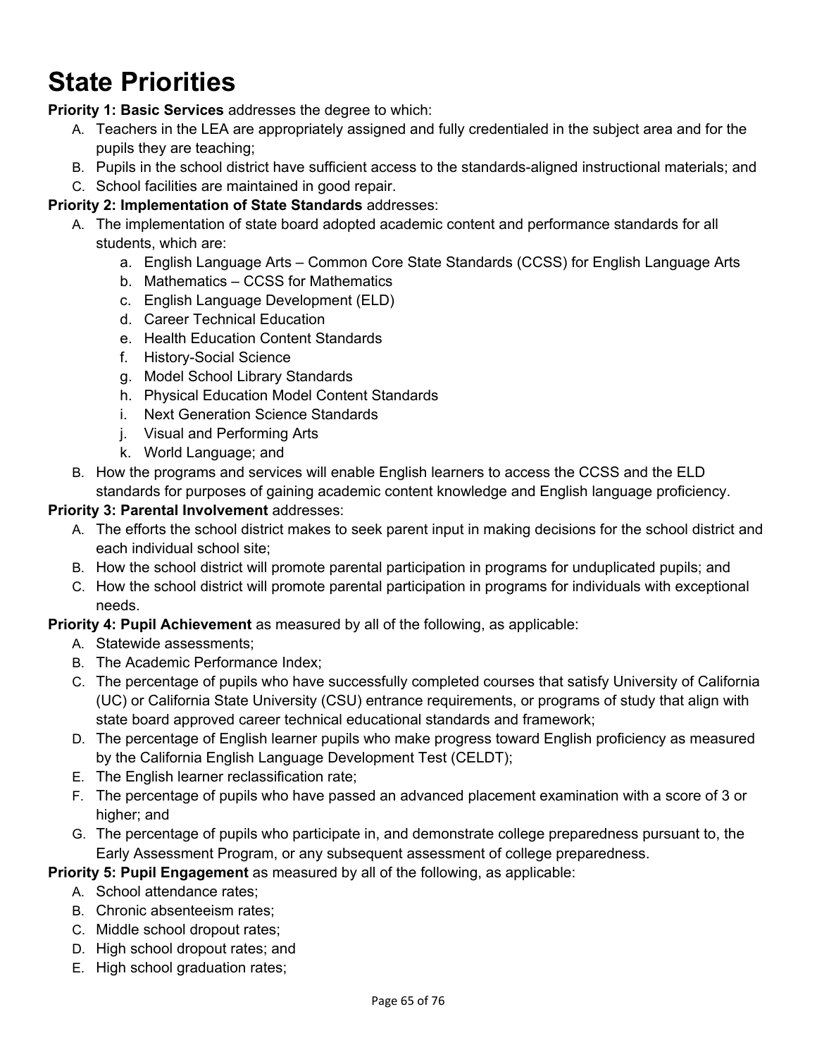# State Priorities

**Priority 1: Basic Services** addresses the degree to which:

A. Teachers in the LEA are appropriately assigned and fully credentialed in the subject area and for the pupils they are teaching;
B. Pupils in the school district have sufficient access to the standards-aligned instructional materials; and
C. School facilities are maintained in good repair.

**Priority 2: Implementation of State Standards** addresses:

A. The implementation of state board adopted academic content and performance standards for all students, which are:
    a. English Language Arts – Common Core State Standards (CCSS) for English Language Arts
    b. Mathematics – CCSS for Mathematics
    c. English Language Development (ELD)
    d. Career Technical Education
    e. Health Education Content Standards
    f. History-Social Science
    g. Model School Library Standards
    h. Physical Education Model Content Standards
    i. Next Generation Science Standards
    j. Visual and Performing Arts
    k. World Language; and
B. How the programs and services will enable English learners to access the CCSS and the ELD standards for purposes of gaining academic content knowledge and English language proficiency.

**Priority 3: Parental Involvement** addresses:

A. The efforts the school district makes to seek parent input in making decisions for the school district and each individual school site;
B. How the school district will promote parental participation in programs for unduplicated pupils; and
C. How the school district will promote parental participation in programs for individuals with exceptional needs.

**Priority 4: Pupil Achievement** as measured by all of the following, as applicable:

A. Statewide assessments;
B. The Academic Performance Index;
C. The percentage of pupils who have successfully completed courses that satisfy University of California (UC) or California State University (CSU) entrance requirements, or programs of study that align with state board approved career technical educational standards and framework;
D. The percentage of English learner pupils who make progress toward English proficiency as measured by the California English Language Development Test (CELDT);
E. The English learner reclassification rate;
F. The percentage of pupils who have passed an advanced placement examination with a score of 3 or higher; and
G. The percentage of pupils who participate in, and demonstrate college preparedness pursuant to, the Early Assessment Program, or any subsequent assessment of college preparedness.

**Priority 5: Pupil Engagement** as measured by all of the following, as applicable:

A. School attendance rates;
B. Chronic absenteeism rates;
C. Middle school dropout rates;
D. High school dropout rates; and
E. High school graduation rates;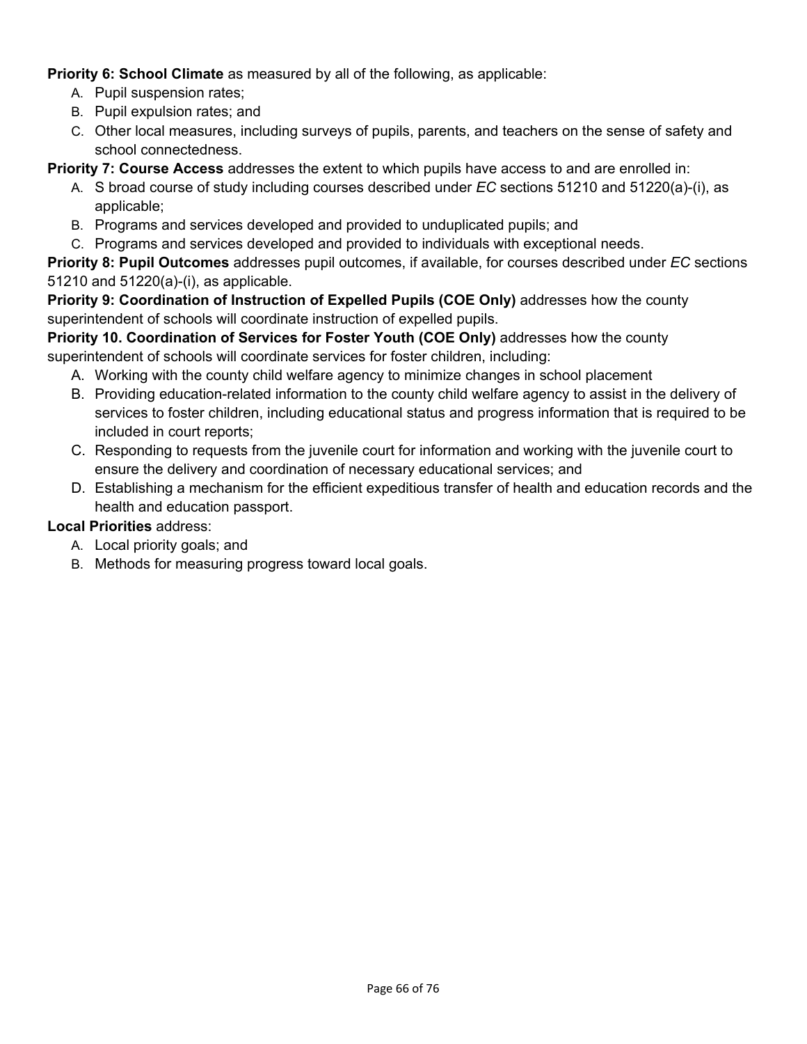**Priority 6: School Climate** as measured by all of the following, as applicable:

A. Pupil suspension rates;
B. Pupil expulsion rates; and
C. Other local measures, including surveys of pupils, parents, and teachers on the sense of safety and school connectedness.

**Priority 7: Course Access** addresses the extent to which pupils have access to and are enrolled in:

A. S broad course of study including courses described under *EC* sections 51210 and 51220(a)-(i), as applicable;
B. Programs and services developed and provided to unduplicated pupils; and
C. Programs and services developed and provided to individuals with exceptional needs.

**Priority 8: Pupil Outcomes** addresses pupil outcomes, if available, for courses described under *EC* sections 51210 and 51220(a)-(i), as applicable.

**Priority 9: Coordination of Instruction of Expelled Pupils (COE Only)** addresses how the county superintendent of schools will coordinate instruction of expelled pupils.

**Priority 10. Coordination of Services for Foster Youth (COE Only)** addresses how the county superintendent of schools will coordinate services for foster children, including:

A. Working with the county child welfare agency to minimize changes in school placement
B. Providing education-related information to the county child welfare agency to assist in the delivery of services to foster children, including educational status and progress information that is required to be included in court reports;
C. Responding to requests from the juvenile court for information and working with the juvenile court to ensure the delivery and coordination of necessary educational services; and
D. Establishing a mechanism for the efficient expeditious transfer of health and education records and the health and education passport.

**Local Priorities** address:

A. Local priority goals; and
B. Methods for measuring progress toward local goals.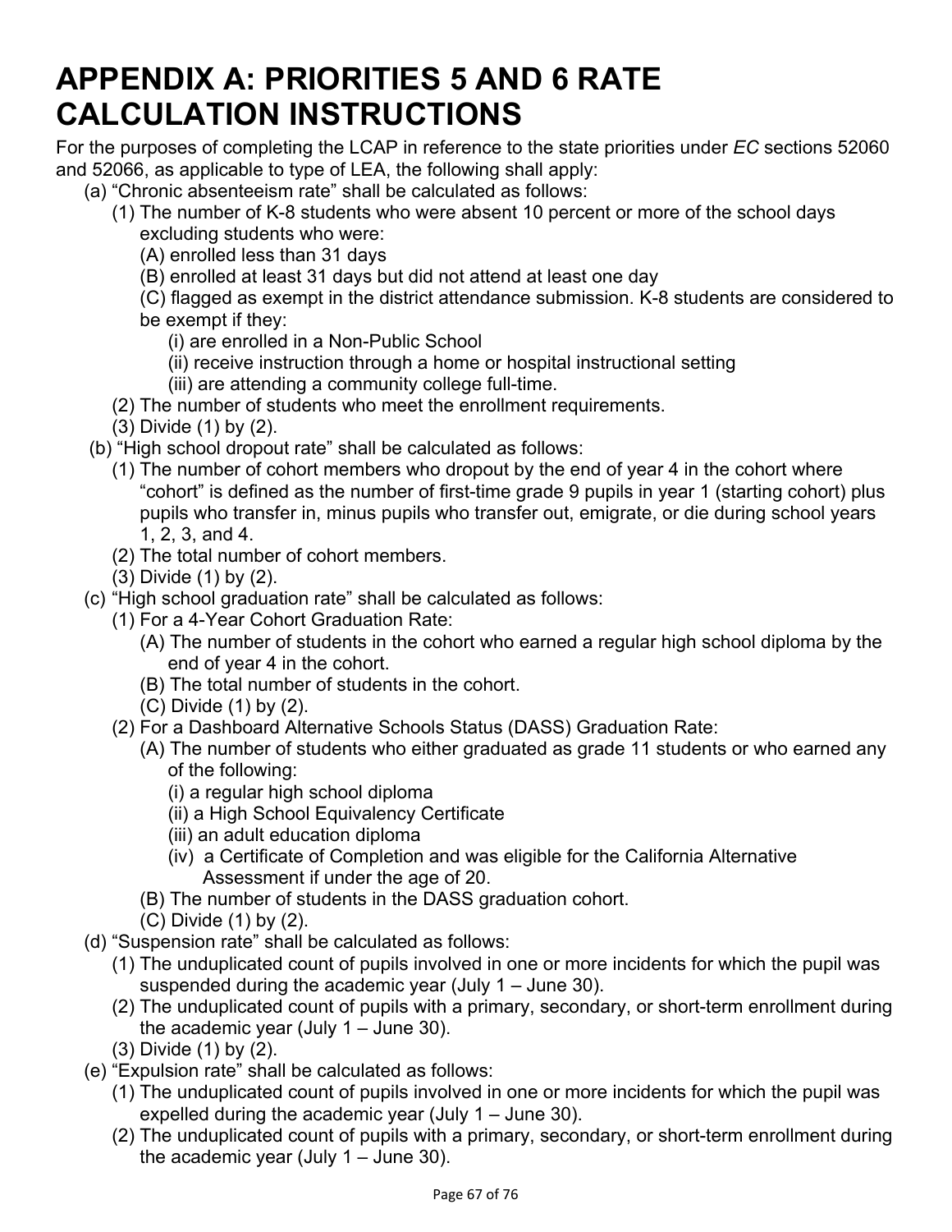# APPENDIX A: PRIORITIES 5 AND 6 RATE CALCULATION INSTRUCTIONS

For the purposes of completing the LCAP in reference to the state priorities under *EC* sections 52060 and 52066, as applicable to type of LEA, the following shall apply:

(a) "Chronic absenteeism rate" shall be calculated as follows:
- (1) The number of K-8 students who were absent 10 percent or more of the school days excluding students who were:
  - (A) enrolled less than 31 days
  - (B) enrolled at least 31 days but did not attend at least one day
  - (C) flagged as exempt in the district attendance submission. K-8 students are considered to be exempt if they:
    - (i) are enrolled in a Non-Public School
    - (ii) receive instruction through a home or hospital instructional setting
    - (iii) are attending a community college full-time.
- (2) The number of students who meet the enrollment requirements.
- (3) Divide (1) by (2).

(b) "High school dropout rate" shall be calculated as follows:
- (1) The number of cohort members who dropout by the end of year 4 in the cohort where "cohort" is defined as the number of first-time grade 9 pupils in year 1 (starting cohort) plus pupils who transfer in, minus pupils who transfer out, emigrate, or die during school years 1, 2, 3, and 4.
- (2) The total number of cohort members.
- (3) Divide (1) by (2).

(c) "High school graduation rate" shall be calculated as follows:
- (1) For a 4-Year Cohort Graduation Rate:
  - (A) The number of students in the cohort who earned a regular high school diploma by the end of year 4 in the cohort.
  - (B) The total number of students in the cohort.
  - (C) Divide (1) by (2).
- (2) For a Dashboard Alternative Schools Status (DASS) Graduation Rate:
  - (A) The number of students who either graduated as grade 11 students or who earned any of the following:
    - (i) a regular high school diploma
    - (ii) a High School Equivalency Certificate
    - (iii) an adult education diploma
    - (iv) a Certificate of Completion and was eligible for the California Alternative Assessment if under the age of 20.
  - (B) The number of students in the DASS graduation cohort.
  - (C) Divide (1) by (2).

(d) "Suspension rate" shall be calculated as follows:
- (1) The unduplicated count of pupils involved in one or more incidents for which the pupil was suspended during the academic year (July 1 – June 30).
- (2) The unduplicated count of pupils with a primary, secondary, or short-term enrollment during the academic year (July 1 – June 30).
- (3) Divide (1) by (2).

(e) "Expulsion rate" shall be calculated as follows:
- (1) The unduplicated count of pupils involved in one or more incidents for which the pupil was expelled during the academic year (July 1 – June 30).
- (2) The unduplicated count of pupils with a primary, secondary, or short-term enrollment during the academic year (July 1 – June 30).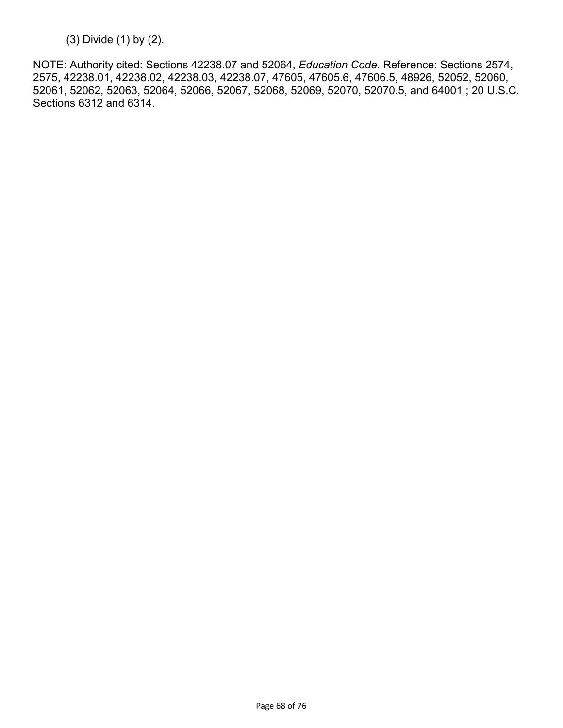(3) Divide (1) by (2).

NOTE: Authority cited: Sections 42238.07 and 52064, *Education Code*. Reference: Sections 2574, 2575, 42238.01, 42238.02, 42238.03, 42238.07, 47605, 47605.6, 47606.5, 48926, 52052, 52060, 52061, 52062, 52063, 52064, 52066, 52067, 52068, 52069, 52070, 52070.5, and 64001,; 20 U.S.C. Sections 6312 and 6314.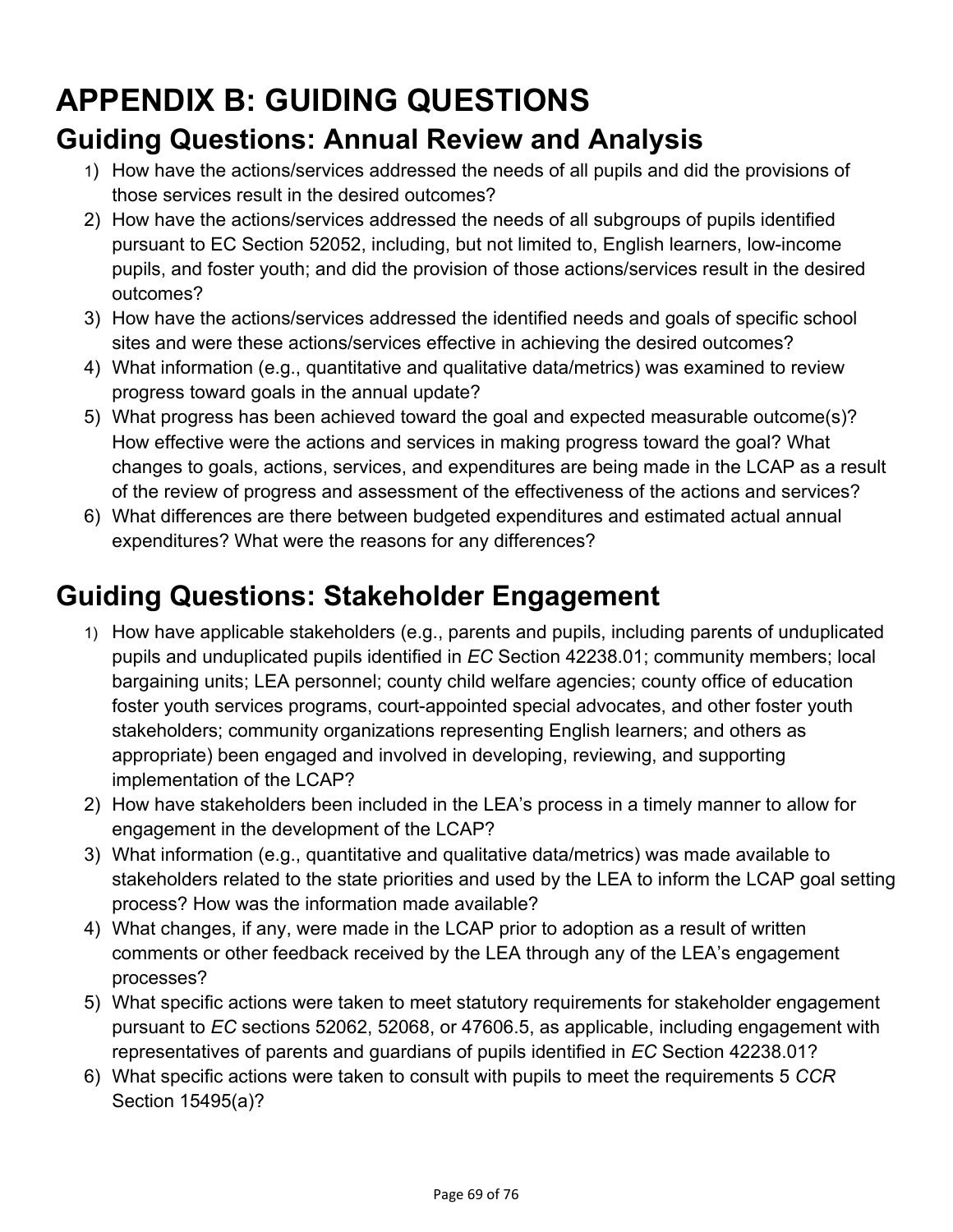# APPENDIX B: GUIDING QUESTIONS

## Guiding Questions: Annual Review and Analysis

1) How have the actions/services addressed the needs of all pupils and did the provisions of those services result in the desired outcomes?
2) How have the actions/services addressed the needs of all subgroups of pupils identified pursuant to EC Section 52052, including, but not limited to, English learners, low-income pupils, and foster youth; and did the provision of those actions/services result in the desired outcomes?
3) How have the actions/services addressed the identified needs and goals of specific school sites and were these actions/services effective in achieving the desired outcomes?
4) What information (e.g., quantitative and qualitative data/metrics) was examined to review progress toward goals in the annual update?
5) What progress has been achieved toward the goal and expected measurable outcome(s)? How effective were the actions and services in making progress toward the goal? What changes to goals, actions, services, and expenditures are being made in the LCAP as a result of the review of progress and assessment of the effectiveness of the actions and services?
6) What differences are there between budgeted expenditures and estimated actual annual expenditures? What were the reasons for any differences?

## Guiding Questions: Stakeholder Engagement

1) How have applicable stakeholders (e.g., parents and pupils, including parents of unduplicated pupils and unduplicated pupils identified in *EC* Section 42238.01; community members; local bargaining units; LEA personnel; county child welfare agencies; county office of education foster youth services programs, court-appointed special advocates, and other foster youth stakeholders; community organizations representing English learners; and others as appropriate) been engaged and involved in developing, reviewing, and supporting implementation of the LCAP?
2) How have stakeholders been included in the LEA's process in a timely manner to allow for engagement in the development of the LCAP?
3) What information (e.g., quantitative and qualitative data/metrics) was made available to stakeholders related to the state priorities and used by the LEA to inform the LCAP goal setting process? How was the information made available?
4) What changes, if any, were made in the LCAP prior to adoption as a result of written comments or other feedback received by the LEA through any of the LEA's engagement processes?
5) What specific actions were taken to meet statutory requirements for stakeholder engagement pursuant to *EC* sections 52062, 52068, or 47606.5, as applicable, including engagement with representatives of parents and guardians of pupils identified in *EC* Section 42238.01?
6) What specific actions were taken to consult with pupils to meet the requirements 5 *CCR* Section 15495(a)?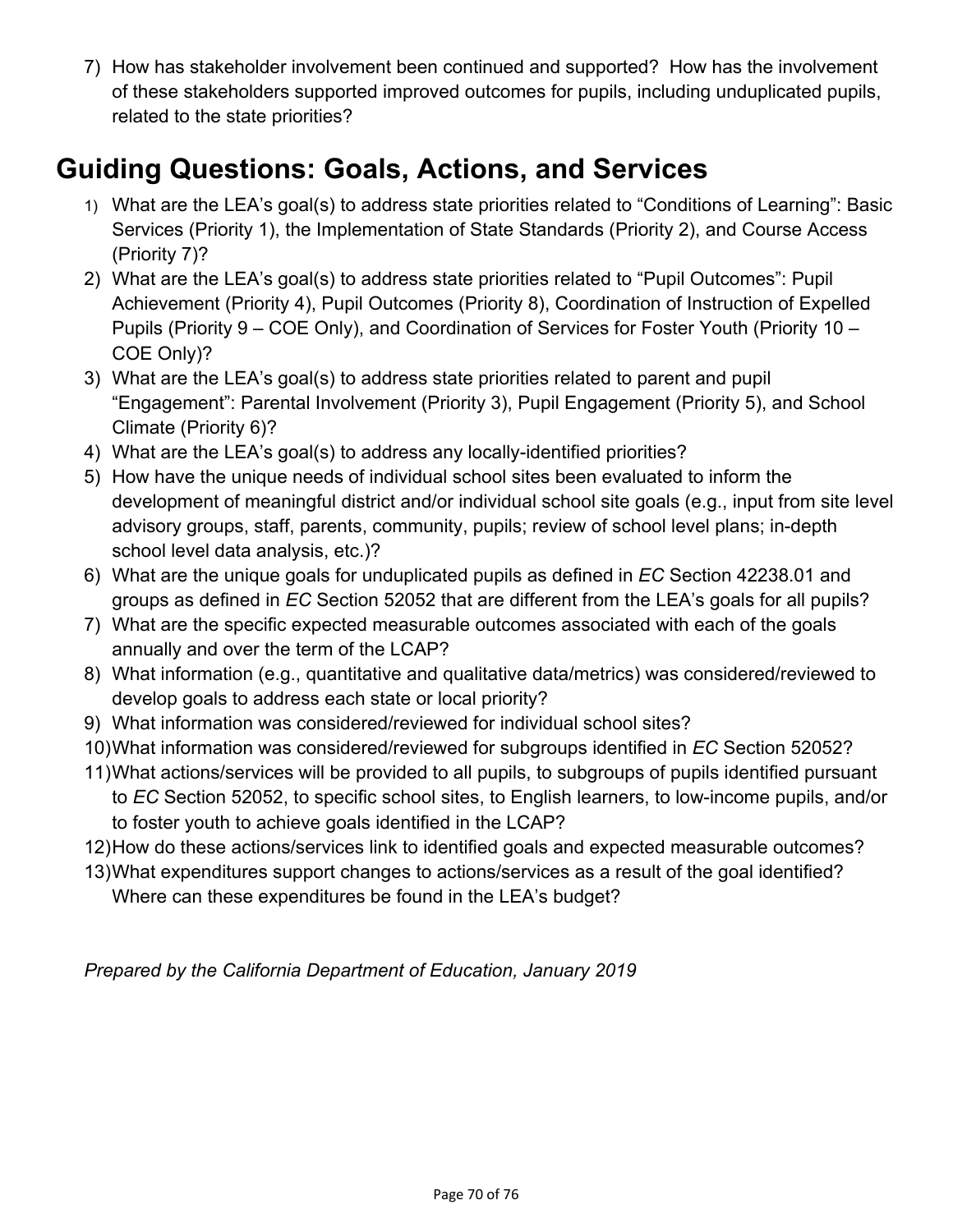7) How has stakeholder involvement been continued and supported? How has the involvement of these stakeholders supported improved outcomes for pupils, including unduplicated pupils, related to the state priorities?

## Guiding Questions: Goals, Actions, and Services

1) What are the LEA's goal(s) to address state priorities related to "Conditions of Learning": Basic Services (Priority 1), the Implementation of State Standards (Priority 2), and Course Access (Priority 7)?
2) What are the LEA's goal(s) to address state priorities related to "Pupil Outcomes": Pupil Achievement (Priority 4), Pupil Outcomes (Priority 8), Coordination of Instruction of Expelled Pupils (Priority 9 – COE Only), and Coordination of Services for Foster Youth (Priority 10 – COE Only)?
3) What are the LEA's goal(s) to address state priorities related to parent and pupil "Engagement": Parental Involvement (Priority 3), Pupil Engagement (Priority 5), and School Climate (Priority 6)?
4) What are the LEA's goal(s) to address any locally-identified priorities?
5) How have the unique needs of individual school sites been evaluated to inform the development of meaningful district and/or individual school site goals (e.g., input from site level advisory groups, staff, parents, community, pupils; review of school level plans; in-depth school level data analysis, etc.)?
6) What are the unique goals for unduplicated pupils as defined in *EC* Section 42238.01 and groups as defined in *EC* Section 52052 that are different from the LEA's goals for all pupils?
7) What are the specific expected measurable outcomes associated with each of the goals annually and over the term of the LCAP?
8) What information (e.g., quantitative and qualitative data/metrics) was considered/reviewed to develop goals to address each state or local priority?
9) What information was considered/reviewed for individual school sites?
10) What information was considered/reviewed for subgroups identified in *EC* Section 52052?
11) What actions/services will be provided to all pupils, to subgroups of pupils identified pursuant to *EC* Section 52052, to specific school sites, to English learners, to low-income pupils, and/or to foster youth to achieve goals identified in the LCAP?
12) How do these actions/services link to identified goals and expected measurable outcomes?
13) What expenditures support changes to actions/services as a result of the goal identified? Where can these expenditures be found in the LEA's budget?

*Prepared by the California Department of Education, January 2019*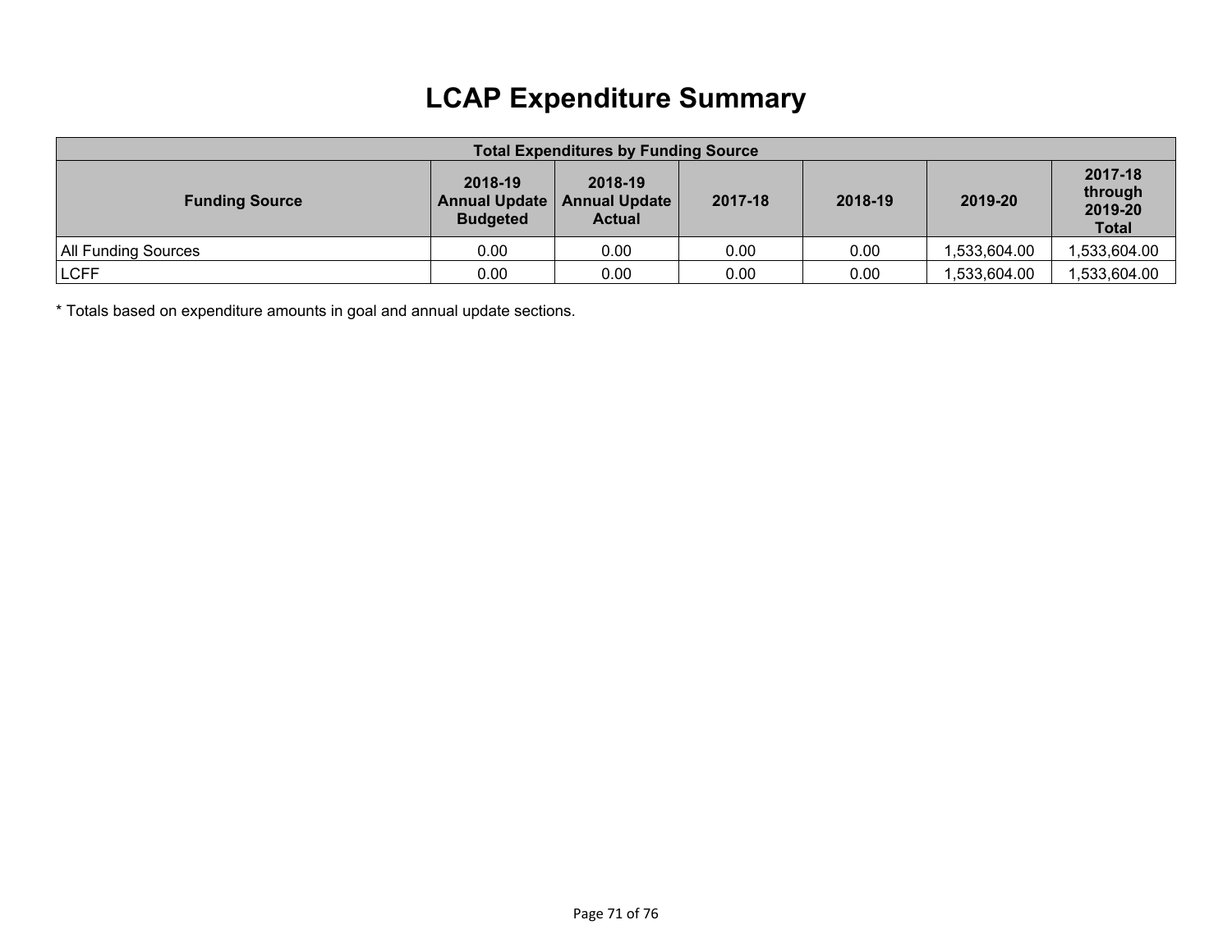# LCAP Expenditure Summary

| Total Expenditures by Funding Source | | | | | | |
|---|---|---|---|---|---|---|
| **Funding Source** | **2018-19 Annual Update Budgeted** | **2018-19 Annual Update Actual** | **2017-18** | **2018-19** | **2019-20** | **2017-18 through 2019-20 Total** |
| All Funding Sources | 0.00 | 0.00 | 0.00 | 0.00 | 1,533,604.00 | 1,533,604.00 |
| LCFF | 0.00 | 0.00 | 0.00 | 0.00 | 1,533,604.00 | 1,533,604.00 |

* Totals based on expenditure amounts in goal and annual update sections.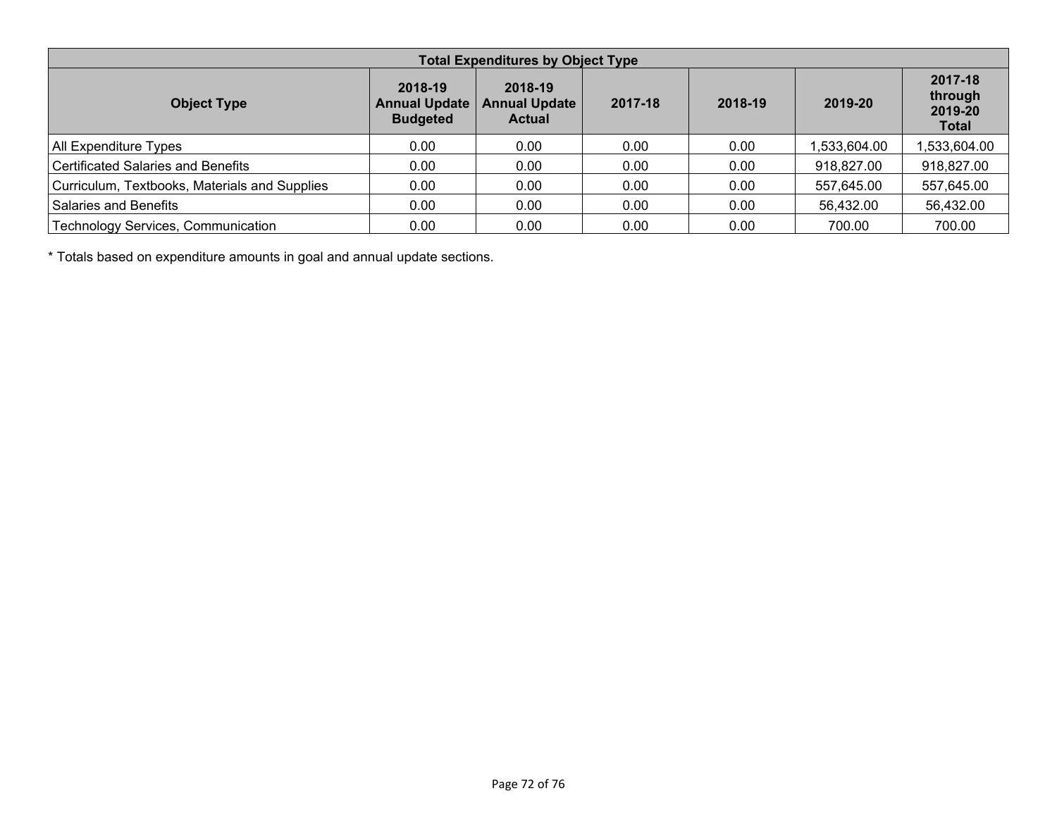| Total Expenditures by Object Type | | | | | | |
|---|---|---|---|---|---|---|
| **Object Type** | **2018-19 Annual Update Budgeted** | **2018-19 Annual Update Actual** | **2017-18** | **2018-19** | **2019-20** | **2017-18 through 2019-20 Total** |
| All Expenditure Types | 0.00 | 0.00 | 0.00 | 0.00 | 1,533,604.00 | 1,533,604.00 |
| Certificated Salaries and Benefits | 0.00 | 0.00 | 0.00 | 0.00 | 918,827.00 | 918,827.00 |
| Curriculum, Textbooks, Materials and Supplies | 0.00 | 0.00 | 0.00 | 0.00 | 557,645.00 | 557,645.00 |
| Salaries and Benefits | 0.00 | 0.00 | 0.00 | 0.00 | 56,432.00 | 56,432.00 |
| Technology Services, Communication | 0.00 | 0.00 | 0.00 | 0.00 | 700.00 | 700.00 |

* Totals based on expenditure amounts in goal and annual update sections.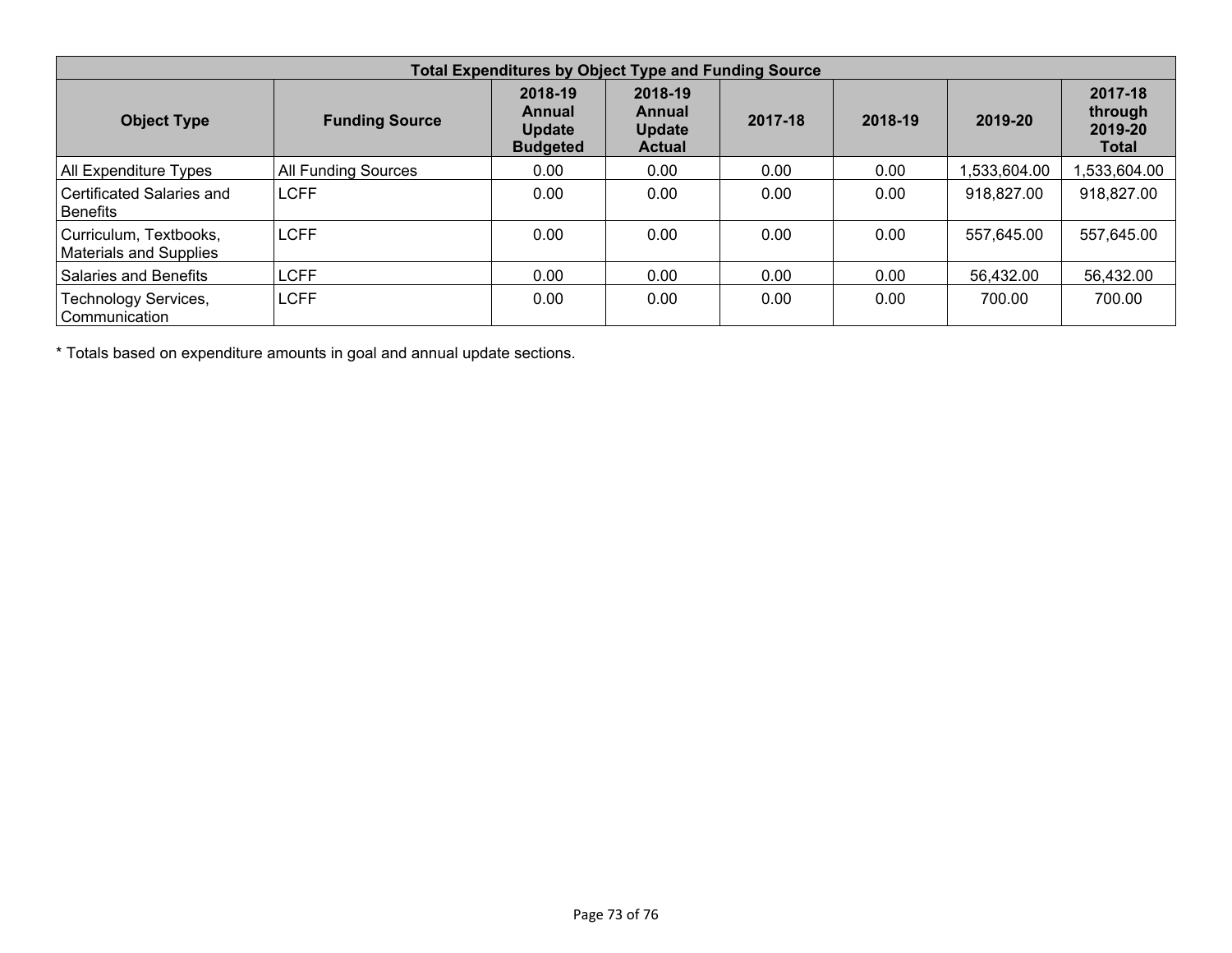| Total Expenditures by Object Type and Funding Source | | | | | | | |
|---|---|---|---|---|---|---|---|
| Object Type | Funding Source | 2018-19 Annual Update Budgeted | 2018-19 Annual Update Actual | 2017-18 | 2018-19 | 2019-20 | 2017-18 through 2019-20 Total |
| All Expenditure Types | All Funding Sources | 0.00 | 0.00 | 0.00 | 0.00 | 1,533,604.00 | 1,533,604.00 |
| Certificated Salaries and Benefits | LCFF | 0.00 | 0.00 | 0.00 | 0.00 | 918,827.00 | 918,827.00 |
| Curriculum, Textbooks, Materials and Supplies | LCFF | 0.00 | 0.00 | 0.00 | 0.00 | 557,645.00 | 557,645.00 |
| Salaries and Benefits | LCFF | 0.00 | 0.00 | 0.00 | 0.00 | 56,432.00 | 56,432.00 |
| Technology Services, Communication | LCFF | 0.00 | 0.00 | 0.00 | 0.00 | 700.00 | 700.00 |

* Totals based on expenditure amounts in goal and annual update sections.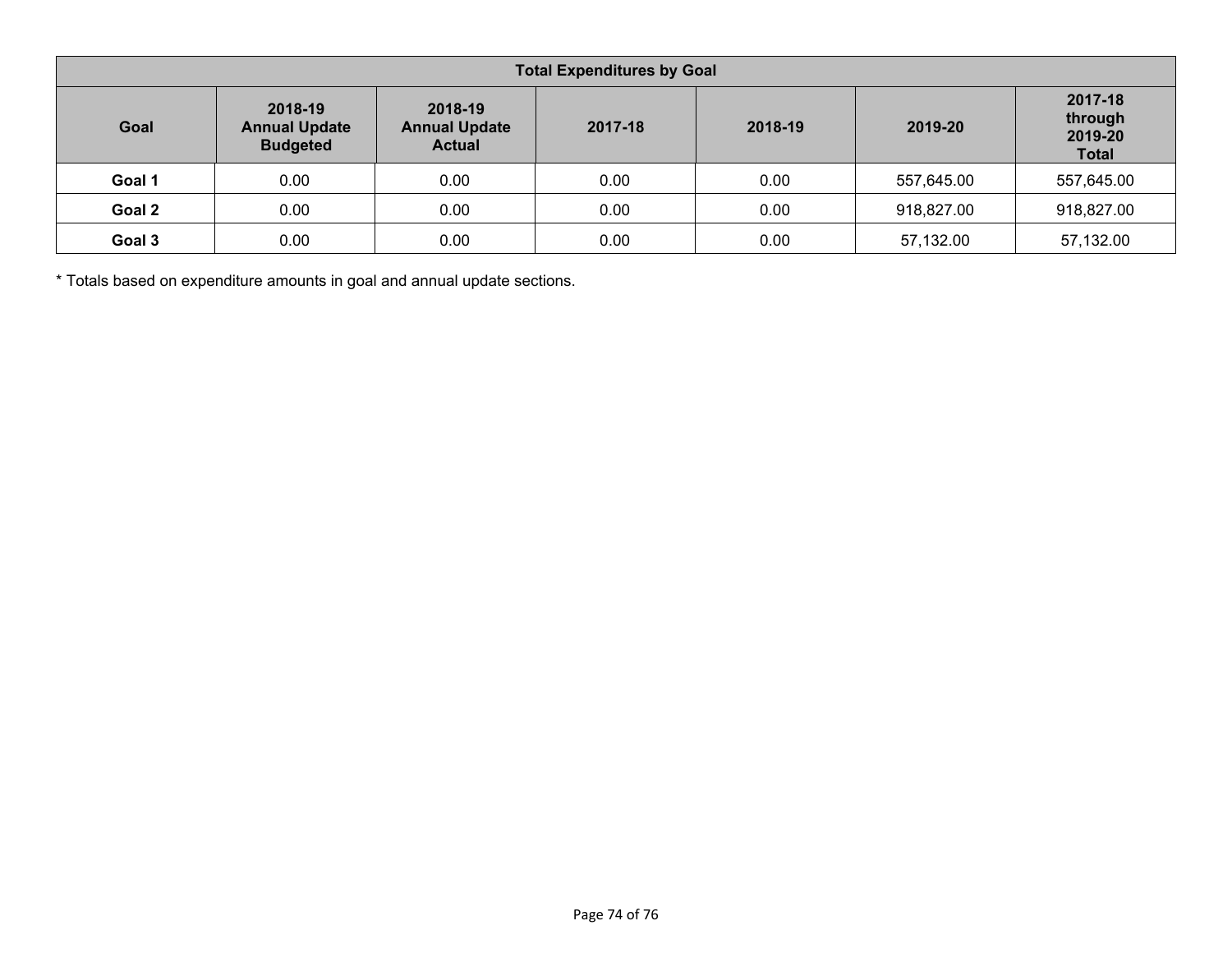| Total Expenditures by Goal | | | | | | |
|---|---|---|---|---|---|---|
| **Goal** | **2018-19 Annual Update Budgeted** | **2018-19 Annual Update Actual** | **2017-18** | **2018-19** | **2019-20** | **2017-18 through 2019-20 Total** |
| **Goal 1** | 0.00 | 0.00 | 0.00 | 0.00 | 557,645.00 | 557,645.00 |
| **Goal 2** | 0.00 | 0.00 | 0.00 | 0.00 | 918,827.00 | 918,827.00 |
| **Goal 3** | 0.00 | 0.00 | 0.00 | 0.00 | 57,132.00 | 57,132.00 |

* Totals based on expenditure amounts in goal and annual update sections.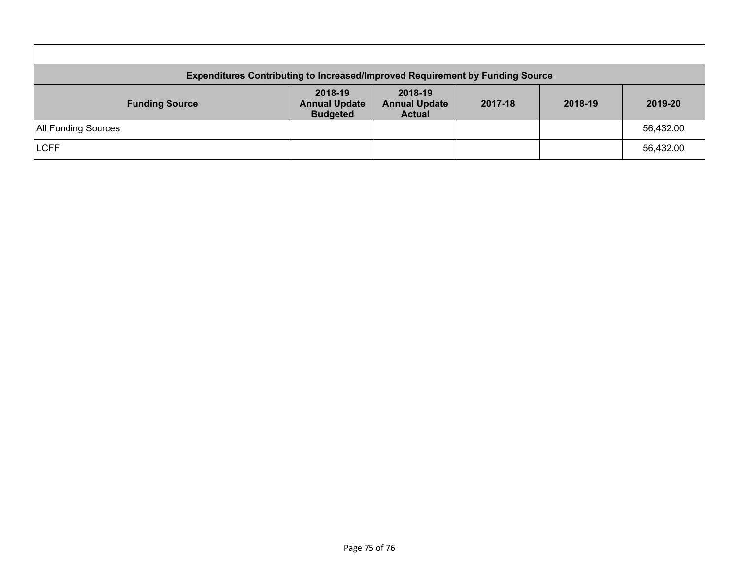| Expenditures Contributing to Increased/Improved Requirement by Funding Source | | | | | |
|---|---|---|---|---|---|
| **Funding Source** | **2018-19 Annual Update Budgeted** | **2018-19 Annual Update Actual** | **2017-18** | **2018-19** | **2019-20** |
| All Funding Sources | | | | | 56,432.00 |
| LCFF | | | | | 56,432.00 |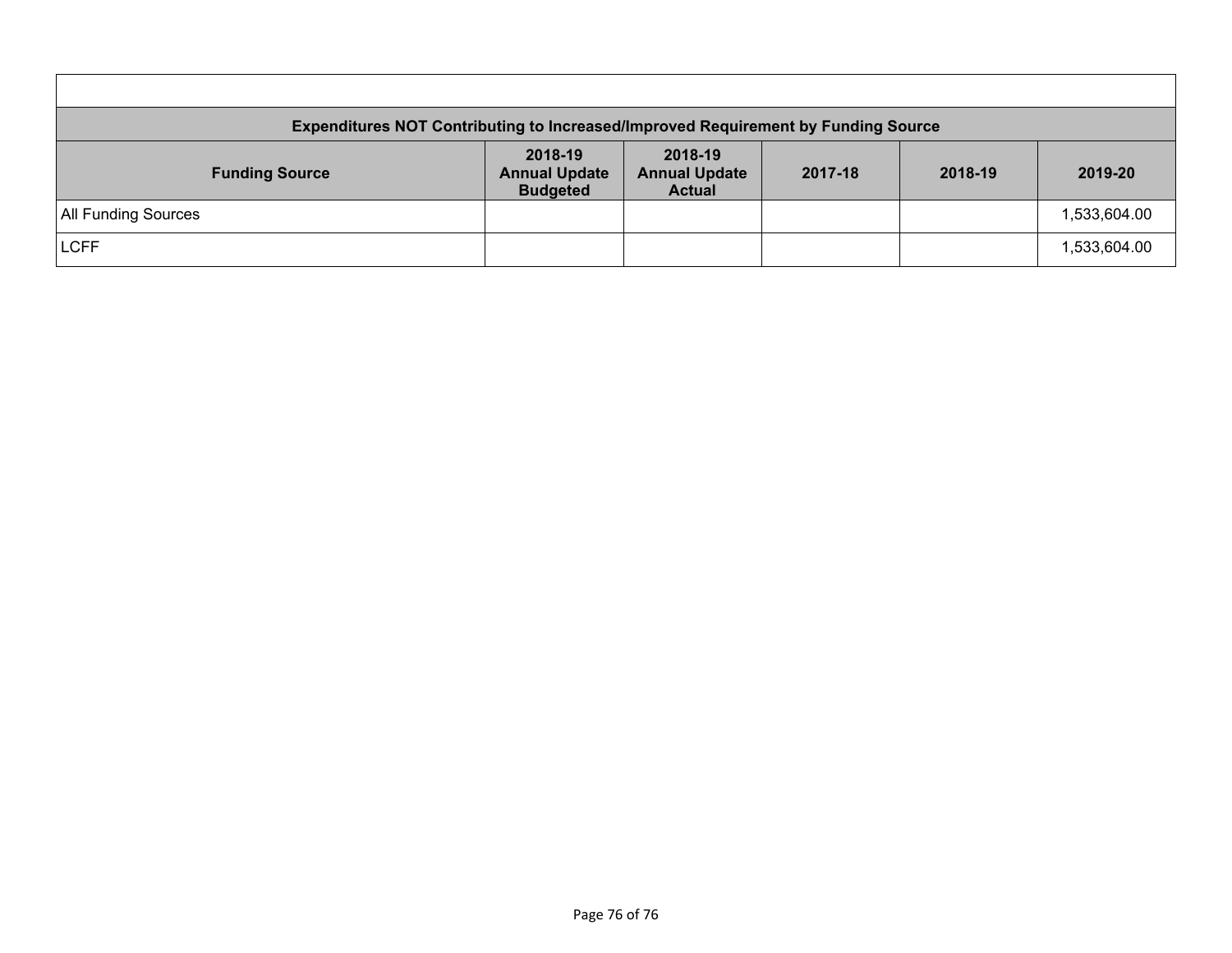| Expenditures NOT Contributing to Increased/Improved Requirement by Funding Source | | | | | |
|---|---|---|---|---|---|
| **Funding Source** | **2018-19 Annual Update Budgeted** | **2018-19 Annual Update Actual** | **2017-18** | **2018-19** | **2019-20** |
| All Funding Sources | | | | | 1,533,604.00 |
| LCFF | | | | | 1,533,604.00 |